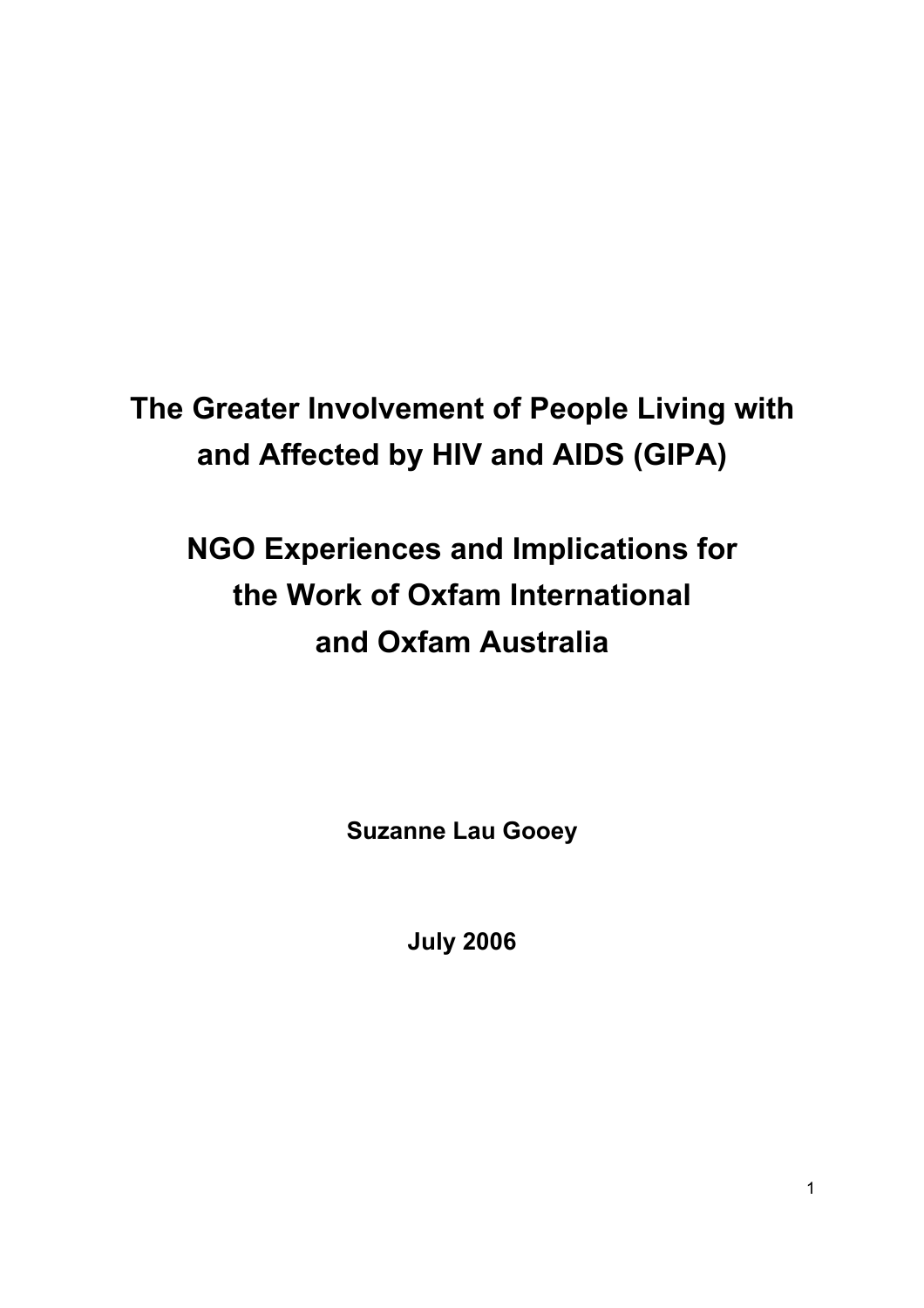# The Greater Involvement of People Living with and Affected by HIV and AIDS (GIPA)

## NGO Experiences and Implications for the Work of Oxfam International and Oxfam Australia

**Suzanne Lau Gooey**

**July 2006**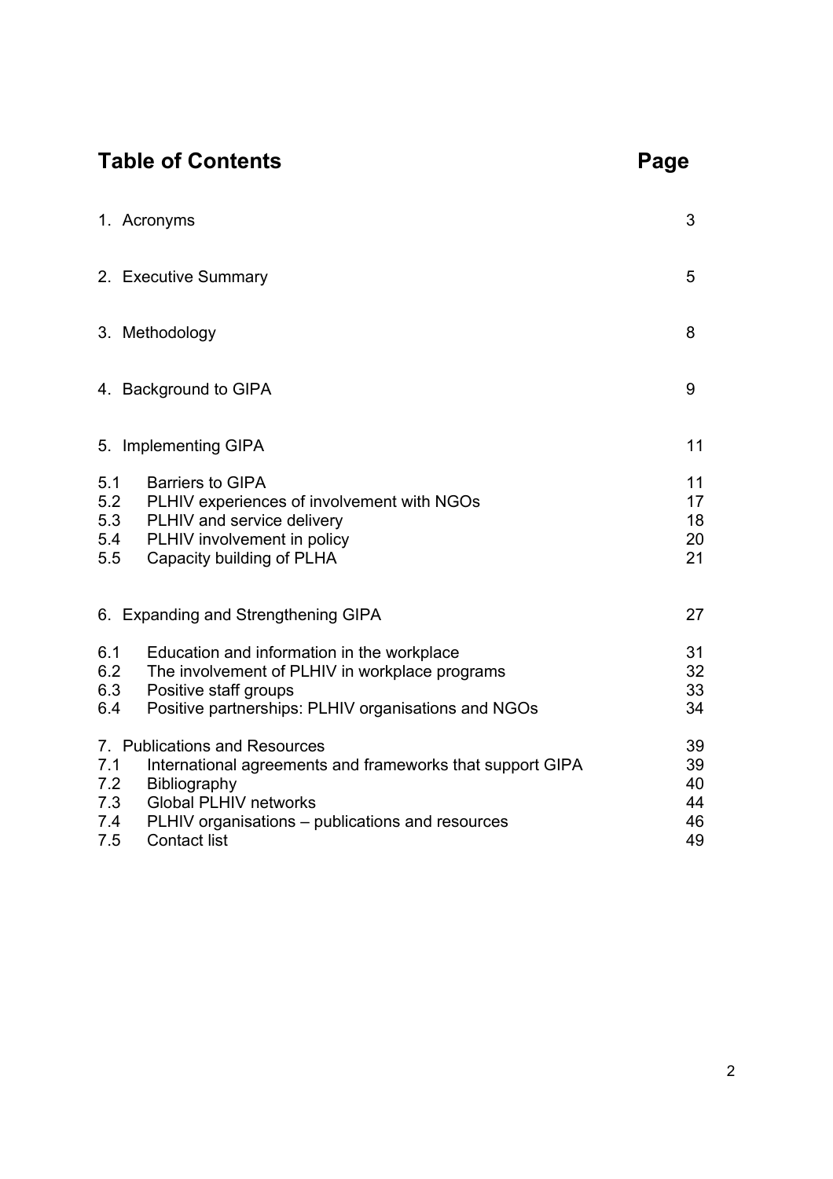# Table of Contents

| | | Page |
|---|---|---|
| 1. | Acronyms | 3 |
| 2. | Executive Summary | 5 |
| 3. | Methodology | 8 |
| 4. | Background to GIPA | 9 |
| 5. | Implementing GIPA | 11 |
| 5.1 | Barriers to GIPA | 11 |
| 5.2 | PLHIV experiences of involvement with NGOs | 17 |
| 5.3 | PLHIV and service delivery | 18 |
| 5.4 | PLHIV involvement in policy | 20 |
| 5.5 | Capacity building of PLHA | 21 |
| 6. | Expanding and Strengthening GIPA | 27 |
| 6.1 | Education and information in the workplace | 31 |
| 6.2 | The involvement of PLHIV in workplace programs | 32 |
| 6.3 | Positive staff groups | 33 |
| 6.4 | Positive partnerships: PLHIV organisations and NGOs | 34 |
| 7. | Publications and Resources | 39 |
| 7.1 | International agreements and frameworks that support GIPA | 39 |
| 7.2 | Bibliography | 40 |
| 7.3 | Global PLHIV networks | 44 |
| 7.4 | PLHIV organisations – publications and resources | 46 |
| 7.5 | Contact list | 49 |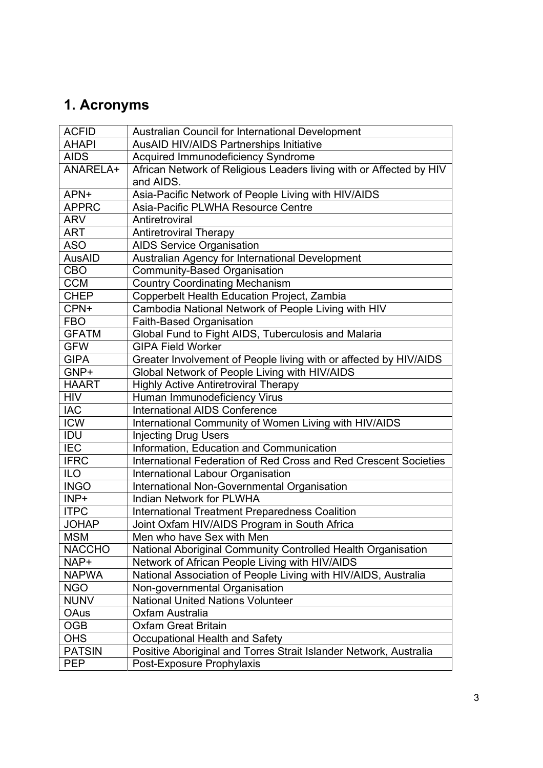# 1. Acronyms

| | |
|---|---|
| ACFID | Australian Council for International Development |
| AHAPI | AusAID HIV/AIDS Partnerships Initiative |
| AIDS | Acquired Immunodeficiency Syndrome |
| ANARELA+ | African Network of Religious Leaders living with or Affected by HIV and AIDS. |
| APN+ | Asia-Pacific Network of People Living with HIV/AIDS |
| APPRC | Asia-Pacific PLWHA Resource Centre |
| ARV | Antiretroviral |
| ART | Antiretroviral Therapy |
| ASO | AIDS Service Organisation |
| AusAID | Australian Agency for International Development |
| CBO | Community-Based Organisation |
| CCM | Country Coordinating Mechanism |
| CHEP | Copperbelt Health Education Project, Zambia |
| CPN+ | Cambodia National Network of People Living with HIV |
| FBO | Faith-Based Organisation |
| GFATM | Global Fund to Fight AIDS, Tuberculosis and Malaria |
| GFW | GIPA Field Worker |
| GIPA | Greater Involvement of People living with or affected by HIV/AIDS |
| GNP+ | Global Network of People Living with HIV/AIDS |
| HAART | Highly Active Antiretroviral Therapy |
| HIV | Human Immunodeficiency Virus |
| IAC | International AIDS Conference |
| ICW | International Community of Women Living with HIV/AIDS |
| IDU | Injecting Drug Users |
| IEC | Information, Education and Communication |
| IFRC | International Federation of Red Cross and Red Crescent Societies |
| ILO | International Labour Organisation |
| INGO | International Non-Governmental Organisation |
| INP+ | Indian Network for PLWHA |
| ITPC | International Treatment Preparedness Coalition |
| JOHAP | Joint Oxfam HIV/AIDS Program in South Africa |
| MSM | Men who have Sex with Men |
| NACCHO | National Aboriginal Community Controlled Health Organisation |
| NAP+ | Network of African People Living with HIV/AIDS |
| NAPWA | National Association of People Living with HIV/AIDS, Australia |
| NGO | Non-governmental Organisation |
| NUNV | National United Nations Volunteer |
| OAus | Oxfam Australia |
| OGB | Oxfam Great Britain |
| OHS | Occupational Health and Safety |
| PATSIN | Positive Aboriginal and Torres Strait Islander Network, Australia |
| PEP | Post-Exposure Prophylaxis |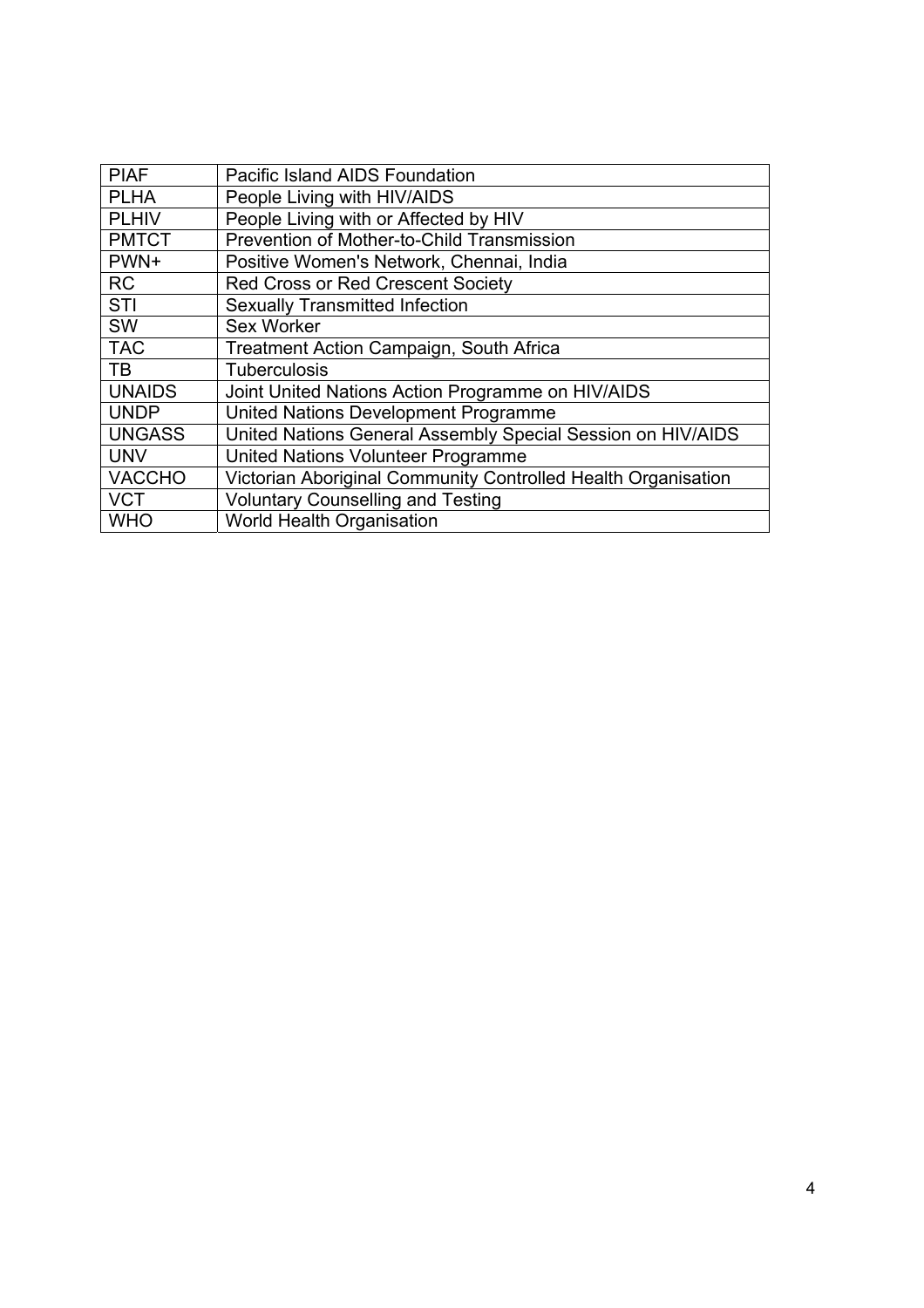| PIAF | Pacific Island AIDS Foundation |
| --- | --- |
| PLHA | People Living with HIV/AIDS |
| PLHIV | People Living with or Affected by HIV |
| PMTCT | Prevention of Mother-to-Child Transmission |
| PWN+ | Positive Women's Network, Chennai, India |
| RC | Red Cross or Red Crescent Society |
| STI | Sexually Transmitted Infection |
| SW | Sex Worker |
| TAC | Treatment Action Campaign, South Africa |
| TB | Tuberculosis |
| UNAIDS | Joint United Nations Action Programme on HIV/AIDS |
| UNDP | United Nations Development Programme |
| UNGASS | United Nations General Assembly Special Session on HIV/AIDS |
| UNV | United Nations Volunteer Programme |
| VACCHO | Victorian Aboriginal Community Controlled Health Organisation |
| VCT | Voluntary Counselling and Testing |
| WHO | World Health Organisation |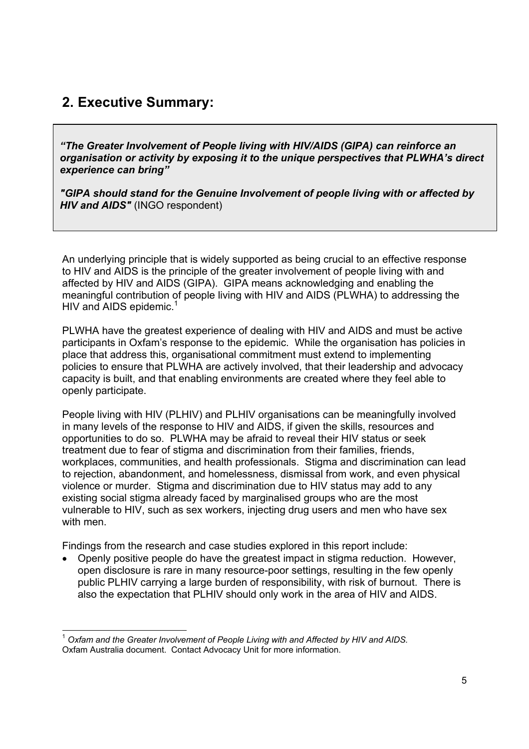## 2. Executive Summary:

> ***"The Greater Involvement of People living with HIV/AIDS (GIPA) can reinforce an organisation or activity by exposing it to the unique perspectives that PLWHA's direct experience can bring"***
>
> ***"GIPA should stand for the Genuine Involvement of people living with or affected by HIV and AIDS"*** (INGO respondent)

An underlying principle that is widely supported as being crucial to an effective response to HIV and AIDS is the principle of the greater involvement of people living with and affected by HIV and AIDS (GIPA). GIPA means acknowledging and enabling the meaningful contribution of people living with HIV and AIDS (PLWHA) to addressing the HIV and AIDS epidemic.[1]

PLWHA have the greatest experience of dealing with HIV and AIDS and must be active participants in Oxfam's response to the epidemic. While the organisation has policies in place that address this, organisational commitment must extend to implementing policies to ensure that PLWHA are actively involved, that their leadership and advocacy capacity is built, and that enabling environments are created where they feel able to openly participate.

People living with HIV (PLHIV) and PLHIV organisations can be meaningfully involved in many levels of the response to HIV and AIDS, if given the skills, resources and opportunities to do so. PLWHA may be afraid to reveal their HIV status or seek treatment due to fear of stigma and discrimination from their families, friends, workplaces, communities, and health professionals. Stigma and discrimination can lead to rejection, abandonment, and homelessness, dismissal from work, and even physical violence or murder. Stigma and discrimination due to HIV status may add to any existing social stigma already faced by marginalised groups who are the most vulnerable to HIV, such as sex workers, injecting drug users and men who have sex with men.

Findings from the research and case studies explored in this report include:

- Openly positive people do have the greatest impact in stigma reduction. However, open disclosure is rare in many resource-poor settings, resulting in the few openly public PLHIV carrying a large burden of responsibility, with risk of burnout. There is also the expectation that PLHIV should only work in the area of HIV and AIDS.

---

[1] *Oxfam and the Greater Involvement of People Living with and Affected by HIV and AIDS.* Oxfam Australia document. Contact Advocacy Unit for more information.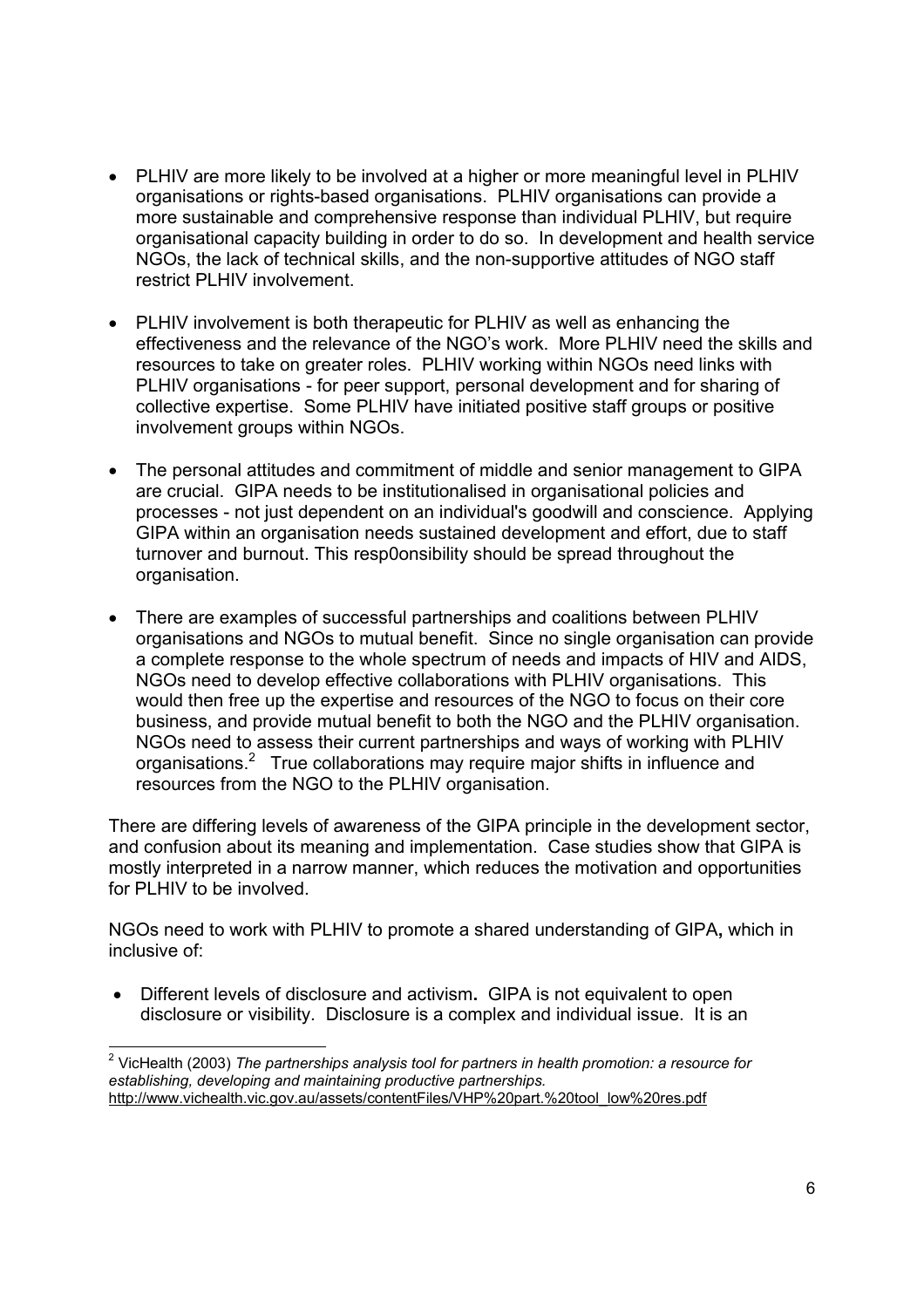- PLHIV are more likely to be involved at a higher or more meaningful level in PLHIV organisations or rights-based organisations. PLHIV organisations can provide a more sustainable and comprehensive response than individual PLHIV, but require organisational capacity building in order to do so. In development and health service NGOs, the lack of technical skills, and the non-supportive attitudes of NGO staff restrict PLHIV involvement.

- PLHIV involvement is both therapeutic for PLHIV as well as enhancing the effectiveness and the relevance of the NGO's work. More PLHIV need the skills and resources to take on greater roles. PLHIV working within NGOs need links with PLHIV organisations - for peer support, personal development and for sharing of collective expertise. Some PLHIV have initiated positive staff groups or positive involvement groups within NGOs.

- The personal attitudes and commitment of middle and senior management to GIPA are crucial. GIPA needs to be institutionalised in organisational policies and processes - not just dependent on an individual's goodwill and conscience. Applying GIPA within an organisation needs sustained development and effort, due to staff turnover and burnout. This resp0onsibility should be spread throughout the organisation.

- There are examples of successful partnerships and coalitions between PLHIV organisations and NGOs to mutual benefit. Since no single organisation can provide a complete response to the whole spectrum of needs and impacts of HIV and AIDS, NGOs need to develop effective collaborations with PLHIV organisations. This would then free up the expertise and resources of the NGO to focus on their core business, and provide mutual benefit to both the NGO and the PLHIV organisation. NGOs need to assess their current partnerships and ways of working with PLHIV organisations.[2] True collaborations may require major shifts in influence and resources from the NGO to the PLHIV organisation.

There are differing levels of awareness of the GIPA principle in the development sector, and confusion about its meaning and implementation. Case studies show that GIPA is mostly interpreted in a narrow manner, which reduces the motivation and opportunities for PLHIV to be involved.

NGOs need to work with PLHIV to promote a shared understanding of GIPA**,** which in inclusive of:

- Different levels of disclosure and activism**.** GIPA is not equivalent to open disclosure or visibility. Disclosure is a complex and individual issue. It is an

[2] VicHealth (2003) *The partnerships analysis tool for partners in health promotion: a resource for establishing, developing and maintaining productive partnerships.* http://www.vichealth.vic.gov.au/assets/contentFiles/VHP%20part.%20tool_low%20res.pdf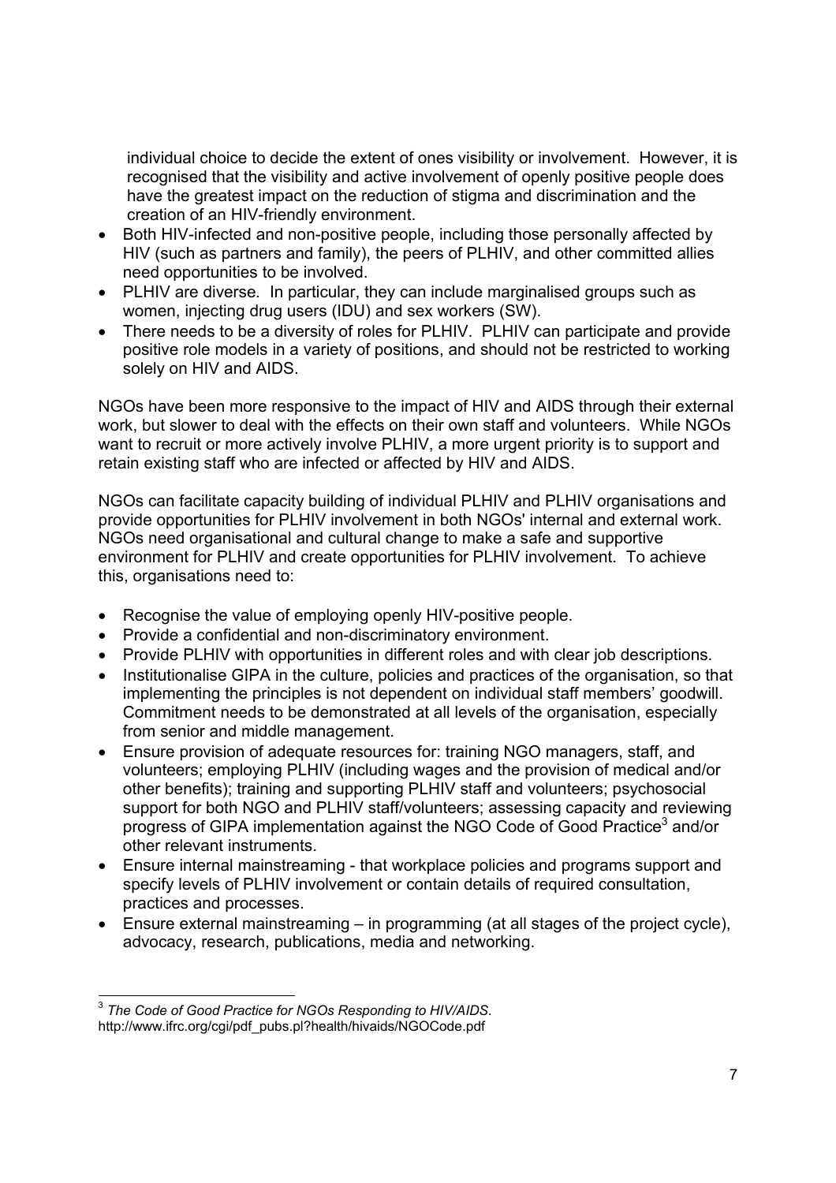individual choice to decide the extent of ones visibility or involvement. However, it is recognised that the visibility and active involvement of openly positive people does have the greatest impact on the reduction of stigma and discrimination and the creation of an HIV-friendly environment.

- Both HIV-infected and non-positive people, including those personally affected by HIV (such as partners and family), the peers of PLHIV, and other committed allies need opportunities to be involved.
- PLHIV are diverse. In particular, they can include marginalised groups such as women, injecting drug users (IDU) and sex workers (SW).
- There needs to be a diversity of roles for PLHIV. PLHIV can participate and provide positive role models in a variety of positions, and should not be restricted to working solely on HIV and AIDS.

NGOs have been more responsive to the impact of HIV and AIDS through their external work, but slower to deal with the effects on their own staff and volunteers. While NGOs want to recruit or more actively involve PLHIV, a more urgent priority is to support and retain existing staff who are infected or affected by HIV and AIDS.

NGOs can facilitate capacity building of individual PLHIV and PLHIV organisations and provide opportunities for PLHIV involvement in both NGOs' internal and external work. NGOs need organisational and cultural change to make a safe and supportive environment for PLHIV and create opportunities for PLHIV involvement. To achieve this, organisations need to:

- Recognise the value of employing openly HIV-positive people.
- Provide a confidential and non-discriminatory environment.
- Provide PLHIV with opportunities in different roles and with clear job descriptions.
- Institutionalise GIPA in the culture, policies and practices of the organisation, so that implementing the principles is not dependent on individual staff members' goodwill. Commitment needs to be demonstrated at all levels of the organisation, especially from senior and middle management.
- Ensure provision of adequate resources for: training NGO managers, staff, and volunteers; employing PLHIV (including wages and the provision of medical and/or other benefits); training and supporting PLHIV staff and volunteers; psychosocial support for both NGO and PLHIV staff/volunteers; assessing capacity and reviewing progress of GIPA implementation against the NGO Code of Good Practice[3] and/or other relevant instruments.
- Ensure internal mainstreaming - that workplace policies and programs support and specify levels of PLHIV involvement or contain details of required consultation, practices and processes.
- Ensure external mainstreaming – in programming (at all stages of the project cycle), advocacy, research, publications, media and networking.

---

[3] *The Code of Good Practice for NGOs Responding to HIV/AIDS.* http://www.ifrc.org/cgi/pdf_pubs.pl?health/hivaids/NGOCode.pdf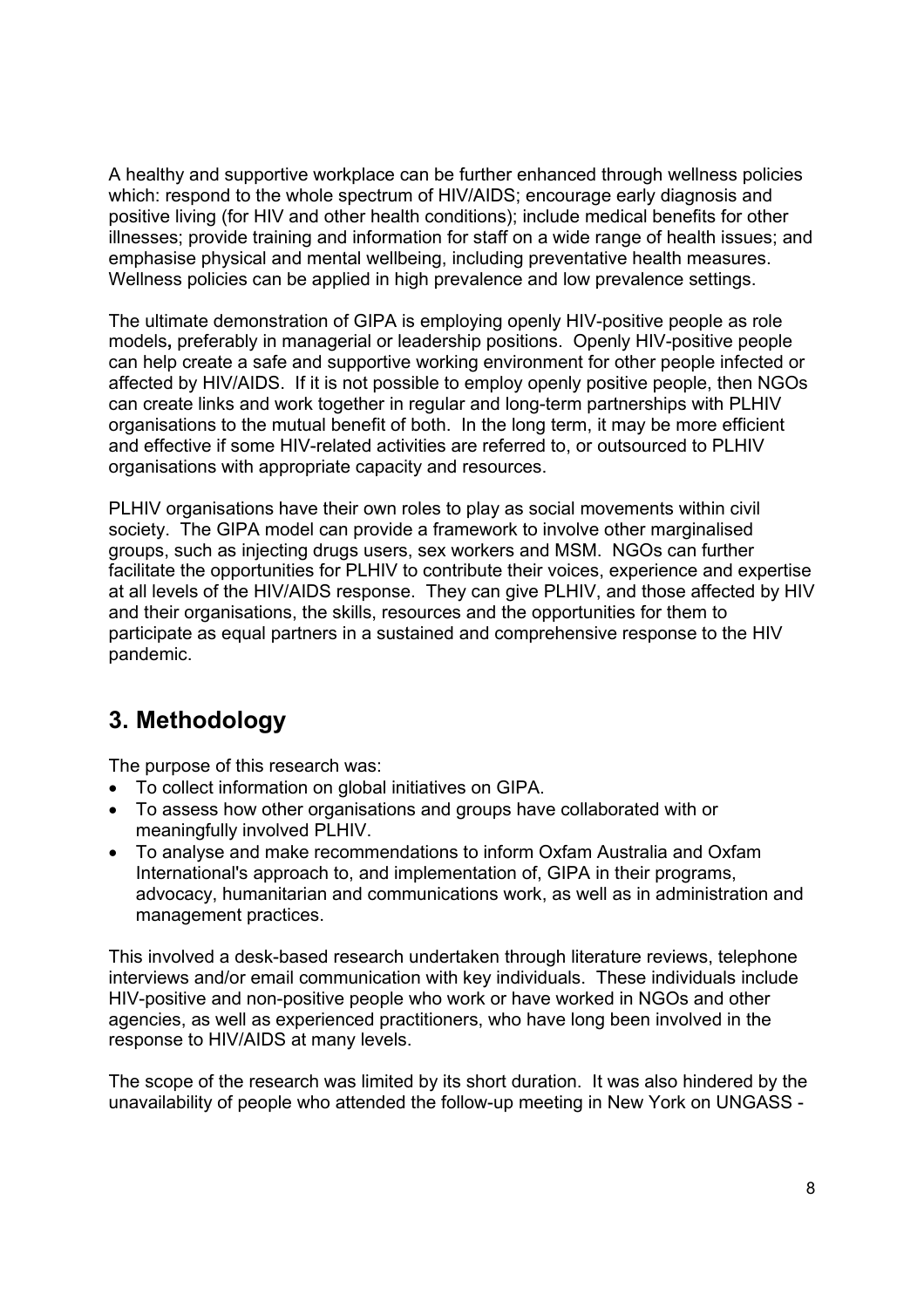A healthy and supportive workplace can be further enhanced through wellness policies which: respond to the whole spectrum of HIV/AIDS; encourage early diagnosis and positive living (for HIV and other health conditions); include medical benefits for other illnesses; provide training and information for staff on a wide range of health issues; and emphasise physical and mental wellbeing, including preventative health measures. Wellness policies can be applied in high prevalence and low prevalence settings.

The ultimate demonstration of GIPA is employing openly HIV-positive people as role models**,** preferably in managerial or leadership positions. Openly HIV-positive people can help create a safe and supportive working environment for other people infected or affected by HIV/AIDS. If it is not possible to employ openly positive people, then NGOs can create links and work together in regular and long-term partnerships with PLHIV organisations to the mutual benefit of both. In the long term, it may be more efficient and effective if some HIV-related activities are referred to, or outsourced to PLHIV organisations with appropriate capacity and resources.

PLHIV organisations have their own roles to play as social movements within civil society. The GIPA model can provide a framework to involve other marginalised groups, such as injecting drugs users, sex workers and MSM. NGOs can further facilitate the opportunities for PLHIV to contribute their voices, experience and expertise at all levels of the HIV/AIDS response. They can give PLHIV, and those affected by HIV and their organisations, the skills, resources and the opportunities for them to participate as equal partners in a sustained and comprehensive response to the HIV pandemic.

## 3. Methodology

The purpose of this research was:

- To collect information on global initiatives on GIPA.
- To assess how other organisations and groups have collaborated with or meaningfully involved PLHIV.
- To analyse and make recommendations to inform Oxfam Australia and Oxfam International's approach to, and implementation of, GIPA in their programs, advocacy, humanitarian and communications work, as well as in administration and management practices.

This involved a desk-based research undertaken through literature reviews, telephone interviews and/or email communication with key individuals. These individuals include HIV-positive and non-positive people who work or have worked in NGOs and other agencies, as well as experienced practitioners, who have long been involved in the response to HIV/AIDS at many levels.

The scope of the research was limited by its short duration. It was also hindered by the unavailability of people who attended the follow-up meeting in New York on UNGASS -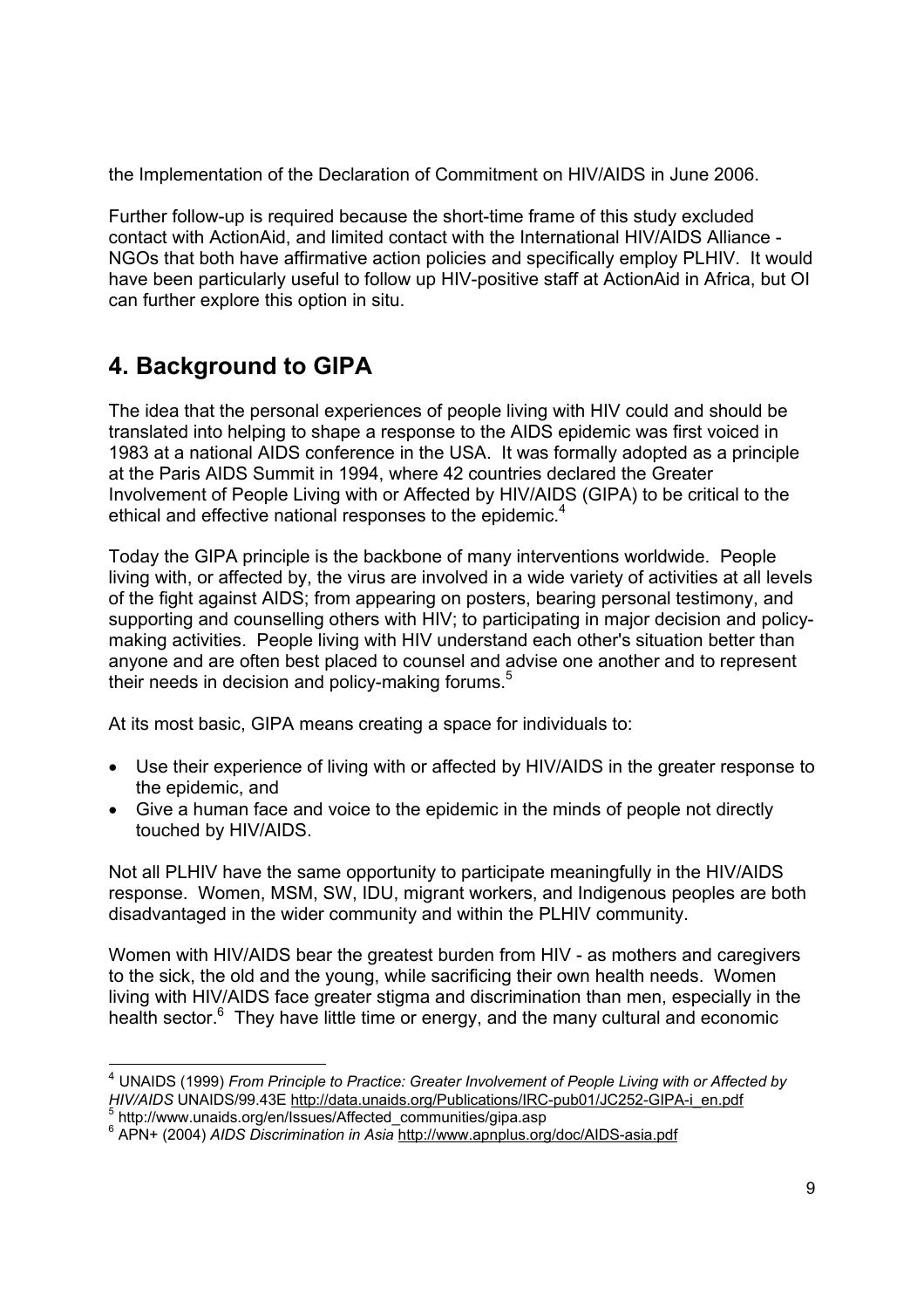the Implementation of the Declaration of Commitment on HIV/AIDS in June 2006.

Further follow-up is required because the short-time frame of this study excluded contact with ActionAid, and limited contact with the International HIV/AIDS Alliance - NGOs that both have affirmative action policies and specifically employ PLHIV. It would have been particularly useful to follow up HIV-positive staff at ActionAid in Africa, but OI can further explore this option in situ.

## 4. Background to GIPA

The idea that the personal experiences of people living with HIV could and should be translated into helping to shape a response to the AIDS epidemic was first voiced in 1983 at a national AIDS conference in the USA. It was formally adopted as a principle at the Paris AIDS Summit in 1994, where 42 countries declared the Greater Involvement of People Living with or Affected by HIV/AIDS (GIPA) to be critical to the ethical and effective national responses to the epidemic.[4]

Today the GIPA principle is the backbone of many interventions worldwide. People living with, or affected by, the virus are involved in a wide variety of activities at all levels of the fight against AIDS; from appearing on posters, bearing personal testimony, and supporting and counselling others with HIV; to participating in major decision and policy-making activities. People living with HIV understand each other's situation better than anyone and are often best placed to counsel and advise one another and to represent their needs in decision and policy-making forums.[5]

At its most basic, GIPA means creating a space for individuals to:

- Use their experience of living with or affected by HIV/AIDS in the greater response to the epidemic, and
- Give a human face and voice to the epidemic in the minds of people not directly touched by HIV/AIDS.

Not all PLHIV have the same opportunity to participate meaningfully in the HIV/AIDS response. Women, MSM, SW, IDU, migrant workers, and Indigenous peoples are both disadvantaged in the wider community and within the PLHIV community.

Women with HIV/AIDS bear the greatest burden from HIV - as mothers and caregivers to the sick, the old and the young, while sacrificing their own health needs. Women living with HIV/AIDS face greater stigma and discrimination than men, especially in the health sector.[6] They have little time or energy, and the many cultural and economic

---

[4] UNAIDS (1999) *From Principle to Practice: Greater Involvement of People Living with or Affected by HIV/AIDS* UNAIDS/99.43E http://data.unaids.org/Publications/IRC-pub01/JC252-GIPA-i_en.pdf

[5] http://www.unaids.org/en/Issues/Affected_communities/gipa.asp

[6] APN+ (2004) *AIDS Discrimination in Asia* http://www.apnplus.org/doc/AIDS-asia.pdf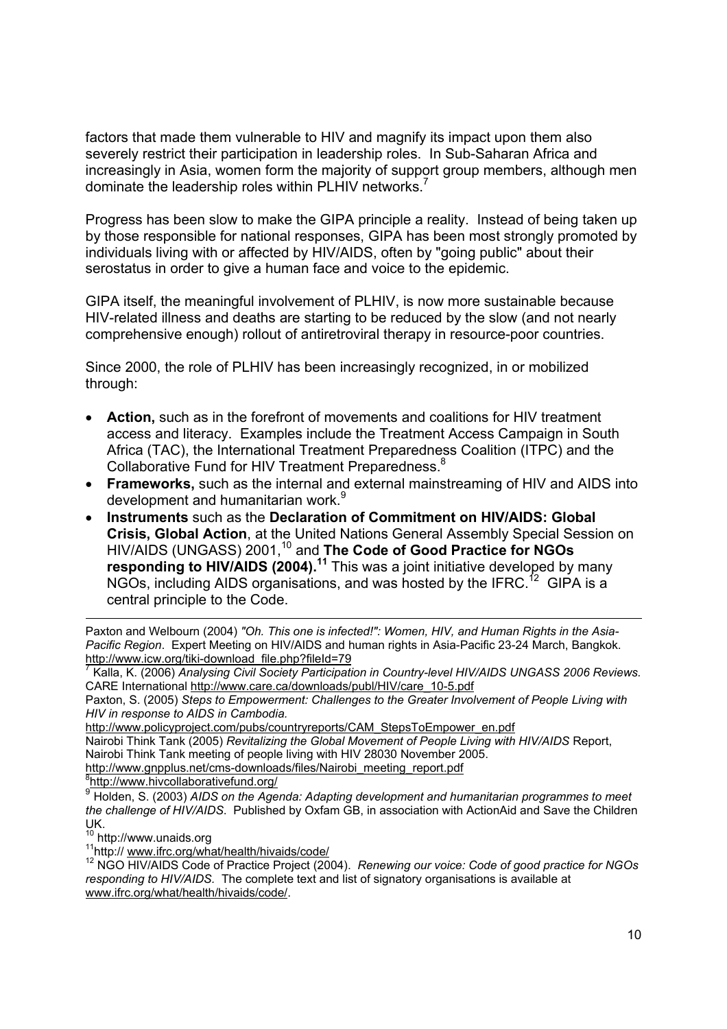factors that made them vulnerable to HIV and magnify its impact upon them also severely restrict their participation in leadership roles. In Sub-Saharan Africa and increasingly in Asia, women form the majority of support group members, although men dominate the leadership roles within PLHIV networks.[7]

Progress has been slow to make the GIPA principle a reality. Instead of being taken up by those responsible for national responses, GIPA has been most strongly promoted by individuals living with or affected by HIV/AIDS, often by "going public" about their serostatus in order to give a human face and voice to the epidemic.

GIPA itself, the meaningful involvement of PLHIV, is now more sustainable because HIV-related illness and deaths are starting to be reduced by the slow (and not nearly comprehensive enough) rollout of antiretroviral therapy in resource-poor countries.

Since 2000, the role of PLHIV has been increasingly recognized, in or mobilized through:

- **Action,** such as in the forefront of movements and coalitions for HIV treatment access and literacy. Examples include the Treatment Access Campaign in South Africa (TAC), the International Treatment Preparedness Coalition (ITPC) and the Collaborative Fund for HIV Treatment Preparedness.[8]
- **Frameworks,** such as the internal and external mainstreaming of HIV and AIDS into development and humanitarian work.[9]
- **Instruments** such as the **Declaration of Commitment on HIV/AIDS: Global Crisis, Global Action**, at the United Nations General Assembly Special Session on HIV/AIDS (UNGASS) 2001,[10] and **The Code of Good Practice for NGOs responding to HIV/AIDS (2004).**[11] This was a joint initiative developed by many NGOs, including AIDS organisations, and was hosted by the IFRC.[12] GIPA is a central principle to the Code.

---

Paxton and Welbourn (2004) *"Oh. This one is infected!": Women, HIV, and Human Rights in the Asia-Pacific Region*. Expert Meeting on HIV/AIDS and human rights in Asia-Pacific 23-24 March, Bangkok. http://www.icw.org/tiki-download_file.php?fileId=79

[7] Kalla, K. (2006) *Analysing Civil Society Participation in Country-level HIV/AIDS UNGASS 2006 Reviews.* CARE International http://www.care.ca/downloads/publ/HIV/care_10-5.pdf

Paxton, S. (2005) *Steps to Empowerment: Challenges to the Greater Involvement of People Living with HIV in response to AIDS in Cambodia.*

http://www.policyproject.com/pubs/countryreports/CAM_StepsToEmpower_en.pdf

Nairobi Think Tank (2005) *Revitalizing the Global Movement of People Living with HIV/AIDS* Report, Nairobi Think Tank meeting of people living with HIV 28030 November 2005.

http://www.gnpplus.net/cms-downloads/files/Nairobi_meeting_report.pdf

[8] http://www.hivcollaborativefund.org/

[9] Holden, S. (2003) *AIDS on the Agenda: Adapting development and humanitarian programmes to meet the challenge of HIV/AIDS*. Published by Oxfam GB, in association with ActionAid and Save the Children UK.

[10] http://www.unaids.org

[11] http:// www.ifrc.org/what/health/hivaids/code/

[12] NGO HIV/AIDS Code of Practice Project (2004). *Renewing our voice: Code of good practice for NGOs responding to HIV/AIDS.* The complete text and list of signatory organisations is available at www.ifrc.org/what/health/hivaids/code/.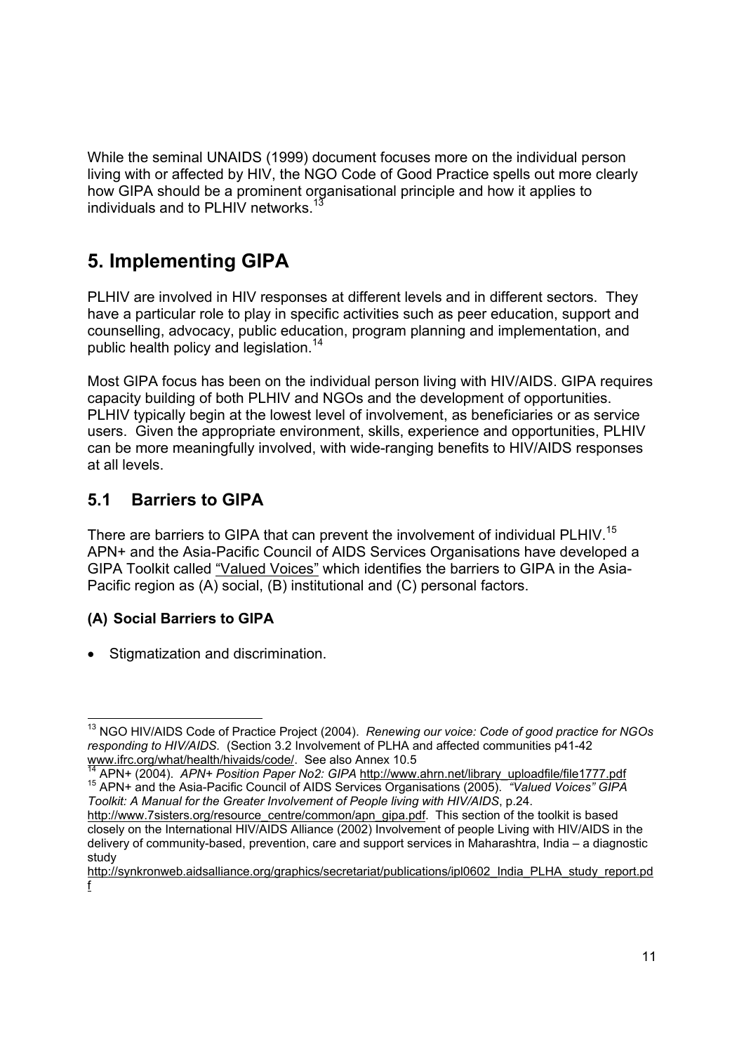While the seminal UNAIDS (1999) document focuses more on the individual person living with or affected by HIV, the NGO Code of Good Practice spells out more clearly how GIPA should be a prominent organisational principle and how it applies to individuals and to PLHIV networks.[13]

# 5. Implementing GIPA

PLHIV are involved in HIV responses at different levels and in different sectors. They have a particular role to play in specific activities such as peer education, support and counselling, advocacy, public education, program planning and implementation, and public health policy and legislation.[14]

Most GIPA focus has been on the individual person living with HIV/AIDS. GIPA requires capacity building of both PLHIV and NGOs and the development of opportunities. PLHIV typically begin at the lowest level of involvement, as beneficiaries or as service users. Given the appropriate environment, skills, experience and opportunities, PLHIV can be more meaningfully involved, with wide-ranging benefits to HIV/AIDS responses at all levels.

## 5.1 Barriers to GIPA

There are barriers to GIPA that can prevent the involvement of individual PLHIV.[15] APN+ and the Asia-Pacific Council of AIDS Services Organisations have developed a GIPA Toolkit called "Valued Voices" which identifies the barriers to GIPA in the Asia-Pacific region as (A) social, (B) institutional and (C) personal factors.

### (A) Social Barriers to GIPA

- Stigmatization and discrimination.

---

[13] NGO HIV/AIDS Code of Practice Project (2004). *Renewing our voice: Code of good practice for NGOs responding to HIV/AIDS.* (Section 3.2 Involvement of PLHA and affected communities p41-42 www.ifrc.org/what/health/hivaids/code/. See also Annex 10.5

[14] APN+ (2004). *APN+ Position Paper No2: GIPA* http://www.ahrn.net/library_uploadfile/file1777.pdf

[15] APN+ and the Asia-Pacific Council of AIDS Services Organisations (2005). *"Valued Voices" GIPA Toolkit: A Manual for the Greater Involvement of People living with HIV/AIDS*, p.24. http://www.7sisters.org/resource_centre/common/apn_gipa.pdf. This section of the toolkit is based closely on the International HIV/AIDS Alliance (2002) Involvement of people Living with HIV/AIDS in the delivery of community-based, prevention, care and support services in Maharashtra, India – a diagnostic study http://synkronweb.aidsalliance.org/graphics/secretariat/publications/ipl0602_India_PLHA_study_report.pdf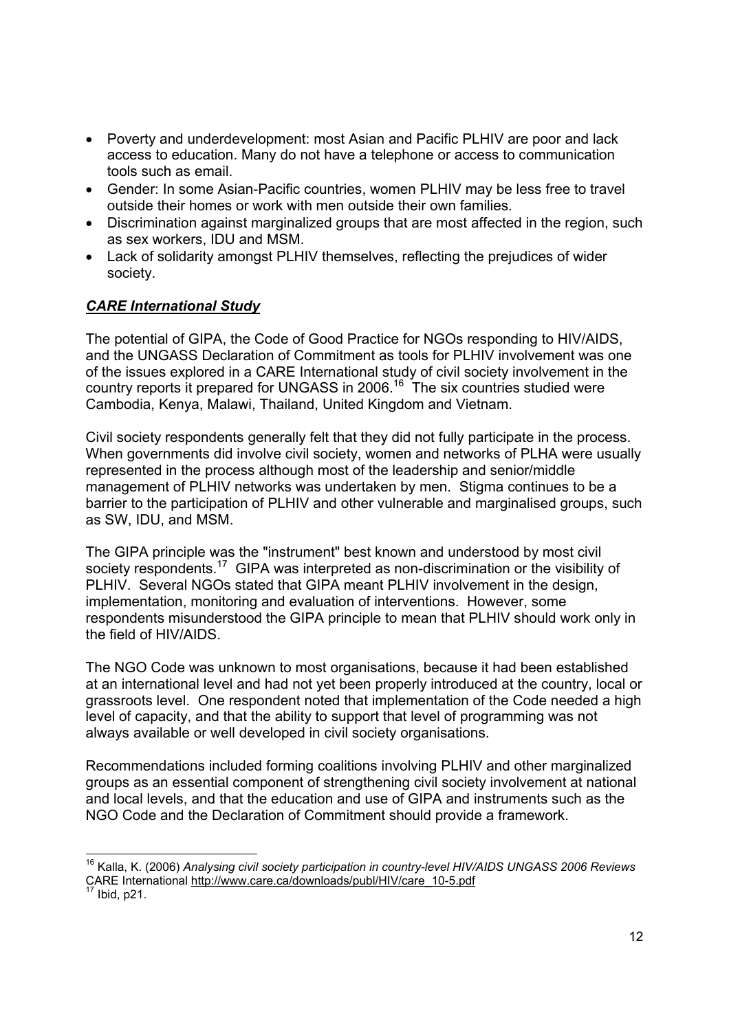- Poverty and underdevelopment: most Asian and Pacific PLHIV are poor and lack access to education. Many do not have a telephone or access to communication tools such as email.
- Gender: In some Asian-Pacific countries, women PLHIV may be less free to travel outside their homes or work with men outside their own families.
- Discrimination against marginalized groups that are most affected in the region, such as sex workers, IDU and MSM.
- Lack of solidarity amongst PLHIV themselves, reflecting the prejudices of wider society.

### ***CARE International Study***

The potential of GIPA, the Code of Good Practice for NGOs responding to HIV/AIDS, and the UNGASS Declaration of Commitment as tools for PLHIV involvement was one of the issues explored in a CARE International study of civil society involvement in the country reports it prepared for UNGASS in 2006.[16] The six countries studied were Cambodia, Kenya, Malawi, Thailand, United Kingdom and Vietnam.

Civil society respondents generally felt that they did not fully participate in the process. When governments did involve civil society, women and networks of PLHA were usually represented in the process although most of the leadership and senior/middle management of PLHIV networks was undertaken by men. Stigma continues to be a barrier to the participation of PLHIV and other vulnerable and marginalised groups, such as SW, IDU, and MSM.

The GIPA principle was the "instrument" best known and understood by most civil society respondents.[17] GIPA was interpreted as non-discrimination or the visibility of PLHIV. Several NGOs stated that GIPA meant PLHIV involvement in the design, implementation, monitoring and evaluation of interventions. However, some respondents misunderstood the GIPA principle to mean that PLHIV should work only in the field of HIV/AIDS.

The NGO Code was unknown to most organisations, because it had been established at an international level and had not yet been properly introduced at the country, local or grassroots level. One respondent noted that implementation of the Code needed a high level of capacity, and that the ability to support that level of programming was not always available or well developed in civil society organisations.

Recommendations included forming coalitions involving PLHIV and other marginalized groups as an essential component of strengthening civil society involvement at national and local levels, and that the education and use of GIPA and instruments such as the NGO Code and the Declaration of Commitment should provide a framework.

---

[16] Kalla, K. (2006) *Analysing civil society participation in country-level HIV/AIDS UNGASS 2006 Reviews* CARE International http://www.care.ca/downloads/publ/HIV/care_10-5.pdf

[17] Ibid, p21.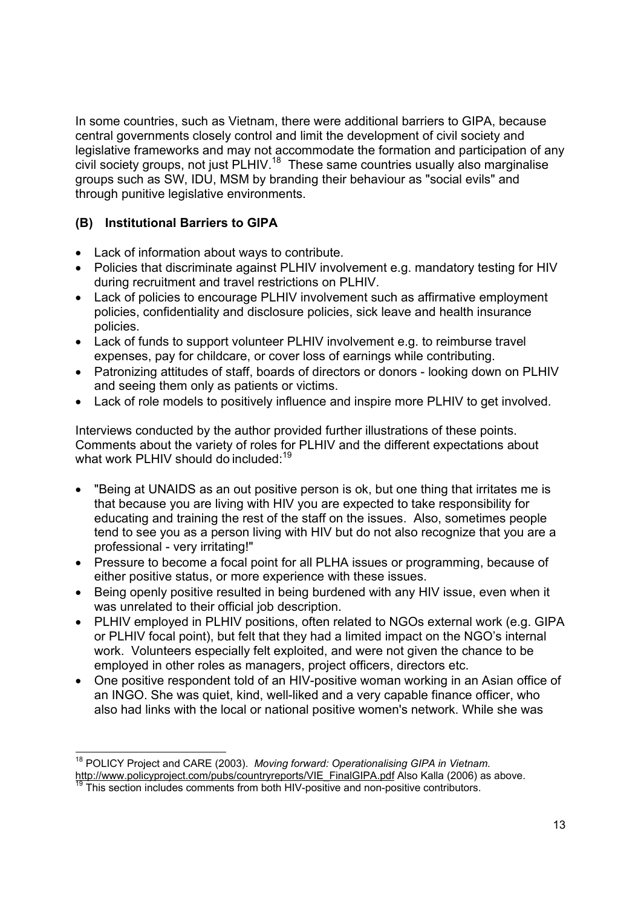In some countries, such as Vietnam, there were additional barriers to GIPA, because central governments closely control and limit the development of civil society and legislative frameworks and may not accommodate the formation and participation of any civil society groups, not just PLHIV.[18] These same countries usually also marginalise groups such as SW, IDU, MSM by branding their behaviour as "social evils" and through punitive legislative environments.

### (B) Institutional Barriers to GIPA

- Lack of information about ways to contribute.
- Policies that discriminate against PLHIV involvement e.g. mandatory testing for HIV during recruitment and travel restrictions on PLHIV.
- Lack of policies to encourage PLHIV involvement such as affirmative employment policies, confidentiality and disclosure policies, sick leave and health insurance policies.
- Lack of funds to support volunteer PLHIV involvement e.g. to reimburse travel expenses, pay for childcare, or cover loss of earnings while contributing.
- Patronizing attitudes of staff, boards of directors or donors - looking down on PLHIV and seeing them only as patients or victims.
- Lack of role models to positively influence and inspire more PLHIV to get involved.

Interviews conducted by the author provided further illustrations of these points. Comments about the variety of roles for PLHIV and the different expectations about what work PLHIV should do included:[19]

- "Being at UNAIDS as an out positive person is ok, but one thing that irritates me is that because you are living with HIV you are expected to take responsibility for educating and training the rest of the staff on the issues. Also, sometimes people tend to see you as a person living with HIV but do not also recognize that you are a professional - very irritating!"
- Pressure to become a focal point for all PLHA issues or programming, because of either positive status, or more experience with these issues.
- Being openly positive resulted in being burdened with any HIV issue, even when it was unrelated to their official job description.
- PLHIV employed in PLHIV positions, often related to NGOs external work (e.g. GIPA or PLHIV focal point), but felt that they had a limited impact on the NGO's internal work. Volunteers especially felt exploited, and were not given the chance to be employed in other roles as managers, project officers, directors etc.
- One positive respondent told of an HIV-positive woman working in an Asian office of an INGO. She was quiet, kind, well-liked and a very capable finance officer, who also had links with the local or national positive women's network. While she was

---

[18] POLICY Project and CARE (2003). *Moving forward: Operationalising GIPA in Vietnam.* http://www.policyproject.com/pubs/countryreports/VIE_FinalGIPA.pdf Also Kalla (2006) as above.

[19] This section includes comments from both HIV-positive and non-positive contributors.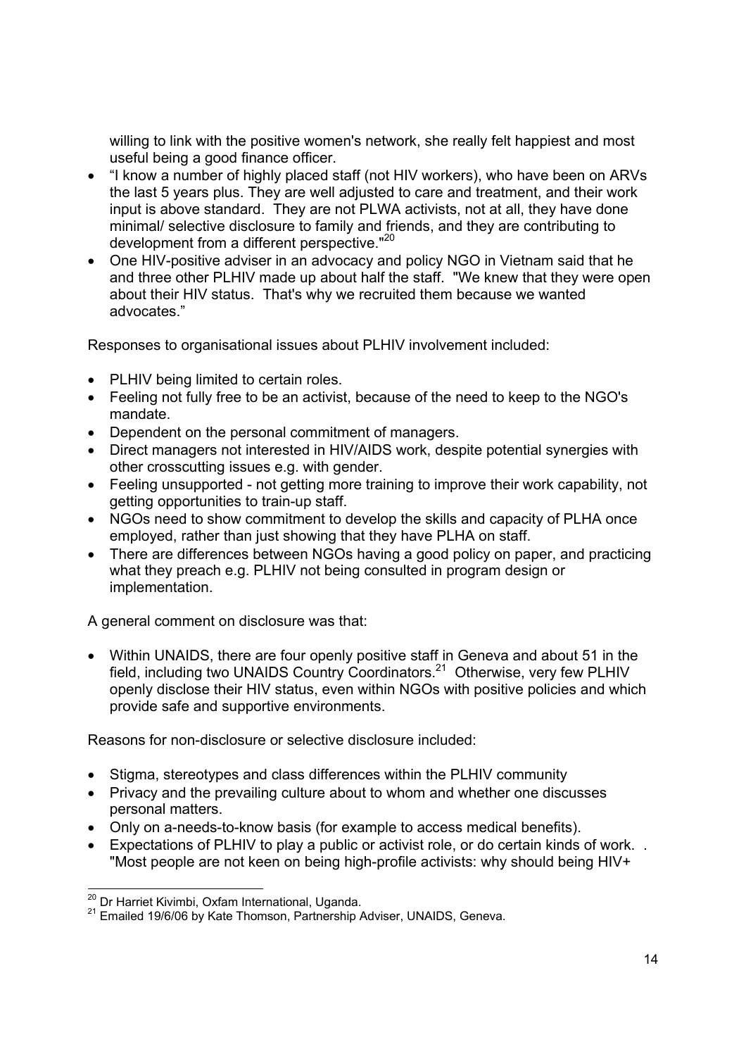willing to link with the positive women's network, she really felt happiest and most useful being a good finance officer.

- "I know a number of highly placed staff (not HIV workers), who have been on ARVs the last 5 years plus. They are well adjusted to care and treatment, and their work input is above standard. They are not PLWA activists, not at all, they have done minimal/ selective disclosure to family and friends, and they are contributing to development from a different perspective."[20]
- One HIV-positive adviser in an advocacy and policy NGO in Vietnam said that he and three other PLHIV made up about half the staff. "We knew that they were open about their HIV status. That's why we recruited them because we wanted advocates."

Responses to organisational issues about PLHIV involvement included:

- PLHIV being limited to certain roles.
- Feeling not fully free to be an activist, because of the need to keep to the NGO's mandate.
- Dependent on the personal commitment of managers.
- Direct managers not interested in HIV/AIDS work, despite potential synergies with other crosscutting issues e.g. with gender.
- Feeling unsupported - not getting more training to improve their work capability, not getting opportunities to train-up staff.
- NGOs need to show commitment to develop the skills and capacity of PLHA once employed, rather than just showing that they have PLHA on staff.
- There are differences between NGOs having a good policy on paper, and practicing what they preach e.g. PLHIV not being consulted in program design or implementation.

A general comment on disclosure was that:

- Within UNAIDS, there are four openly positive staff in Geneva and about 51 in the field, including two UNAIDS Country Coordinators.[21] Otherwise, very few PLHIV openly disclose their HIV status, even within NGOs with positive policies and which provide safe and supportive environments.

Reasons for non-disclosure or selective disclosure included:

- Stigma, stereotypes and class differences within the PLHIV community
- Privacy and the prevailing culture about to whom and whether one discusses personal matters.
- Only on a-needs-to-know basis (for example to access medical benefits).
- Expectations of PLHIV to play a public or activist role, or do certain kinds of work. . "Most people are not keen on being high-profile activists: why should being HIV+

[20] Dr Harriet Kivimbi, Oxfam International, Uganda.

[21] Emailed 19/6/06 by Kate Thomson, Partnership Adviser, UNAIDS, Geneva.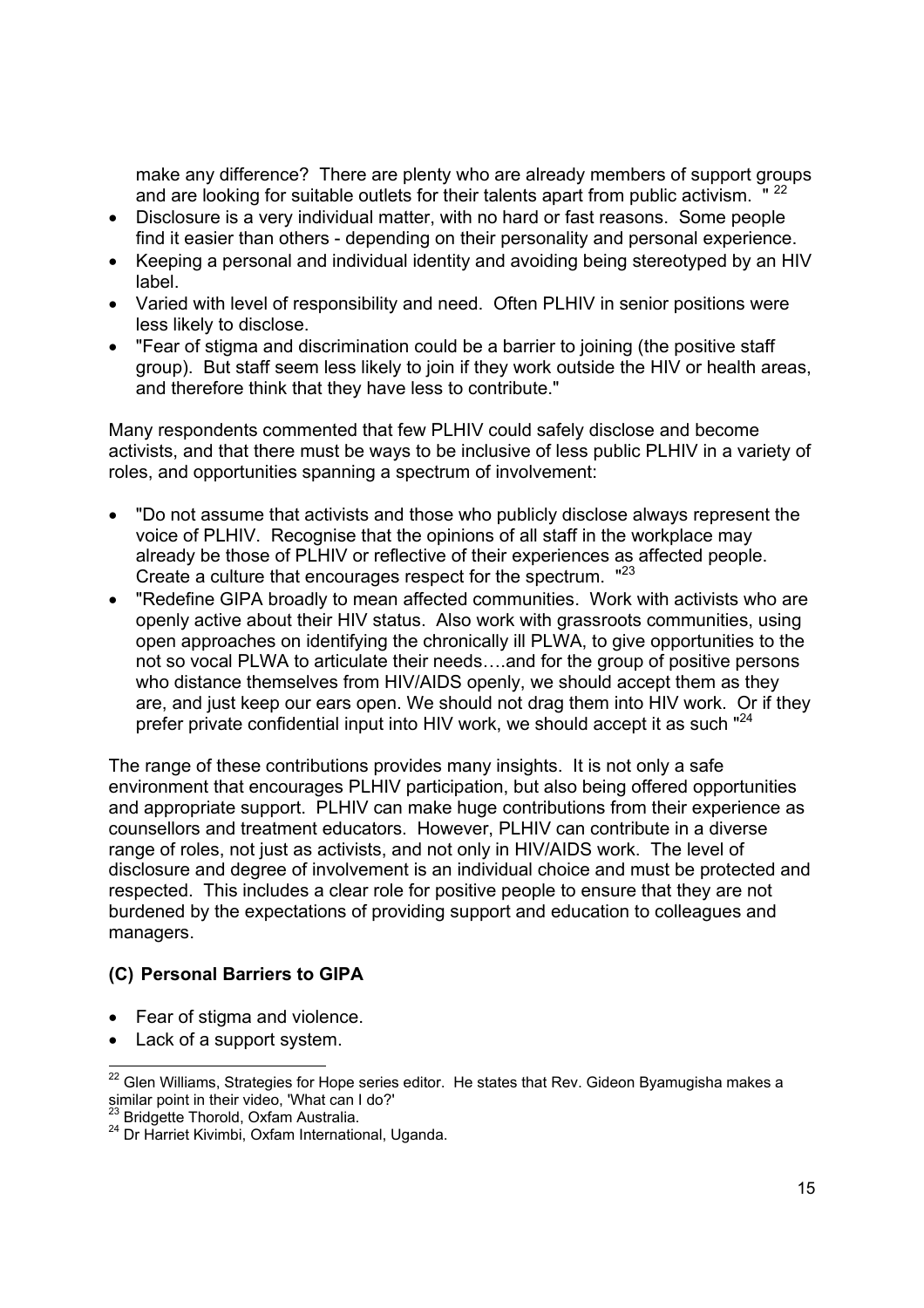make any difference? There are plenty who are already members of support groups and are looking for suitable outlets for their talents apart from public activism. "[22]

- Disclosure is a very individual matter, with no hard or fast reasons. Some people find it easier than others - depending on their personality and personal experience.
- Keeping a personal and individual identity and avoiding being stereotyped by an HIV label.
- Varied with level of responsibility and need. Often PLHIV in senior positions were less likely to disclose.
- "Fear of stigma and discrimination could be a barrier to joining (the positive staff group). But staff seem less likely to join if they work outside the HIV or health areas, and therefore think that they have less to contribute."

Many respondents commented that few PLHIV could safely disclose and become activists, and that there must be ways to be inclusive of less public PLHIV in a variety of roles, and opportunities spanning a spectrum of involvement:

- "Do not assume that activists and those who publicly disclose always represent the voice of PLHIV. Recognise that the opinions of all staff in the workplace may already be those of PLHIV or reflective of their experiences as affected people. Create a culture that encourages respect for the spectrum. "[23]
- "Redefine GIPA broadly to mean affected communities. Work with activists who are openly active about their HIV status. Also work with grassroots communities, using open approaches on identifying the chronically ill PLWA, to give opportunities to the not so vocal PLWA to articulate their needs….and for the group of positive persons who distance themselves from HIV/AIDS openly, we should accept them as they are, and just keep our ears open. We should not drag them into HIV work. Or if they prefer private confidential input into HIV work, we should accept it as such "[24]

The range of these contributions provides many insights. It is not only a safe environment that encourages PLHIV participation, but also being offered opportunities and appropriate support. PLHIV can make huge contributions from their experience as counsellors and treatment educators. However, PLHIV can contribute in a diverse range of roles, not just as activists, and not only in HIV/AIDS work. The level of disclosure and degree of involvement is an individual choice and must be protected and respected. This includes a clear role for positive people to ensure that they are not burdened by the expectations of providing support and education to colleagues and managers.

### (C) Personal Barriers to GIPA

- Fear of stigma and violence.
- Lack of a support system.

---

[22] Glen Williams, Strategies for Hope series editor. He states that Rev. Gideon Byamugisha makes a similar point in their video, 'What can I do?'

[23] Bridgette Thorold, Oxfam Australia.

[24] Dr Harriet Kivimbi, Oxfam International, Uganda.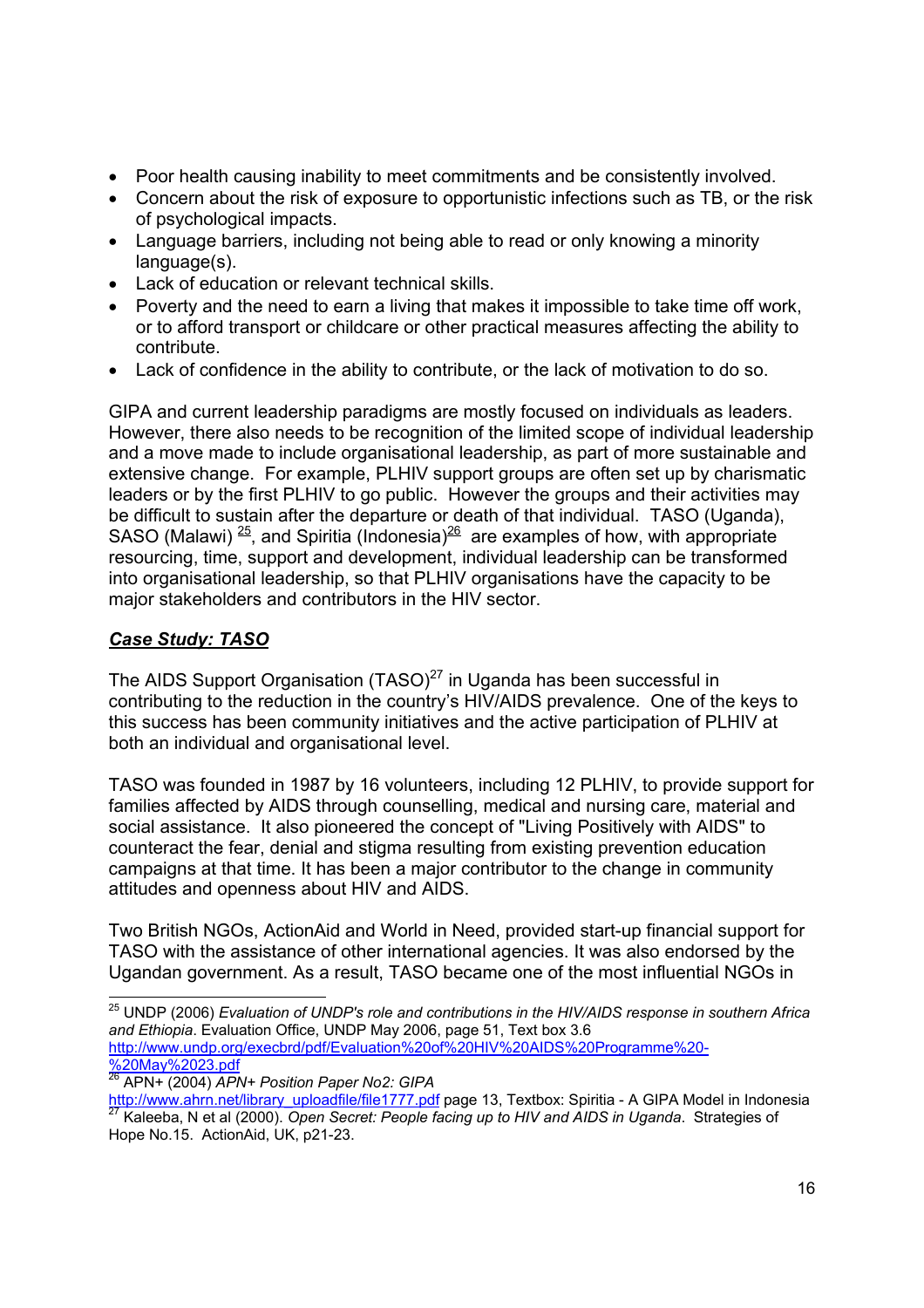- Poor health causing inability to meet commitments and be consistently involved.
- Concern about the risk of exposure to opportunistic infections such as TB, or the risk of psychological impacts.
- Language barriers, including not being able to read or only knowing a minority language(s).
- Lack of education or relevant technical skills.
- Poverty and the need to earn a living that makes it impossible to take time off work, or to afford transport or childcare or other practical measures affecting the ability to contribute.
- Lack of confidence in the ability to contribute, or the lack of motivation to do so.

GIPA and current leadership paradigms are mostly focused on individuals as leaders. However, there also needs to be recognition of the limited scope of individual leadership and a move made to include organisational leadership, as part of more sustainable and extensive change. For example, PLHIV support groups are often set up by charismatic leaders or by the first PLHIV to go public. However the groups and their activities may be difficult to sustain after the departure or death of that individual. TASO (Uganda), SASO (Malawi) [25], and Spiritia (Indonesia)[26] are examples of how, with appropriate resourcing, time, support and development, individual leadership can be transformed into organisational leadership, so that PLHIV organisations have the capacity to be major stakeholders and contributors in the HIV sector.

***Case Study: TASO***

The AIDS Support Organisation (TASO)[27] in Uganda has been successful in contributing to the reduction in the country's HIV/AIDS prevalence. One of the keys to this success has been community initiatives and the active participation of PLHIV at both an individual and organisational level.

TASO was founded in 1987 by 16 volunteers, including 12 PLHIV, to provide support for families affected by AIDS through counselling, medical and nursing care, material and social assistance. It also pioneered the concept of "Living Positively with AIDS" to counteract the fear, denial and stigma resulting from existing prevention education campaigns at that time. It has been a major contributor to the change in community attitudes and openness about HIV and AIDS.

Two British NGOs, ActionAid and World in Need, provided start-up financial support for TASO with the assistance of other international agencies. It was also endorsed by the Ugandan government. As a result, TASO became one of the most influential NGOs in

---

[25] UNDP (2006) *Evaluation of UNDP's role and contributions in the HIV/AIDS response in southern Africa and Ethiopia*. Evaluation Office, UNDP May 2006, page 51, Text box 3.6 http://www.undp.org/execbrd/pdf/Evaluation%20of%20HIV%20AIDS%20Programme%20-%20May%2023.pdf

[26] APN+ (2004) *APN+ Position Paper No2: GIPA* http://www.ahrn.net/library_uploadfile/file1777.pdf page 13, Textbox: Spiritia - A GIPA Model in Indonesia

[27] Kaleeba, N et al (2000). *Open Secret: People facing up to HIV and AIDS in Uganda*. Strategies of Hope No.15. ActionAid, UK, p21-23.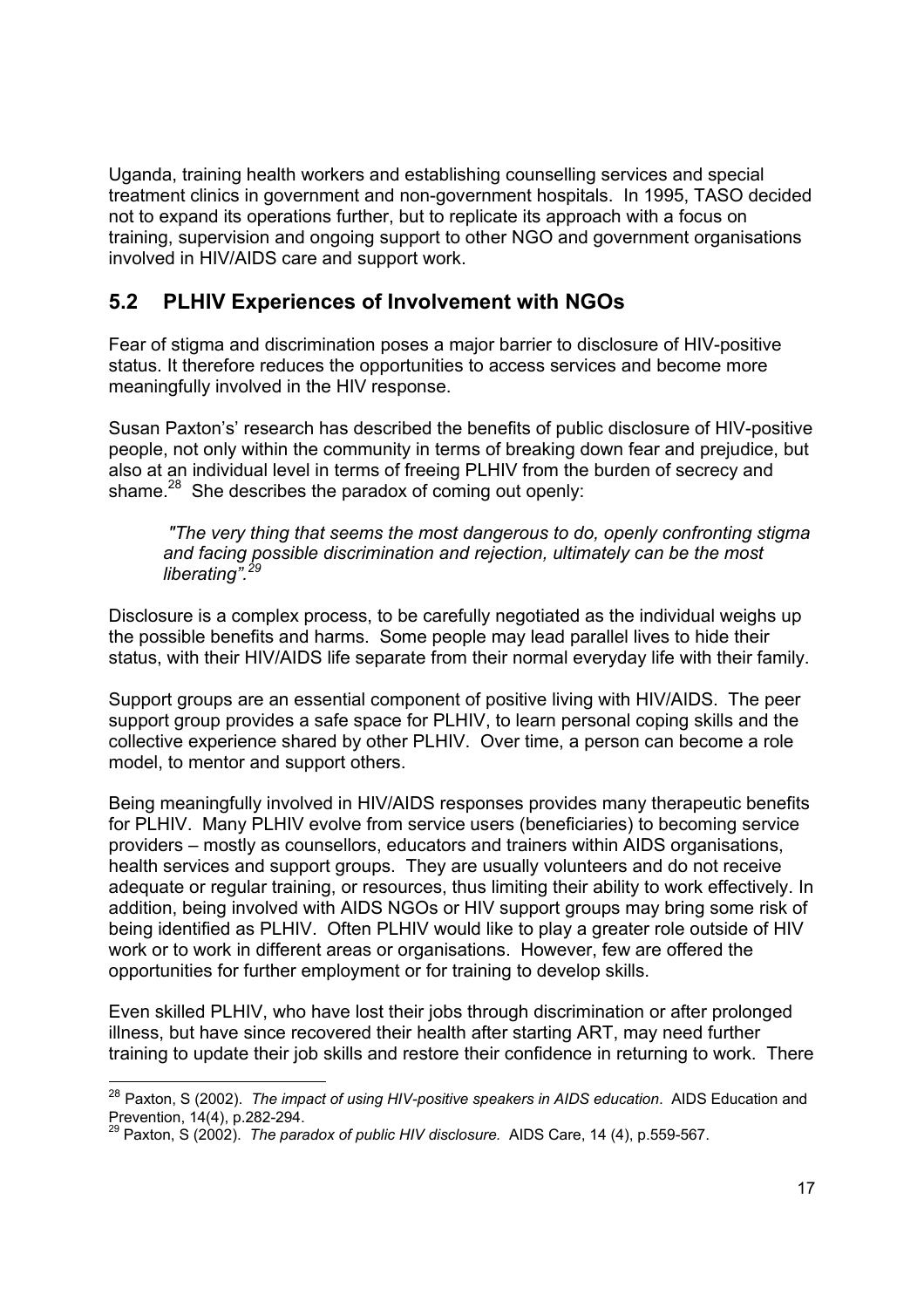Uganda, training health workers and establishing counselling services and special treatment clinics in government and non-government hospitals. In 1995, TASO decided not to expand its operations further, but to replicate its approach with a focus on training, supervision and ongoing support to other NGO and government organisations involved in HIV/AIDS care and support work.

## 5.2 PLHIV Experiences of Involvement with NGOs

Fear of stigma and discrimination poses a major barrier to disclosure of HIV-positive status. It therefore reduces the opportunities to access services and become more meaningfully involved in the HIV response.

Susan Paxton's' research has described the benefits of public disclosure of HIV-positive people, not only within the community in terms of breaking down fear and prejudice, but also at an individual level in terms of freeing PLHIV from the burden of secrecy and shame.[28] She describes the paradox of coming out openly:

> *"The very thing that seems the most dangerous to do, openly confronting stigma and facing possible discrimination and rejection, ultimately can be the most liberating".*[29]

Disclosure is a complex process, to be carefully negotiated as the individual weighs up the possible benefits and harms. Some people may lead parallel lives to hide their status, with their HIV/AIDS life separate from their normal everyday life with their family.

Support groups are an essential component of positive living with HIV/AIDS. The peer support group provides a safe space for PLHIV, to learn personal coping skills and the collective experience shared by other PLHIV. Over time, a person can become a role model, to mentor and support others.

Being meaningfully involved in HIV/AIDS responses provides many therapeutic benefits for PLHIV. Many PLHIV evolve from service users (beneficiaries) to becoming service providers – mostly as counsellors, educators and trainers within AIDS organisations, health services and support groups. They are usually volunteers and do not receive adequate or regular training, or resources, thus limiting their ability to work effectively. In addition, being involved with AIDS NGOs or HIV support groups may bring some risk of being identified as PLHIV. Often PLHIV would like to play a greater role outside of HIV work or to work in different areas or organisations. However, few are offered the opportunities for further employment or for training to develop skills.

Even skilled PLHIV, who have lost their jobs through discrimination or after prolonged illness, but have since recovered their health after starting ART, may need further training to update their job skills and restore their confidence in returning to work. There

---

[28] Paxton, S (2002). *The impact of using HIV-positive speakers in AIDS education*. AIDS Education and Prevention, 14(4), p.282-294.

[29] Paxton, S (2002). *The paradox of public HIV disclosure.* AIDS Care, 14 (4), p.559-567.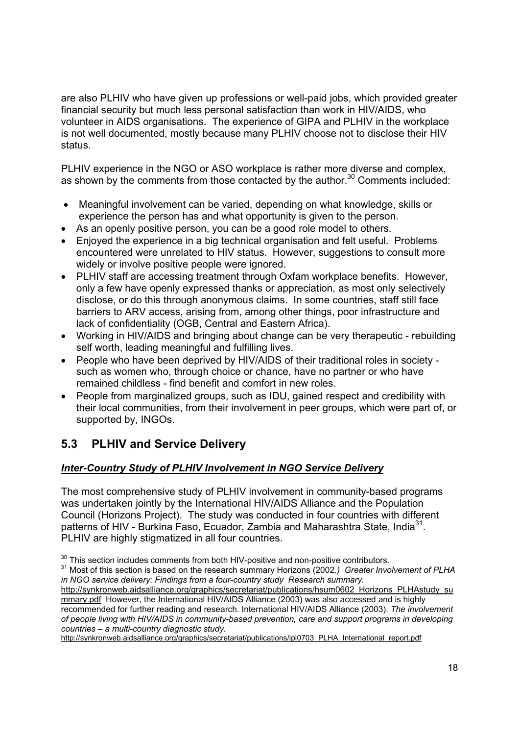are also PLHIV who have given up professions or well-paid jobs, which provided greater financial security but much less personal satisfaction than work in HIV/AIDS, who volunteer in AIDS organisations. The experience of GIPA and PLHIV in the workplace is not well documented, mostly because many PLHIV choose not to disclose their HIV status.

PLHIV experience in the NGO or ASO workplace is rather more diverse and complex, as shown by the comments from those contacted by the author.[30] Comments included:

- Meaningful involvement can be varied, depending on what knowledge, skills or experience the person has and what opportunity is given to the person.
- As an openly positive person, you can be a good role model to others.
- Enjoyed the experience in a big technical organisation and felt useful. Problems encountered were unrelated to HIV status. However, suggestions to consult more widely or involve positive people were ignored.
- PLHIV staff are accessing treatment through Oxfam workplace benefits. However, only a few have openly expressed thanks or appreciation, as most only selectively disclose, or do this through anonymous claims. In some countries, staff still face barriers to ARV access, arising from, among other things, poor infrastructure and lack of confidentiality (OGB, Central and Eastern Africa).
- Working in HIV/AIDS and bringing about change can be very therapeutic - rebuilding self worth, leading meaningful and fulfilling lives.
- People who have been deprived by HIV/AIDS of their traditional roles in society - such as women who, through choice or chance, have no partner or who have remained childless - find benefit and comfort in new roles.
- People from marginalized groups, such as IDU, gained respect and credibility with their local communities, from their involvement in peer groups, which were part of, or supported by, INGOs.

## 5.3 PLHIV and Service Delivery

***Inter-Country Study of PLHIV Involvement in NGO Service Delivery***

The most comprehensive study of PLHIV involvement in community-based programs was undertaken jointly by the International HIV/AIDS Alliance and the Population Council (Horizons Project). The study was conducted in four countries with different patterns of HIV - Burkina Faso, Ecuador, Zambia and Maharashtra State, India[31]. PLHIV are highly stigmatized in all four countries.

---

[30] This section includes comments from both HIV-positive and non-positive contributors.

[31] Most of this section is based on the research summary Horizons (2002.*) Greater Involvement of PLHA in NGO service delivery: Findings from a four-country study Research summary.* http://synkronweb.aidsalliance.org/graphics/secretariat/publications/hsum0602_Horizons_PLHAstudy_summary.pdf However, the International HIV/AIDS Alliance (2003) was also accessed and is highly recommended for further reading and research. International HIV/AIDS Alliance (2003). *The involvement of people living with HIV/AIDS in community-based prevention, care and support programs in developing countries – a multi-country diagnostic study.* http://synkronweb.aidsalliance.org/graphics/secretariat/publications/ipl0703_PLHA_International_report.pdf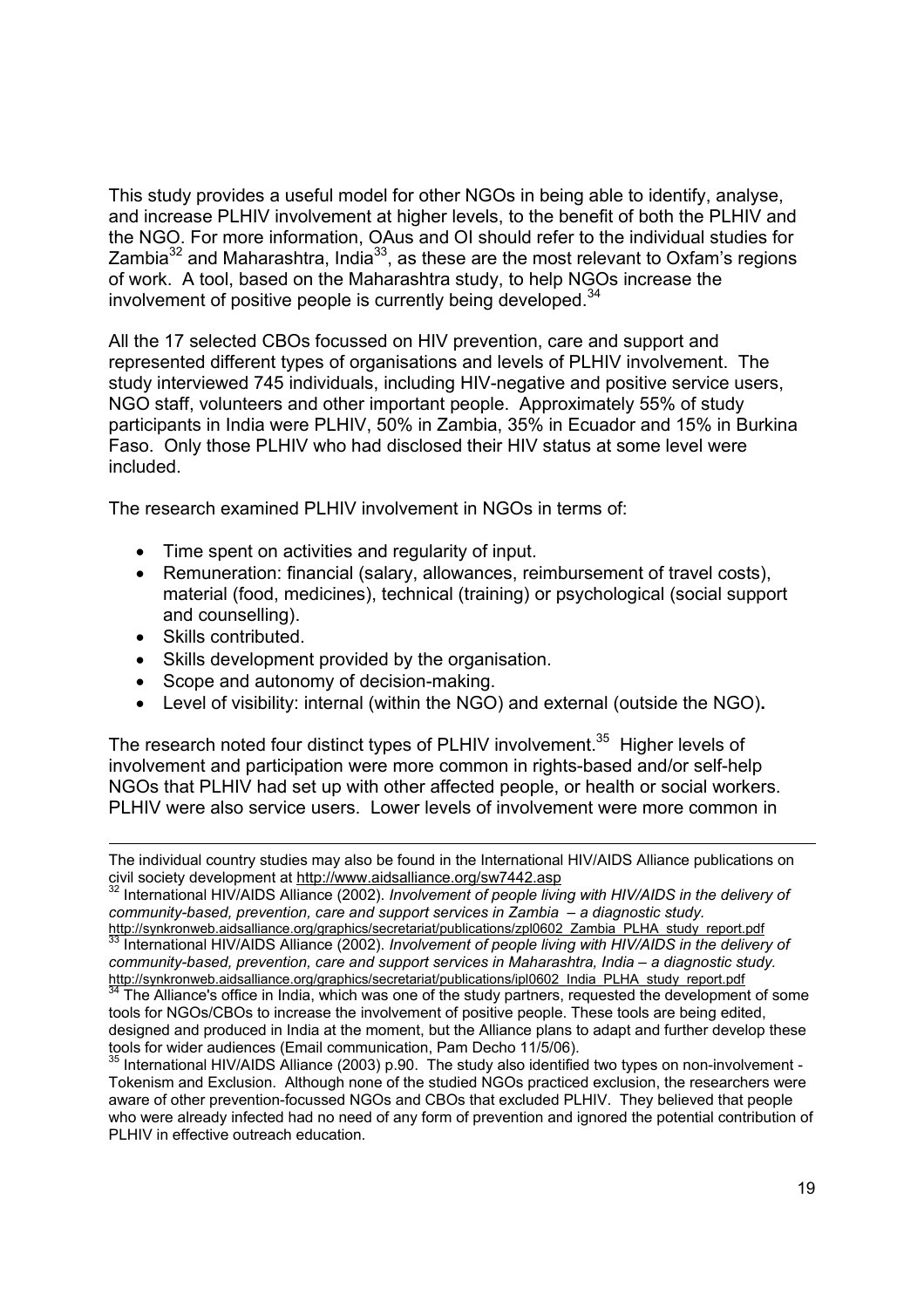This study provides a useful model for other NGOs in being able to identify, analyse, and increase PLHIV involvement at higher levels, to the benefit of both the PLHIV and the NGO. For more information, OAus and OI should refer to the individual studies for Zambia[32] and Maharashtra, India[33], as these are the most relevant to Oxfam's regions of work. A tool, based on the Maharashtra study, to help NGOs increase the involvement of positive people is currently being developed.[34]

All the 17 selected CBOs focussed on HIV prevention, care and support and represented different types of organisations and levels of PLHIV involvement. The study interviewed 745 individuals, including HIV-negative and positive service users, NGO staff, volunteers and other important people. Approximately 55% of study participants in India were PLHIV, 50% in Zambia, 35% in Ecuador and 15% in Burkina Faso. Only those PLHIV who had disclosed their HIV status at some level were included.

The research examined PLHIV involvement in NGOs in terms of:

- Time spent on activities and regularity of input.
- Remuneration: financial (salary, allowances, reimbursement of travel costs), material (food, medicines), technical (training) or psychological (social support and counselling).
- Skills contributed.
- Skills development provided by the organisation.
- Scope and autonomy of decision-making.
- Level of visibility: internal (within the NGO) and external (outside the NGO).

The research noted four distinct types of PLHIV involvement.[35] Higher levels of involvement and participation were more common in rights-based and/or self-help NGOs that PLHIV had set up with other affected people, or health or social workers. PLHIV were also service users. Lower levels of involvement were more common in

---

The individual country studies may also be found in the International HIV/AIDS Alliance publications on civil society development at http://www.aidsalliance.org/sw7442.asp

[32] International HIV/AIDS Alliance (2002). *Involvement of people living with HIV/AIDS in the delivery of community-based, prevention, care and support services in Zambia – a diagnostic study.* http://synkronweb.aidsalliance.org/graphics/secretariat/publications/zpl0602_Zambia_PLHA_study_report.pdf

[33] International HIV/AIDS Alliance (2002). *Involvement of people living with HIV/AIDS in the delivery of community-based, prevention, care and support services in Maharashtra, India – a diagnostic study.* http://synkronweb.aidsalliance.org/graphics/secretariat/publications/ipl0602_India_PLHA_study_report.pdf

[34] The Alliance's office in India, which was one of the study partners, requested the development of some tools for NGOs/CBOs to increase the involvement of positive people. These tools are being edited, designed and produced in India at the moment, but the Alliance plans to adapt and further develop these tools for wider audiences (Email communication, Pam Decho 11/5/06).

[35] International HIV/AIDS Alliance (2003) p.90. The study also identified two types on non-involvement - Tokenism and Exclusion. Although none of the studied NGOs practiced exclusion, the researchers were aware of other prevention-focussed NGOs and CBOs that excluded PLHIV. They believed that people who were already infected had no need of any form of prevention and ignored the potential contribution of PLHIV in effective outreach education.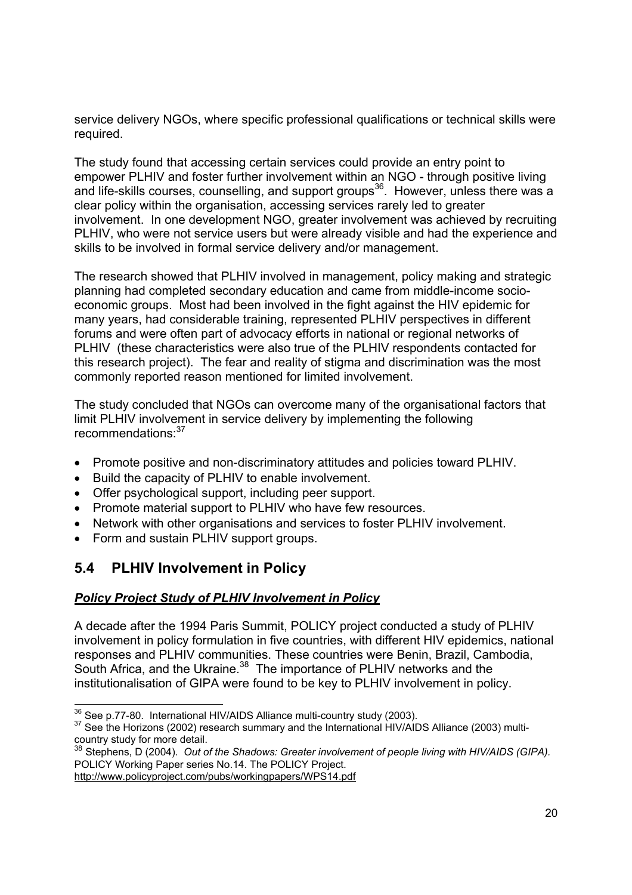service delivery NGOs, where specific professional qualifications or technical skills were required.

The study found that accessing certain services could provide an entry point to empower PLHIV and foster further involvement within an NGO - through positive living and life-skills courses, counselling, and support groups[36]. However, unless there was a clear policy within the organisation, accessing services rarely led to greater involvement. In one development NGO, greater involvement was achieved by recruiting PLHIV, who were not service users but were already visible and had the experience and skills to be involved in formal service delivery and/or management.

The research showed that PLHIV involved in management, policy making and strategic planning had completed secondary education and came from middle-income socio-economic groups. Most had been involved in the fight against the HIV epidemic for many years, had considerable training, represented PLHIV perspectives in different forums and were often part of advocacy efforts in national or regional networks of PLHIV (these characteristics were also true of the PLHIV respondents contacted for this research project). The fear and reality of stigma and discrimination was the most commonly reported reason mentioned for limited involvement.

The study concluded that NGOs can overcome many of the organisational factors that limit PLHIV involvement in service delivery by implementing the following recommendations:[37]

- Promote positive and non-discriminatory attitudes and policies toward PLHIV.
- Build the capacity of PLHIV to enable involvement.
- Offer psychological support, including peer support.
- Promote material support to PLHIV who have few resources.
- Network with other organisations and services to foster PLHIV involvement.
- Form and sustain PLHIV support groups.

## 5.4 PLHIV Involvement in Policy

***Policy Project Study of PLHIV Involvement in Policy***

A decade after the 1994 Paris Summit, POLICY project conducted a study of PLHIV involvement in policy formulation in five countries, with different HIV epidemics, national responses and PLHIV communities. These countries were Benin, Brazil, Cambodia, South Africa, and the Ukraine.[38] The importance of PLHIV networks and the institutionalisation of GIPA were found to be key to PLHIV involvement in policy.

---

[36] See p.77-80. International HIV/AIDS Alliance multi-country study (2003).

[37] See the Horizons (2002) research summary and the International HIV/AIDS Alliance (2003) multi-country study for more detail.

[38] Stephens, D (2004). *Out of the Shadows: Greater involvement of people living with HIV/AIDS (GIPA).* POLICY Working Paper series No.14. The POLICY Project. http://www.policyproject.com/pubs/workingpapers/WPS14.pdf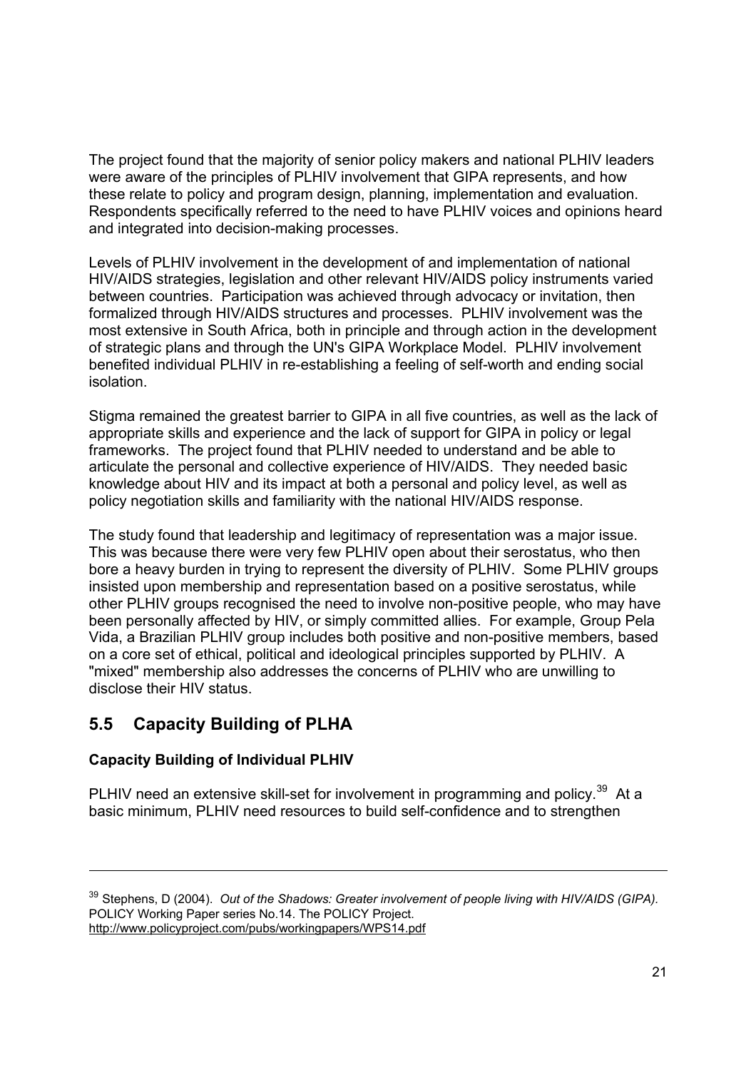The project found that the majority of senior policy makers and national PLHIV leaders were aware of the principles of PLHIV involvement that GIPA represents, and how these relate to policy and program design, planning, implementation and evaluation. Respondents specifically referred to the need to have PLHIV voices and opinions heard and integrated into decision-making processes.

Levels of PLHIV involvement in the development of and implementation of national HIV/AIDS strategies, legislation and other relevant HIV/AIDS policy instruments varied between countries. Participation was achieved through advocacy or invitation, then formalized through HIV/AIDS structures and processes. PLHIV involvement was the most extensive in South Africa, both in principle and through action in the development of strategic plans and through the UN's GIPA Workplace Model. PLHIV involvement benefited individual PLHIV in re-establishing a feeling of self-worth and ending social isolation.

Stigma remained the greatest barrier to GIPA in all five countries, as well as the lack of appropriate skills and experience and the lack of support for GIPA in policy or legal frameworks. The project found that PLHIV needed to understand and be able to articulate the personal and collective experience of HIV/AIDS. They needed basic knowledge about HIV and its impact at both a personal and policy level, as well as policy negotiation skills and familiarity with the national HIV/AIDS response.

The study found that leadership and legitimacy of representation was a major issue. This was because there were very few PLHIV open about their serostatus, who then bore a heavy burden in trying to represent the diversity of PLHIV. Some PLHIV groups insisted upon membership and representation based on a positive serostatus, while other PLHIV groups recognised the need to involve non-positive people, who may have been personally affected by HIV, or simply committed allies. For example, Group Pela Vida, a Brazilian PLHIV group includes both positive and non-positive members, based on a core set of ethical, political and ideological principles supported by PLHIV. A "mixed" membership also addresses the concerns of PLHIV who are unwilling to disclose their HIV status.

## 5.5 Capacity Building of PLHA

**Capacity Building of Individual PLHIV**

PLHIV need an extensive skill-set for involvement in programming and policy.[39] At a basic minimum, PLHIV need resources to build self-confidence and to strengthen

---

[39] Stephens, D (2004). *Out of the Shadows: Greater involvement of people living with HIV/AIDS (GIPA).* POLICY Working Paper series No.14. The POLICY Project. http://www.policyproject.com/pubs/workingpapers/WPS14.pdf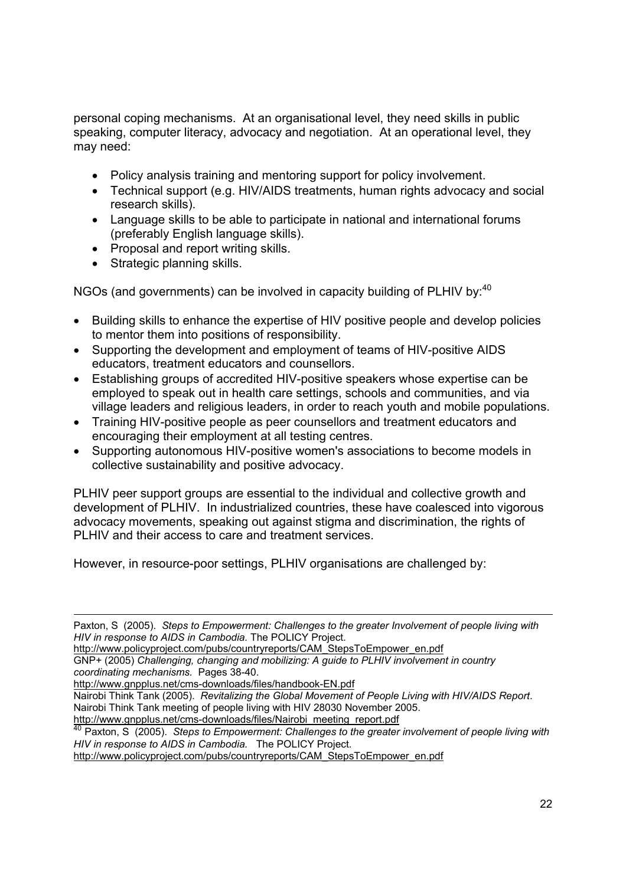personal coping mechanisms. At an organisational level, they need skills in public speaking, computer literacy, advocacy and negotiation. At an operational level, they may need:

- Policy analysis training and mentoring support for policy involvement.
- Technical support (e.g. HIV/AIDS treatments, human rights advocacy and social research skills).
- Language skills to be able to participate in national and international forums (preferably English language skills).
- Proposal and report writing skills.
- Strategic planning skills.

NGOs (and governments) can be involved in capacity building of PLHIV by:[40]

- Building skills to enhance the expertise of HIV positive people and develop policies to mentor them into positions of responsibility.
- Supporting the development and employment of teams of HIV-positive AIDS educators, treatment educators and counsellors.
- Establishing groups of accredited HIV-positive speakers whose expertise can be employed to speak out in health care settings, schools and communities, and via village leaders and religious leaders, in order to reach youth and mobile populations.
- Training HIV-positive people as peer counsellors and treatment educators and encouraging their employment at all testing centres.
- Supporting autonomous HIV-positive women's associations to become models in collective sustainability and positive advocacy.

PLHIV peer support groups are essential to the individual and collective growth and development of PLHIV. In industrialized countries, these have coalesced into vigorous advocacy movements, speaking out against stigma and discrimination, the rights of PLHIV and their access to care and treatment services.

However, in resource-poor settings, PLHIV organisations are challenged by:

---

Paxton, S (2005). *Steps to Empowerment: Challenges to the greater Involvement of people living with HIV in response to AIDS in Cambodia.* The POLICY Project.
http://www.policyproject.com/pubs/countryreports/CAM_StepsToEmpower_en.pdf
GNP+ (2005) *Challenging, changing and mobilizing: A guide to PLHIV involvement in country coordinating mechanisms.* Pages 38-40.
http://www.gnpplus.net/cms-downloads/files/handbook-EN.pdf
Nairobi Think Tank (2005). *Revitalizing the Global Movement of People Living with HIV/AIDS Report*. Nairobi Think Tank meeting of people living with HIV 28030 November 2005.
http://www.gnpplus.net/cms-downloads/files/Nairobi_meeting_report.pdf

[40] Paxton, S (2005). *Steps to Empowerment: Challenges to the greater involvement of people living with HIV in response to AIDS in Cambodia.* The POLICY Project.
http://www.policyproject.com/pubs/countryreports/CAM_StepsToEmpower_en.pdf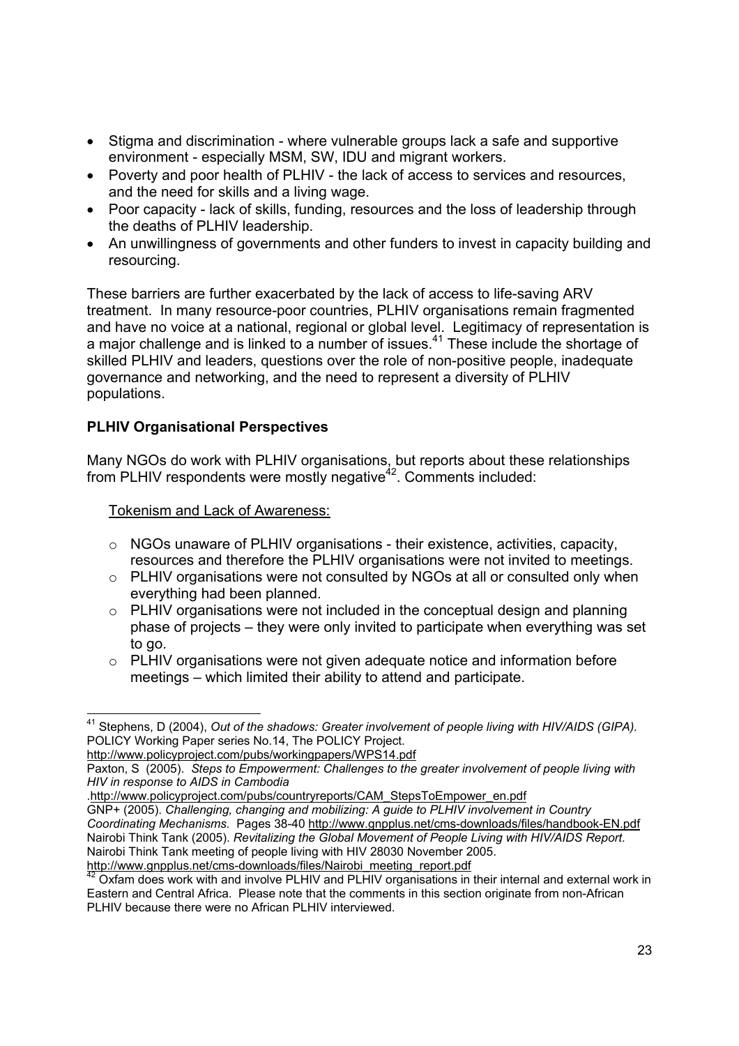- Stigma and discrimination - where vulnerable groups lack a safe and supportive environment - especially MSM, SW, IDU and migrant workers.
- Poverty and poor health of PLHIV - the lack of access to services and resources, and the need for skills and a living wage.
- Poor capacity - lack of skills, funding, resources and the loss of leadership through the deaths of PLHIV leadership.
- An unwillingness of governments and other funders to invest in capacity building and resourcing.

These barriers are further exacerbated by the lack of access to life-saving ARV treatment. In many resource-poor countries, PLHIV organisations remain fragmented and have no voice at a national, regional or global level. Legitimacy of representation is a major challenge and is linked to a number of issues.[41] These include the shortage of skilled PLHIV and leaders, questions over the role of non-positive people, inadequate governance and networking, and the need to represent a diversity of PLHIV populations.

**PLHIV Organisational Perspectives**

Many NGOs do work with PLHIV organisations, but reports about these relationships from PLHIV respondents were mostly negative[42]. Comments included:

Tokenism and Lack of Awareness:

- NGOs unaware of PLHIV organisations - their existence, activities, capacity, resources and therefore the PLHIV organisations were not invited to meetings.
- PLHIV organisations were not consulted by NGOs at all or consulted only when everything had been planned.
- PLHIV organisations were not included in the conceptual design and planning phase of projects – they were only invited to participate when everything was set to go.
- PLHIV organisations were not given adequate notice and information before meetings – which limited their ability to attend and participate.

---

[41] Stephens, D (2004), *Out of the shadows: Greater involvement of people living with HIV/AIDS (GIPA).* POLICY Working Paper series No.14, The POLICY Project.
http://www.policyproject.com/pubs/workingpapers/WPS14.pdf
Paxton, S (2005). *Steps to Empowerment: Challenges to the greater involvement of people living with HIV in response to AIDS in Cambodia*
.http://www.policyproject.com/pubs/countryreports/CAM_StepsToEmpower_en.pdf
GNP+ (2005). *Challenging, changing and mobilizing: A guide to PLHIV involvement in Country Coordinating Mechanisms.* Pages 38-40 http://www.gnpplus.net/cms-downloads/files/handbook-EN.pdf
Nairobi Think Tank (2005). *Revitalizing the Global Movement of People Living with HIV/AIDS Report.* Nairobi Think Tank meeting of people living with HIV 28030 November 2005.
http://www.gnpplus.net/cms-downloads/files/Nairobi_meeting_report.pdf

[42] Oxfam does work with and involve PLHIV and PLHIV organisations in their internal and external work in Eastern and Central Africa. Please note that the comments in this section originate from non-African PLHIV because there were no African PLHIV interviewed.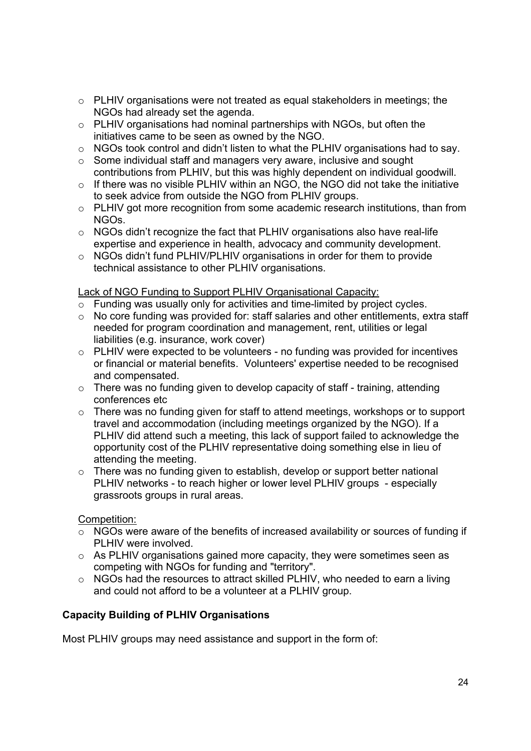- PLHIV organisations were not treated as equal stakeholders in meetings; the NGOs had already set the agenda.
- PLHIV organisations had nominal partnerships with NGOs, but often the initiatives came to be seen as owned by the NGO.
- NGOs took control and didn't listen to what the PLHIV organisations had to say.
- Some individual staff and managers very aware, inclusive and sought contributions from PLHIV, but this was highly dependent on individual goodwill.
- If there was no visible PLHIV within an NGO, the NGO did not take the initiative to seek advice from outside the NGO from PLHIV groups.
- PLHIV got more recognition from some academic research institutions, than from NGOs.
- NGOs didn't recognize the fact that PLHIV organisations also have real-life expertise and experience in health, advocacy and community development.
- NGOs didn't fund PLHIV/PLHIV organisations in order for them to provide technical assistance to other PLHIV organisations.

<u>Lack of NGO Funding to Support PLHIV Organisational Capacity:</u>

- Funding was usually only for activities and time-limited by project cycles.
- No core funding was provided for: staff salaries and other entitlements, extra staff needed for program coordination and management, rent, utilities or legal liabilities (e.g. insurance, work cover)
- PLHIV were expected to be volunteers - no funding was provided for incentives or financial or material benefits. Volunteers' expertise needed to be recognised and compensated.
- There was no funding given to develop capacity of staff - training, attending conferences etc
- There was no funding given for staff to attend meetings, workshops or to support travel and accommodation (including meetings organized by the NGO). If a PLHIV did attend such a meeting, this lack of support failed to acknowledge the opportunity cost of the PLHIV representative doing something else in lieu of attending the meeting.
- There was no funding given to establish, develop or support better national PLHIV networks - to reach higher or lower level PLHIV groups - especially grassroots groups in rural areas.

<u>Competition:</u>

- NGOs were aware of the benefits of increased availability or sources of funding if PLHIV were involved.
- As PLHIV organisations gained more capacity, they were sometimes seen as competing with NGOs for funding and "territory".
- NGOs had the resources to attract skilled PLHIV, who needed to earn a living and could not afford to be a volunteer at a PLHIV group.

**Capacity Building of PLHIV Organisations**

Most PLHIV groups may need assistance and support in the form of: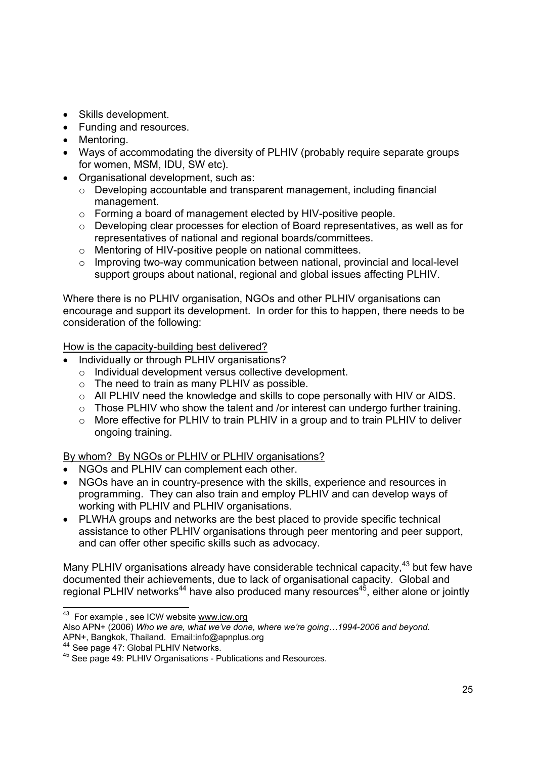- Skills development.
- Funding and resources.
- Mentoring.
- Ways of accommodating the diversity of PLHIV (probably require separate groups for women, MSM, IDU, SW etc).
- Organisational development, such as:
  - Developing accountable and transparent management, including financial management.
  - Forming a board of management elected by HIV-positive people.
  - Developing clear processes for election of Board representatives, as well as for representatives of national and regional boards/committees.
  - Mentoring of HIV-positive people on national committees.
  - Improving two-way communication between national, provincial and local-level support groups about national, regional and global issues affecting PLHIV.

Where there is no PLHIV organisation, NGOs and other PLHIV organisations can encourage and support its development. In order for this to happen, there needs to be consideration of the following:

<u>How is the capacity-building best delivered?</u>

- Individually or through PLHIV organisations?
  - Individual development versus collective development.
  - The need to train as many PLHIV as possible.
  - All PLHIV need the knowledge and skills to cope personally with HIV or AIDS.
  - Those PLHIV who show the talent and /or interest can undergo further training.
  - More effective for PLHIV to train PLHIV in a group and to train PLHIV to deliver ongoing training.

<u>By whom? By NGOs or PLHIV or PLHIV organisations?</u>

- NGOs and PLHIV can complement each other.
- NGOs have an in country-presence with the skills, experience and resources in programming. They can also train and employ PLHIV and can develop ways of working with PLHIV and PLHIV organisations.
- PLWHA groups and networks are the best placed to provide specific technical assistance to other PLHIV organisations through peer mentoring and peer support, and can offer other specific skills such as advocacy.

Many PLHIV organisations already have considerable technical capacity,[43] but few have documented their achievements, due to lack of organisational capacity. Global and regional PLHIV networks[44] have also produced many resources[45], either alone or jointly

---

[43] For example , see ICW website www.icw.org
Also APN+ (2006) *Who we are, what we've done, where we're going…1994-2006 and beyond.* APN+, Bangkok, Thailand. Email:info@apnplus.org

[44] See page 47: Global PLHIV Networks.

[45] See page 49: PLHIV Organisations - Publications and Resources.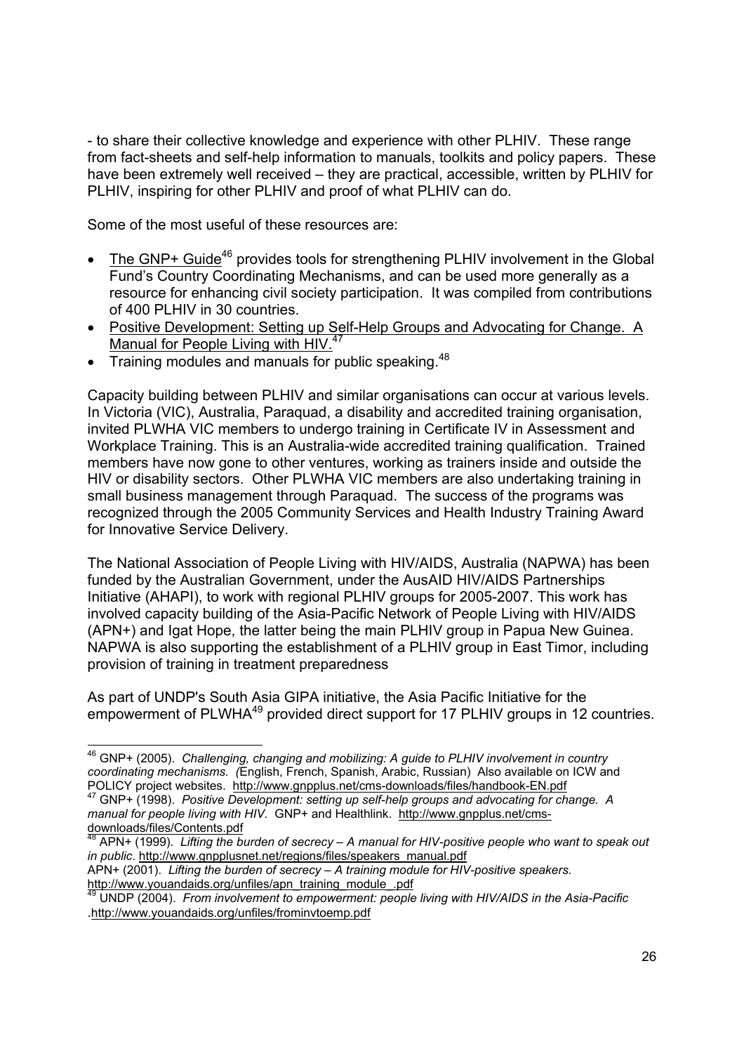- to share their collective knowledge and experience with other PLHIV. These range from fact-sheets and self-help information to manuals, toolkits and policy papers. These have been extremely well received – they are practical, accessible, written by PLHIV for PLHIV, inspiring for other PLHIV and proof of what PLHIV can do.

Some of the most useful of these resources are:

- The GNP+ Guide[46] provides tools for strengthening PLHIV involvement in the Global Fund's Country Coordinating Mechanisms, and can be used more generally as a resource for enhancing civil society participation. It was compiled from contributions of 400 PLHIV in 30 countries.
- Positive Development: Setting up Self-Help Groups and Advocating for Change. A Manual for People Living with HIV.[47]
- Training modules and manuals for public speaking.[48]

Capacity building between PLHIV and similar organisations can occur at various levels. In Victoria (VIC), Australia, Paraquad, a disability and accredited training organisation, invited PLWHA VIC members to undergo training in Certificate IV in Assessment and Workplace Training. This is an Australia-wide accredited training qualification. Trained members have now gone to other ventures, working as trainers inside and outside the HIV or disability sectors. Other PLWHA VIC members are also undertaking training in small business management through Paraquad. The success of the programs was recognized through the 2005 Community Services and Health Industry Training Award for Innovative Service Delivery.

The National Association of People Living with HIV/AIDS, Australia (NAPWA) has been funded by the Australian Government, under the AusAID HIV/AIDS Partnerships Initiative (AHAPI), to work with regional PLHIV groups for 2005-2007. This work has involved capacity building of the Asia-Pacific Network of People Living with HIV/AIDS (APN+) and Igat Hope, the latter being the main PLHIV group in Papua New Guinea. NAPWA is also supporting the establishment of a PLHIV group in East Timor, including provision of training in treatment preparedness

As part of UNDP's South Asia GIPA initiative, the Asia Pacific Initiative for the empowerment of PLWHA[49] provided direct support for 17 PLHIV groups in 12 countries.

---

[46] GNP+ (2005). *Challenging, changing and mobilizing: A guide to PLHIV involvement in country coordinating mechanisms.* (English, French, Spanish, Arabic, Russian) Also available on ICW and POLICY project websites. http://www.gnpplus.net/cms-downloads/files/handbook-EN.pdf

[47] GNP+ (1998). *Positive Development: setting up self-help groups and advocating for change. A manual for people living with HIV.* GNP+ and Healthlink. http://www.gnpplus.net/cms-downloads/files/Contents.pdf

[48] APN+ (1999). *Lifting the burden of secrecy – A manual for HIV-positive people who want to speak out in public*. http://www.gnpplusnet.net/regions/files/speakers_manual.pdf
APN+ (2001). *Lifting the burden of secrecy – A training module for HIV-positive speakers.* http://www.youandaids.org/unfiles/apn_training_module_.pdf

[49] UNDP (2004). *From involvement to empowerment: people living with HIV/AIDS in the Asia-Pacific* .http://www.youandaids.org/unfiles/frominvtoemp.pdf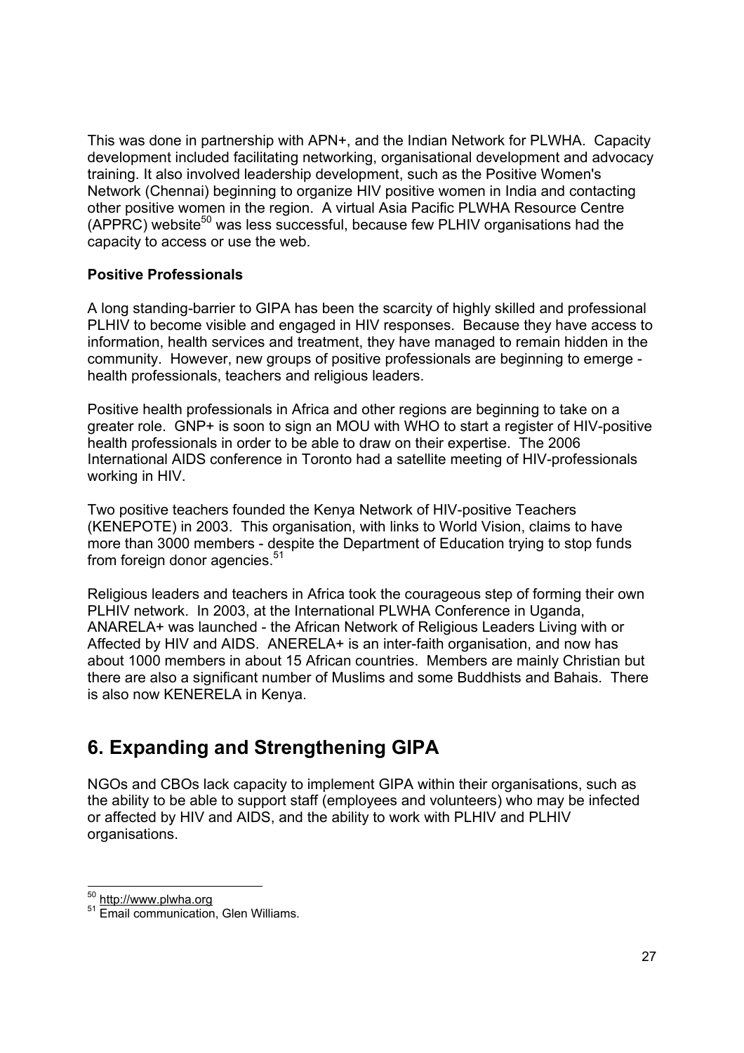This was done in partnership with APN+, and the Indian Network for PLWHA. Capacity development included facilitating networking, organisational development and advocacy training. It also involved leadership development, such as the Positive Women's Network (Chennai) beginning to organize HIV positive women in India and contacting other positive women in the region. A virtual Asia Pacific PLWHA Resource Centre (APPRC) website[50] was less successful, because few PLHIV organisations had the capacity to access or use the web.

**Positive Professionals**

A long standing-barrier to GIPA has been the scarcity of highly skilled and professional PLHIV to become visible and engaged in HIV responses. Because they have access to information, health services and treatment, they have managed to remain hidden in the community. However, new groups of positive professionals are beginning to emerge - health professionals, teachers and religious leaders.

Positive health professionals in Africa and other regions are beginning to take on a greater role. GNP+ is soon to sign an MOU with WHO to start a register of HIV-positive health professionals in order to be able to draw on their expertise. The 2006 International AIDS conference in Toronto had a satellite meeting of HIV-professionals working in HIV.

Two positive teachers founded the Kenya Network of HIV-positive Teachers (KENEPOTE) in 2003. This organisation, with links to World Vision, claims to have more than 3000 members - despite the Department of Education trying to stop funds from foreign donor agencies.[51]

Religious leaders and teachers in Africa took the courageous step of forming their own PLHIV network. In 2003, at the International PLWHA Conference in Uganda, ANARELA+ was launched - the African Network of Religious Leaders Living with or Affected by HIV and AIDS. ANERELA+ is an inter-faith organisation, and now has about 1000 members in about 15 African countries. Members are mainly Christian but there are also a significant number of Muslims and some Buddhists and Bahais. There is also now KENERELA in Kenya.

# 6. Expanding and Strengthening GIPA

NGOs and CBOs lack capacity to implement GIPA within their organisations, such as the ability to be able to support staff (employees and volunteers) who may be infected or affected by HIV and AIDS, and the ability to work with PLHIV and PLHIV organisations.

---

[50] http://www.plwha.org

[51] Email communication, Glen Williams.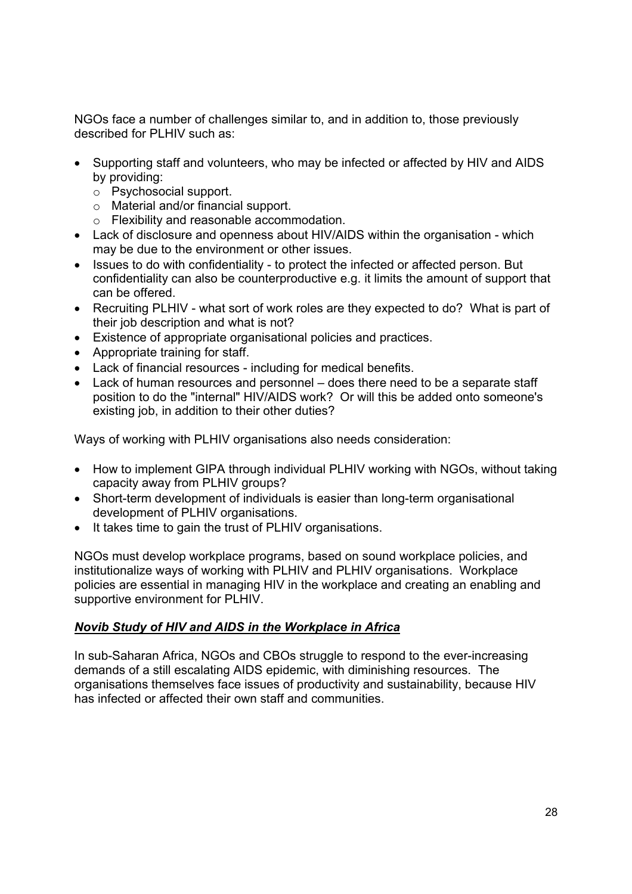NGOs face a number of challenges similar to, and in addition to, those previously described for PLHIV such as:

- Supporting staff and volunteers, who may be infected or affected by HIV and AIDS by providing:
  - Psychosocial support.
  - Material and/or financial support.
  - Flexibility and reasonable accommodation.
- Lack of disclosure and openness about HIV/AIDS within the organisation - which may be due to the environment or other issues.
- Issues to do with confidentiality - to protect the infected or affected person. But confidentiality can also be counterproductive e.g. it limits the amount of support that can be offered.
- Recruiting PLHIV - what sort of work roles are they expected to do? What is part of their job description and what is not?
- Existence of appropriate organisational policies and practices.
- Appropriate training for staff.
- Lack of financial resources - including for medical benefits.
- Lack of human resources and personnel – does there need to be a separate staff position to do the "internal" HIV/AIDS work? Or will this be added onto someone's existing job, in addition to their other duties?

Ways of working with PLHIV organisations also needs consideration:

- How to implement GIPA through individual PLHIV working with NGOs, without taking capacity away from PLHIV groups?
- Short-term development of individuals is easier than long-term organisational development of PLHIV organisations.
- It takes time to gain the trust of PLHIV organisations.

NGOs must develop workplace programs, based on sound workplace policies, and institutionalize ways of working with PLHIV and PLHIV organisations. Workplace policies are essential in managing HIV in the workplace and creating an enabling and supportive environment for PLHIV.

### ***Novib Study of HIV and AIDS in the Workplace in Africa***

In sub-Saharan Africa, NGOs and CBOs struggle to respond to the ever-increasing demands of a still escalating AIDS epidemic, with diminishing resources. The organisations themselves face issues of productivity and sustainability, because HIV has infected or affected their own staff and communities.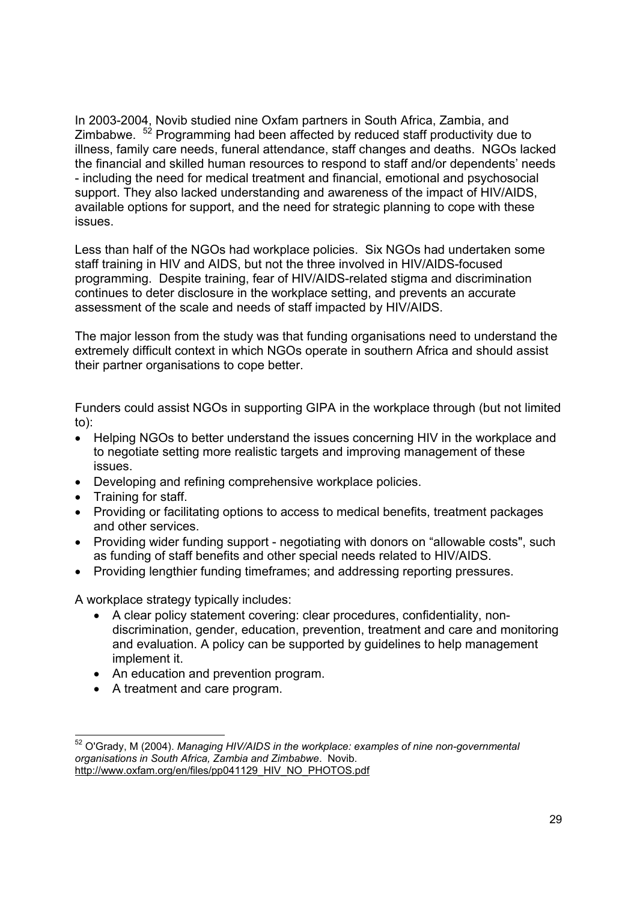In 2003-2004, Novib studied nine Oxfam partners in South Africa, Zambia, and Zimbabwe. [52] Programming had been affected by reduced staff productivity due to illness, family care needs, funeral attendance, staff changes and deaths. NGOs lacked the financial and skilled human resources to respond to staff and/or dependents' needs - including the need for medical treatment and financial, emotional and psychosocial support. They also lacked understanding and awareness of the impact of HIV/AIDS, available options for support, and the need for strategic planning to cope with these issues.

Less than half of the NGOs had workplace policies. Six NGOs had undertaken some staff training in HIV and AIDS, but not the three involved in HIV/AIDS-focused programming. Despite training, fear of HIV/AIDS-related stigma and discrimination continues to deter disclosure in the workplace setting, and prevents an accurate assessment of the scale and needs of staff impacted by HIV/AIDS.

The major lesson from the study was that funding organisations need to understand the extremely difficult context in which NGOs operate in southern Africa and should assist their partner organisations to cope better.

Funders could assist NGOs in supporting GIPA in the workplace through (but not limited to):

- Helping NGOs to better understand the issues concerning HIV in the workplace and to negotiate setting more realistic targets and improving management of these issues.
- Developing and refining comprehensive workplace policies.
- Training for staff.
- Providing or facilitating options to access to medical benefits, treatment packages and other services.
- Providing wider funding support - negotiating with donors on "allowable costs", such as funding of staff benefits and other special needs related to HIV/AIDS.
- Providing lengthier funding timeframes; and addressing reporting pressures.

A workplace strategy typically includes:

- A clear policy statement covering: clear procedures, confidentiality, non-discrimination, gender, education, prevention, treatment and care and monitoring and evaluation. A policy can be supported by guidelines to help management implement it.
- An education and prevention program.
- A treatment and care program.

---

[52] O'Grady, M (2004). *Managing HIV/AIDS in the workplace: examples of nine non-governmental organisations in South Africa, Zambia and Zimbabwe*. Novib. http://www.oxfam.org/en/files/pp041129_HIV_NO_PHOTOS.pdf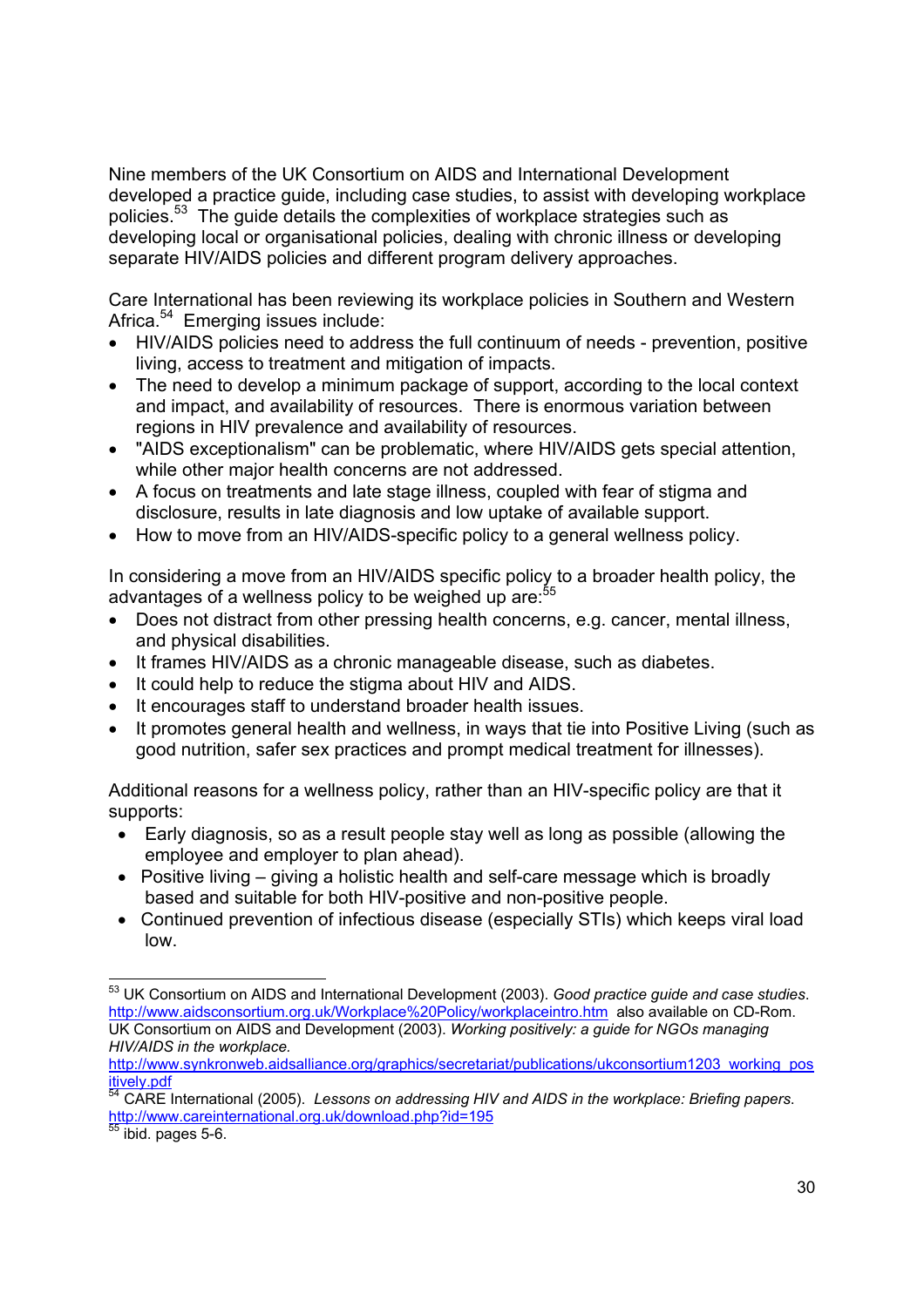Nine members of the UK Consortium on AIDS and International Development developed a practice guide, including case studies, to assist with developing workplace policies.[53] The guide details the complexities of workplace strategies such as developing local or organisational policies, dealing with chronic illness or developing separate HIV/AIDS policies and different program delivery approaches.

Care International has been reviewing its workplace policies in Southern and Western Africa.[54] Emerging issues include:

- HIV/AIDS policies need to address the full continuum of needs - prevention, positive living, access to treatment and mitigation of impacts.
- The need to develop a minimum package of support, according to the local context and impact, and availability of resources. There is enormous variation between regions in HIV prevalence and availability of resources.
- "AIDS exceptionalism" can be problematic, where HIV/AIDS gets special attention, while other major health concerns are not addressed.
- A focus on treatments and late stage illness, coupled with fear of stigma and disclosure, results in late diagnosis and low uptake of available support.
- How to move from an HIV/AIDS-specific policy to a general wellness policy.

In considering a move from an HIV/AIDS specific policy to a broader health policy, the advantages of a wellness policy to be weighed up are:[55]

- Does not distract from other pressing health concerns, e.g. cancer, mental illness, and physical disabilities.
- It frames HIV/AIDS as a chronic manageable disease, such as diabetes.
- It could help to reduce the stigma about HIV and AIDS.
- It encourages staff to understand broader health issues.
- It promotes general health and wellness, in ways that tie into Positive Living (such as good nutrition, safer sex practices and prompt medical treatment for illnesses).

Additional reasons for a wellness policy, rather than an HIV-specific policy are that it supports:

- Early diagnosis, so as a result people stay well as long as possible (allowing the employee and employer to plan ahead).
- Positive living – giving a holistic health and self-care message which is broadly based and suitable for both HIV-positive and non-positive people.
- Continued prevention of infectious disease (especially STIs) which keeps viral load low.

---

[53] UK Consortium on AIDS and International Development (2003). *Good practice guide and case studies.* http://www.aidsconsortium.org.uk/Workplace%20Policy/workplaceintro.htm also available on CD-Rom. UK Consortium on AIDS and Development (2003). *Working positively: a guide for NGOs managing HIV/AIDS in the workplace.* http://www.synkronweb.aidsalliance.org/graphics/secretariat/publications/ukconsortium1203_working_positively.pdf

[54] CARE International (2005). *Lessons on addressing HIV and AIDS in the workplace: Briefing papers.* http://www.careinternational.org.uk/download.php?id=195

[55] ibid. pages 5-6.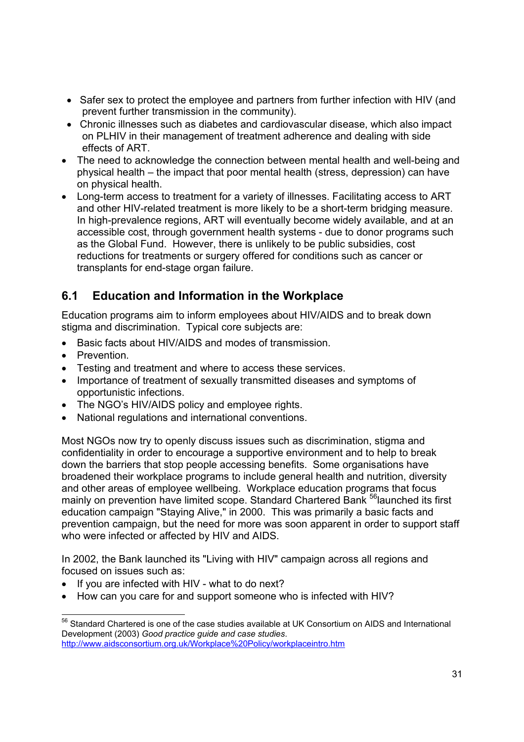- Safer sex to protect the employee and partners from further infection with HIV (and prevent further transmission in the community).
- Chronic illnesses such as diabetes and cardiovascular disease, which also impact on PLHIV in their management of treatment adherence and dealing with side effects of ART.
- The need to acknowledge the connection between mental health and well-being and physical health – the impact that poor mental health (stress, depression) can have on physical health.
- Long-term access to treatment for a variety of illnesses. Facilitating access to ART and other HIV-related treatment is more likely to be a short-term bridging measure. In high-prevalence regions, ART will eventually become widely available, and at an accessible cost, through government health systems - due to donor programs such as the Global Fund. However, there is unlikely to be public subsidies, cost reductions for treatments or surgery offered for conditions such as cancer or transplants for end-stage organ failure.

## 6.1 Education and Information in the Workplace

Education programs aim to inform employees about HIV/AIDS and to break down stigma and discrimination. Typical core subjects are:

- Basic facts about HIV/AIDS and modes of transmission.
- Prevention.
- Testing and treatment and where to access these services.
- Importance of treatment of sexually transmitted diseases and symptoms of opportunistic infections.
- The NGO's HIV/AIDS policy and employee rights.
- National regulations and international conventions.

Most NGOs now try to openly discuss issues such as discrimination, stigma and confidentiality in order to encourage a supportive environment and to help to break down the barriers that stop people accessing benefits. Some organisations have broadened their workplace programs to include general health and nutrition, diversity and other areas of employee wellbeing. Workplace education programs that focus mainly on prevention have limited scope. Standard Chartered Bank [56] launched its first education campaign "Staying Alive," in 2000. This was primarily a basic facts and prevention campaign, but the need for more was soon apparent in order to support staff who were infected or affected by HIV and AIDS.

In 2002, the Bank launched its "Living with HIV" campaign across all regions and focused on issues such as:

- If you are infected with HIV - what to do next?
- How can you care for and support someone who is infected with HIV?

[56] Standard Chartered is one of the case studies available at UK Consortium on AIDS and International Development (2003) *Good practice guide and case studies*. http://www.aidsconsortium.org.uk/Workplace%20Policy/workplaceintro.htm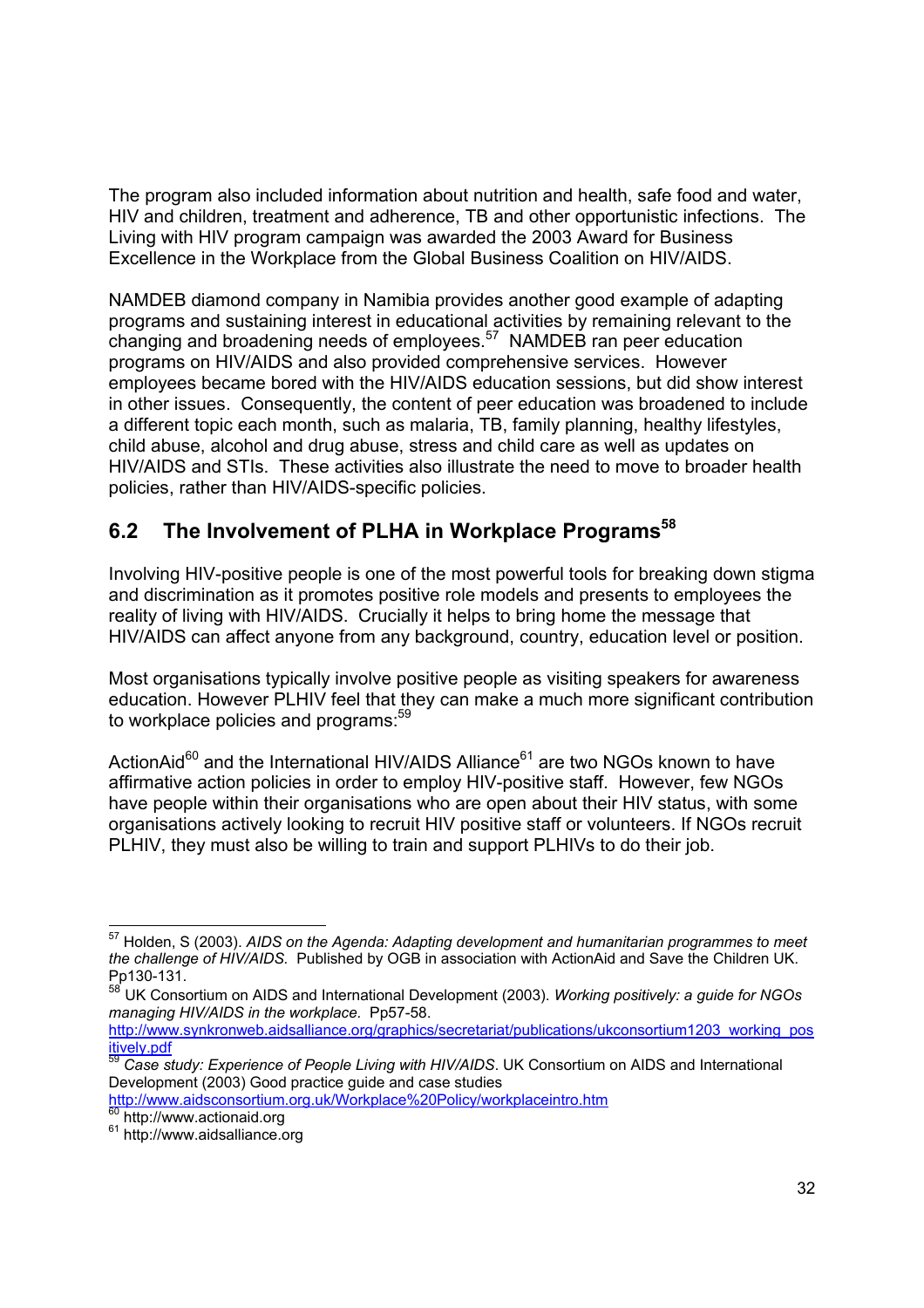The program also included information about nutrition and health, safe food and water, HIV and children, treatment and adherence, TB and other opportunistic infections. The Living with HIV program campaign was awarded the 2003 Award for Business Excellence in the Workplace from the Global Business Coalition on HIV/AIDS.

NAMDEB diamond company in Namibia provides another good example of adapting programs and sustaining interest in educational activities by remaining relevant to the changing and broadening needs of employees.[57] NAMDEB ran peer education programs on HIV/AIDS and also provided comprehensive services. However employees became bored with the HIV/AIDS education sessions, but did show interest in other issues. Consequently, the content of peer education was broadened to include a different topic each month, such as malaria, TB, family planning, healthy lifestyles, child abuse, alcohol and drug abuse, stress and child care as well as updates on HIV/AIDS and STIs. These activities also illustrate the need to move to broader health policies, rather than HIV/AIDS-specific policies.

## 6.2 The Involvement of PLHA in Workplace Programs[58]

Involving HIV-positive people is one of the most powerful tools for breaking down stigma and discrimination as it promotes positive role models and presents to employees the reality of living with HIV/AIDS. Crucially it helps to bring home the message that HIV/AIDS can affect anyone from any background, country, education level or position.

Most organisations typically involve positive people as visiting speakers for awareness education. However PLHIV feel that they can make a much more significant contribution to workplace policies and programs:[59]

ActionAid[60] and the International HIV/AIDS Alliance[61] are two NGOs known to have affirmative action policies in order to employ HIV-positive staff. However, few NGOs have people within their organisations who are open about their HIV status, with some organisations actively looking to recruit HIV positive staff or volunteers. If NGOs recruit PLHIV, they must also be willing to train and support PLHIVs to do their job.

---

[57] Holden, S (2003). *AIDS on the Agenda: Adapting development and humanitarian programmes to meet the challenge of HIV/AIDS.* Published by OGB in association with ActionAid and Save the Children UK. Pp130-131.

[58] UK Consortium on AIDS and International Development (2003). *Working positively: a guide for NGOs managing HIV/AIDS in the workplace.* Pp57-58. http://www.synkronweb.aidsalliance.org/graphics/secretariat/publications/ukconsortium1203_working_positively.pdf

[59] *Case study: Experience of People Living with HIV/AIDS*. UK Consortium on AIDS and International Development (2003) Good practice guide and case studies http://www.aidsconsortium.org.uk/Workplace%20Policy/workplaceintro.htm

[60] http://www.actionaid.org

[61] http://www.aidsalliance.org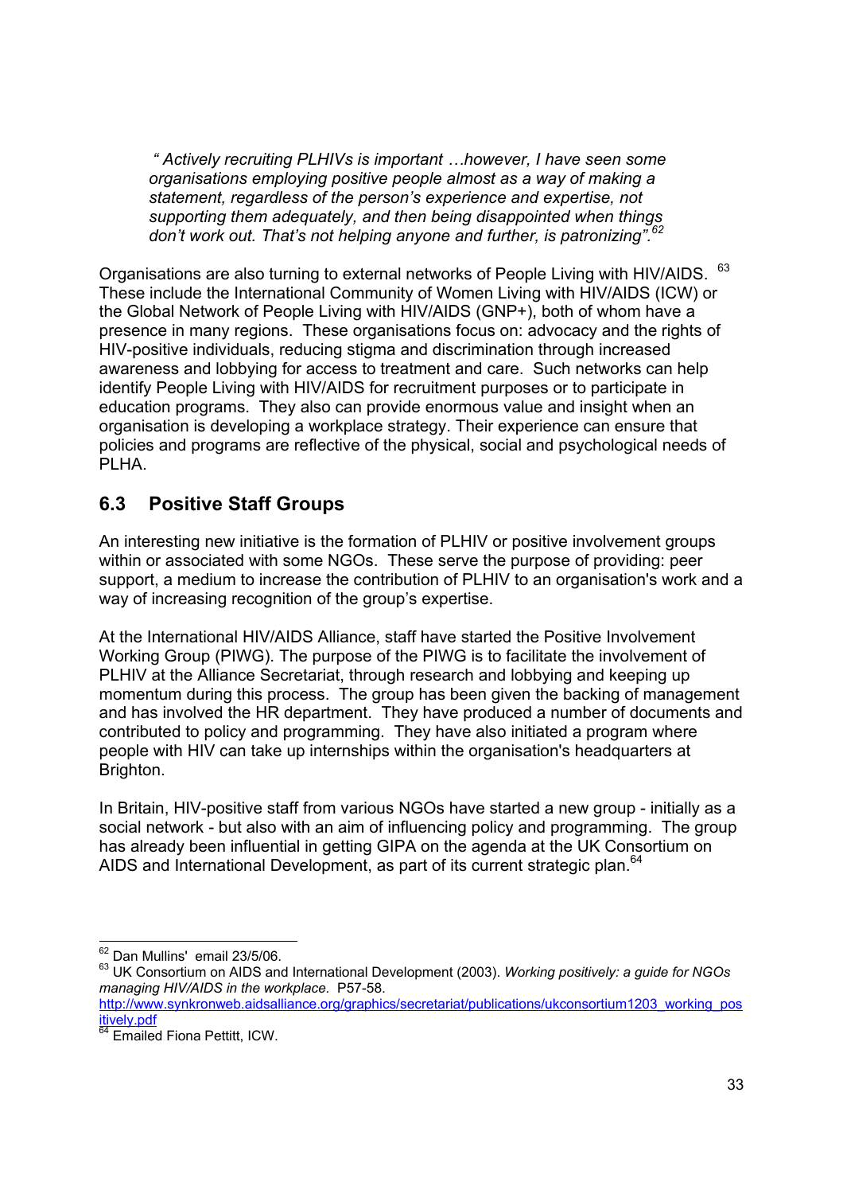> *" Actively recruiting PLHIVs is important …however, I have seen some organisations employing positive people almost as a way of making a statement, regardless of the person's experience and expertise, not supporting them adequately, and then being disappointed when things don't work out. That's not helping anyone and further, is patronizing".*[62]

Organisations are also turning to external networks of People Living with HIV/AIDS. [63] These include the International Community of Women Living with HIV/AIDS (ICW) or the Global Network of People Living with HIV/AIDS (GNP+), both of whom have a presence in many regions. These organisations focus on: advocacy and the rights of HIV-positive individuals, reducing stigma and discrimination through increased awareness and lobbying for access to treatment and care. Such networks can help identify People Living with HIV/AIDS for recruitment purposes or to participate in education programs. They also can provide enormous value and insight when an organisation is developing a workplace strategy. Their experience can ensure that policies and programs are reflective of the physical, social and psychological needs of PLHA.

## 6.3 Positive Staff Groups

An interesting new initiative is the formation of PLHIV or positive involvement groups within or associated with some NGOs. These serve the purpose of providing: peer support, a medium to increase the contribution of PLHIV to an organisation's work and a way of increasing recognition of the group's expertise.

At the International HIV/AIDS Alliance, staff have started the Positive Involvement Working Group (PIWG). The purpose of the PIWG is to facilitate the involvement of PLHIV at the Alliance Secretariat, through research and lobbying and keeping up momentum during this process. The group has been given the backing of management and has involved the HR department. They have produced a number of documents and contributed to policy and programming. They have also initiated a program where people with HIV can take up internships within the organisation's headquarters at Brighton.

In Britain, HIV-positive staff from various NGOs have started a new group - initially as a social network - but also with an aim of influencing policy and programming. The group has already been influential in getting GIPA on the agenda at the UK Consortium on AIDS and International Development, as part of its current strategic plan.[64]

---

[62] Dan Mullins' email 23/5/06.

[63] UK Consortium on AIDS and International Development (2003). *Working positively: a guide for NGOs managing HIV/AIDS in the workplace.* P57-58. http://www.synkronweb.aidsalliance.org/graphics/secretariat/publications/ukconsortium1203_working_positively.pdf

[64] Emailed Fiona Pettitt, ICW.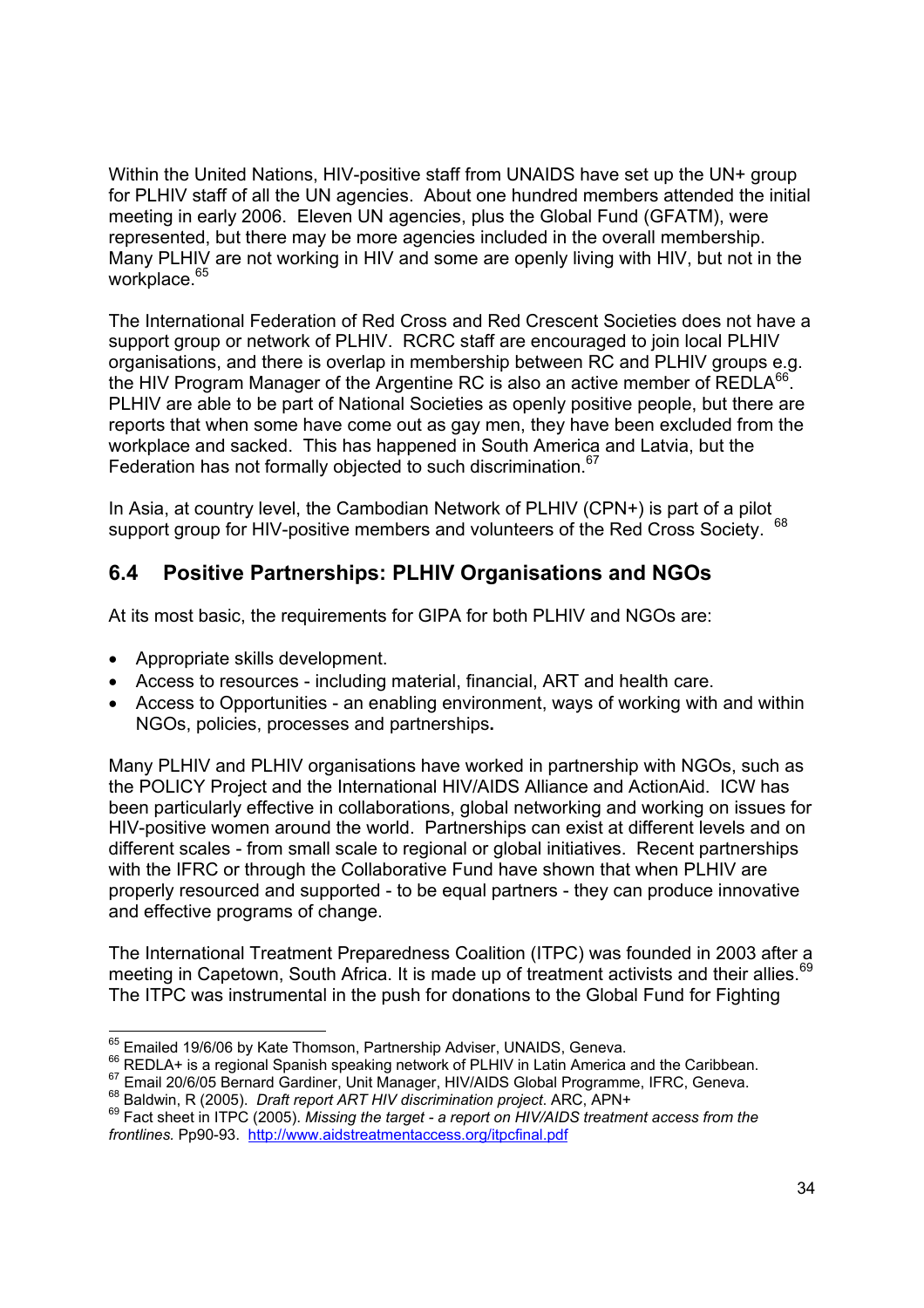Within the United Nations, HIV-positive staff from UNAIDS have set up the UN+ group for PLHIV staff of all the UN agencies. About one hundred members attended the initial meeting in early 2006. Eleven UN agencies, plus the Global Fund (GFATM), were represented, but there may be more agencies included in the overall membership. Many PLHIV are not working in HIV and some are openly living with HIV, but not in the workplace.[65]

The International Federation of Red Cross and Red Crescent Societies does not have a support group or network of PLHIV. RCRC staff are encouraged to join local PLHIV organisations, and there is overlap in membership between RC and PLHIV groups e.g. the HIV Program Manager of the Argentine RC is also an active member of REDLA[66]. PLHIV are able to be part of National Societies as openly positive people, but there are reports that when some have come out as gay men, they have been excluded from the workplace and sacked. This has happened in South America and Latvia, but the Federation has not formally objected to such discrimination.[67]

In Asia, at country level, the Cambodian Network of PLHIV (CPN+) is part of a pilot support group for HIV-positive members and volunteers of the Red Cross Society. [68]

## 6.4 Positive Partnerships: PLHIV Organisations and NGOs

At its most basic, the requirements for GIPA for both PLHIV and NGOs are:

- Appropriate skills development.
- Access to resources - including material, financial, ART and health care.
- Access to Opportunities - an enabling environment, ways of working with and within NGOs, policies, processes and partnerships**.**

Many PLHIV and PLHIV organisations have worked in partnership with NGOs, such as the POLICY Project and the International HIV/AIDS Alliance and ActionAid. ICW has been particularly effective in collaborations, global networking and working on issues for HIV-positive women around the world. Partnerships can exist at different levels and on different scales - from small scale to regional or global initiatives. Recent partnerships with the IFRC or through the Collaborative Fund have shown that when PLHIV are properly resourced and supported - to be equal partners - they can produce innovative and effective programs of change.

The International Treatment Preparedness Coalition (ITPC) was founded in 2003 after a meeting in Capetown, South Africa. It is made up of treatment activists and their allies.[69] The ITPC was instrumental in the push for donations to the Global Fund for Fighting

---

[65] Emailed 19/6/06 by Kate Thomson, Partnership Adviser, UNAIDS, Geneva.

[66] REDLA+ is a regional Spanish speaking network of PLHIV in Latin America and the Caribbean.

[67] Email 20/6/05 Bernard Gardiner, Unit Manager, HIV/AIDS Global Programme, IFRC, Geneva.

[68] Baldwin, R (2005). *Draft report ART HIV discrimination project.* ARC, APN+

[69] Fact sheet in ITPC (2005). *Missing the target - a report on HIV/AIDS treatment access from the frontlines.* Pp90-93. http://www.aidstreatmentaccess.org/itpcfinal.pdf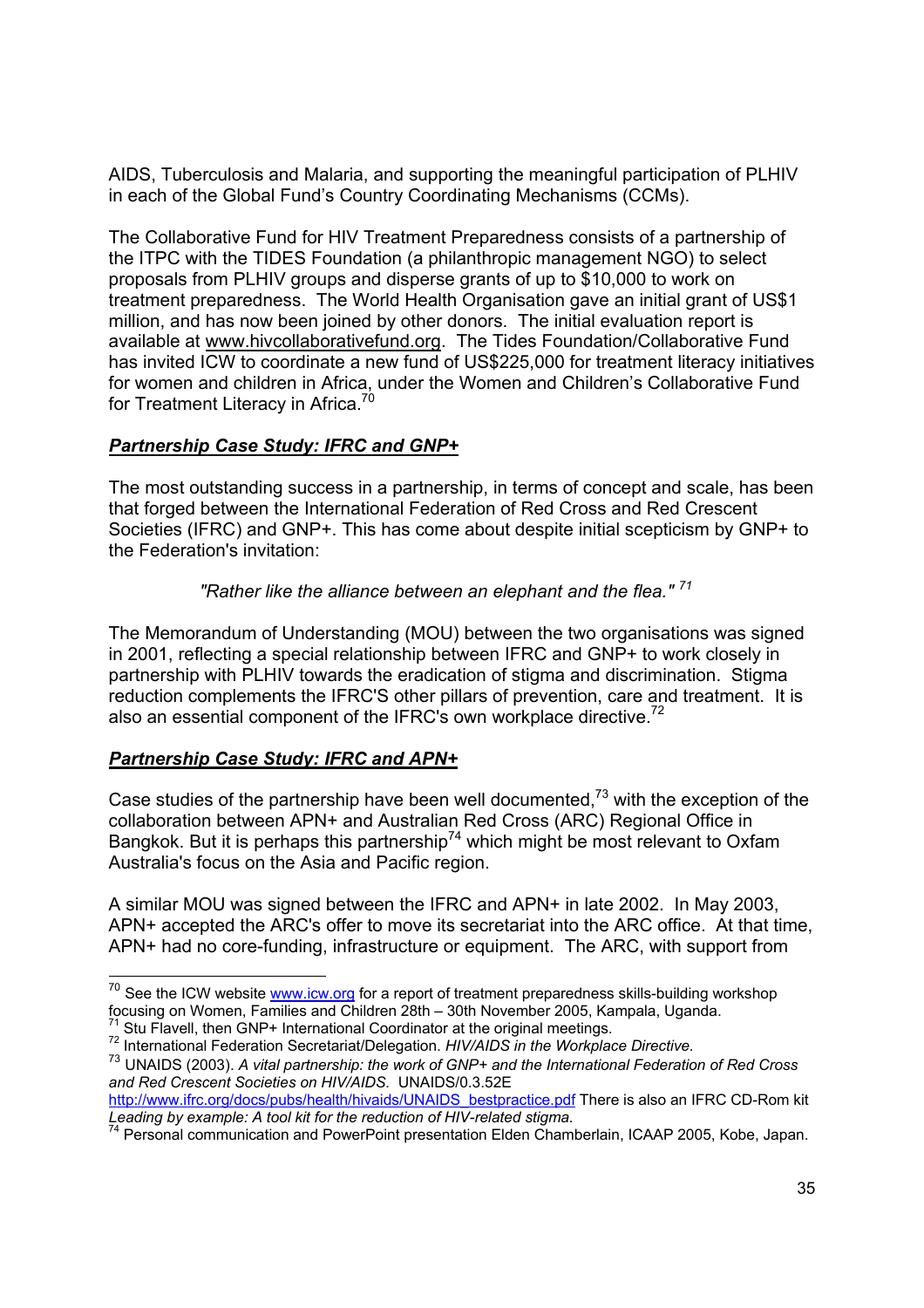AIDS, Tuberculosis and Malaria, and supporting the meaningful participation of PLHIV in each of the Global Fund's Country Coordinating Mechanisms (CCMs).

The Collaborative Fund for HIV Treatment Preparedness consists of a partnership of the ITPC with the TIDES Foundation (a philanthropic management NGO) to select proposals from PLHIV groups and disperse grants of up to $10,000 to work on treatment preparedness. The World Health Organisation gave an initial grant of US$1 million, and has now been joined by other donors. The initial evaluation report is available at www.hivcollaborativefund.org. The Tides Foundation/Collaborative Fund has invited ICW to coordinate a new fund of US$225,000 for treatment literacy initiatives for women and children in Africa, under the Women and Children's Collaborative Fund for Treatment Literacy in Africa.[70]

***Partnership Case Study: IFRC and GNP+***

The most outstanding success in a partnership, in terms of concept and scale, has been that forged between the International Federation of Red Cross and Red Crescent Societies (IFRC) and GNP+. This has come about despite initial scepticism by GNP+ to the Federation's invitation:

> *"Rather like the alliance between an elephant and the flea."* [71]

The Memorandum of Understanding (MOU) between the two organisations was signed in 2001, reflecting a special relationship between IFRC and GNP+ to work closely in partnership with PLHIV towards the eradication of stigma and discrimination. Stigma reduction complements the IFRC'S other pillars of prevention, care and treatment. It is also an essential component of the IFRC's own workplace directive.[72]

***Partnership Case Study: IFRC and APN+***

Case studies of the partnership have been well documented,[73] with the exception of the collaboration between APN+ and Australian Red Cross (ARC) Regional Office in Bangkok. But it is perhaps this partnership[74] which might be most relevant to Oxfam Australia's focus on the Asia and Pacific region.

A similar MOU was signed between the IFRC and APN+ in late 2002. In May 2003, APN+ accepted the ARC's offer to move its secretariat into the ARC office. At that time, APN+ had no core-funding, infrastructure or equipment. The ARC, with support from

---

[70] See the ICW website www.icw.org for a report of treatment preparedness skills-building workshop focusing on Women, Families and Children 28th – 30th November 2005, Kampala, Uganda.

[71] Stu Flavell, then GNP+ International Coordinator at the original meetings.

[72] International Federation Secretariat/Delegation. *HIV/AIDS in the Workplace Directive.*

[73] UNAIDS (2003). *A vital partnership: the work of GNP+ and the International Federation of Red Cross and Red Crescent Societies on HIV/AIDS.* UNAIDS/0.3.52E http://www.ifrc.org/docs/pubs/health/hivaids/UNAIDS_bestpractice.pdf There is also an IFRC CD-Rom kit *Leading by example: A tool kit for the reduction of HIV-related stigma.*

[74] Personal communication and PowerPoint presentation Elden Chamberlain, ICAAP 2005, Kobe, Japan.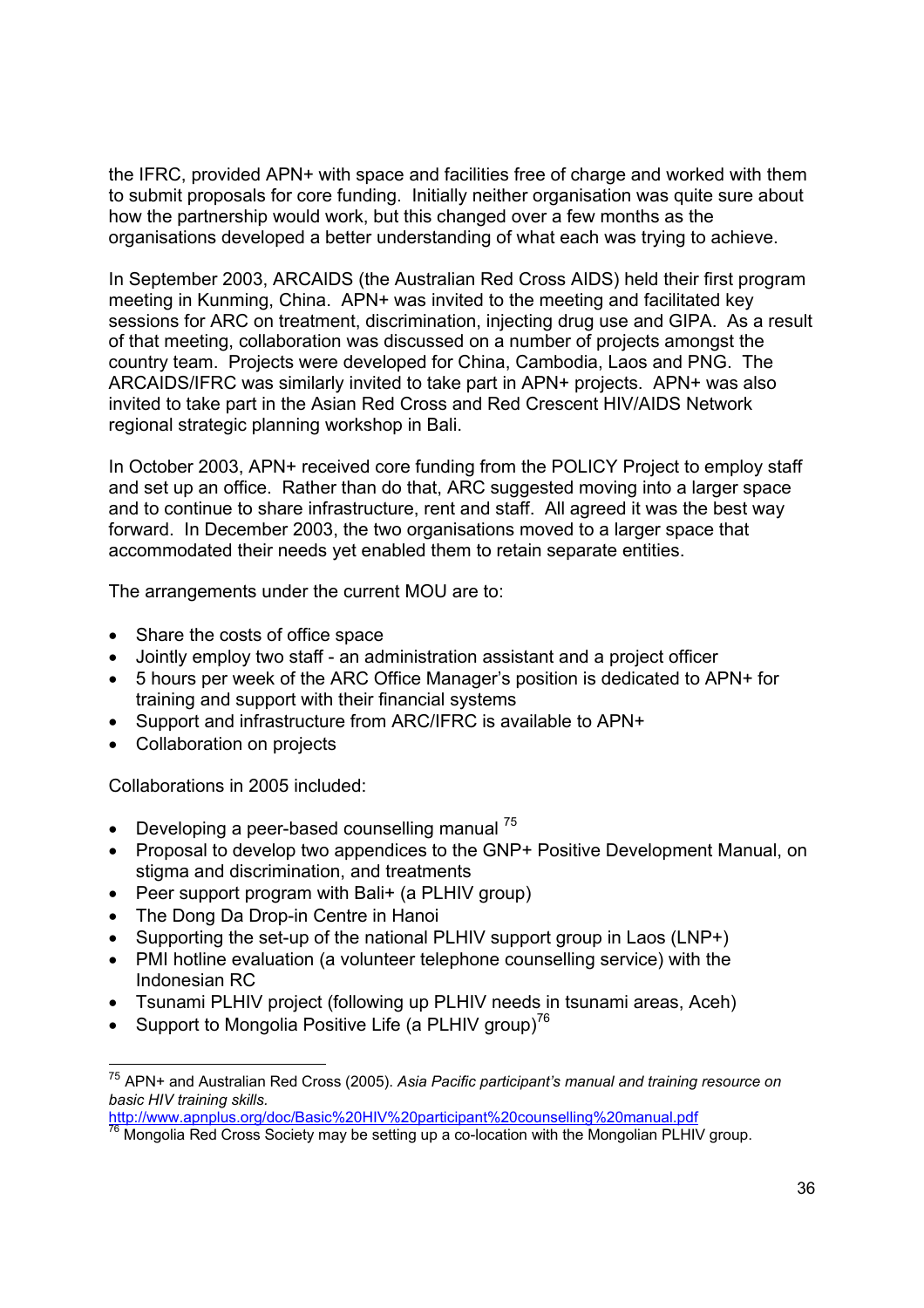the IFRC, provided APN+ with space and facilities free of charge and worked with them to submit proposals for core funding. Initially neither organisation was quite sure about how the partnership would work, but this changed over a few months as the organisations developed a better understanding of what each was trying to achieve.

In September 2003, ARCAIDS (the Australian Red Cross AIDS) held their first program meeting in Kunming, China. APN+ was invited to the meeting and facilitated key sessions for ARC on treatment, discrimination, injecting drug use and GIPA. As a result of that meeting, collaboration was discussed on a number of projects amongst the country team. Projects were developed for China, Cambodia, Laos and PNG. The ARCAIDS/IFRC was similarly invited to take part in APN+ projects. APN+ was also invited to take part in the Asian Red Cross and Red Crescent HIV/AIDS Network regional strategic planning workshop in Bali.

In October 2003, APN+ received core funding from the POLICY Project to employ staff and set up an office. Rather than do that, ARC suggested moving into a larger space and to continue to share infrastructure, rent and staff. All agreed it was the best way forward. In December 2003, the two organisations moved to a larger space that accommodated their needs yet enabled them to retain separate entities.

The arrangements under the current MOU are to:

- Share the costs of office space
- Jointly employ two staff - an administration assistant and a project officer
- 5 hours per week of the ARC Office Manager's position is dedicated to APN+ for training and support with their financial systems
- Support and infrastructure from ARC/IFRC is available to APN+
- Collaboration on projects

Collaborations in 2005 included:

- Developing a peer-based counselling manual [75]
- Proposal to develop two appendices to the GNP+ Positive Development Manual, on stigma and discrimination, and treatments
- Peer support program with Bali+ (a PLHIV group)
- The Dong Da Drop-in Centre in Hanoi
- Supporting the set-up of the national PLHIV support group in Laos (LNP+)
- PMI hotline evaluation (a volunteer telephone counselling service) with the Indonesian RC
- Tsunami PLHIV project (following up PLHIV needs in tsunami areas, Aceh)
- Support to Mongolia Positive Life (a PLHIV group)[76]

---

[75] APN+ and Australian Red Cross (2005). *Asia Pacific participant's manual and training resource on basic HIV training skills.* http://www.apnplus.org/doc/Basic%20HIV%20participant%20counselling%20manual.pdf

[76] Mongolia Red Cross Society may be setting up a co-location with the Mongolian PLHIV group.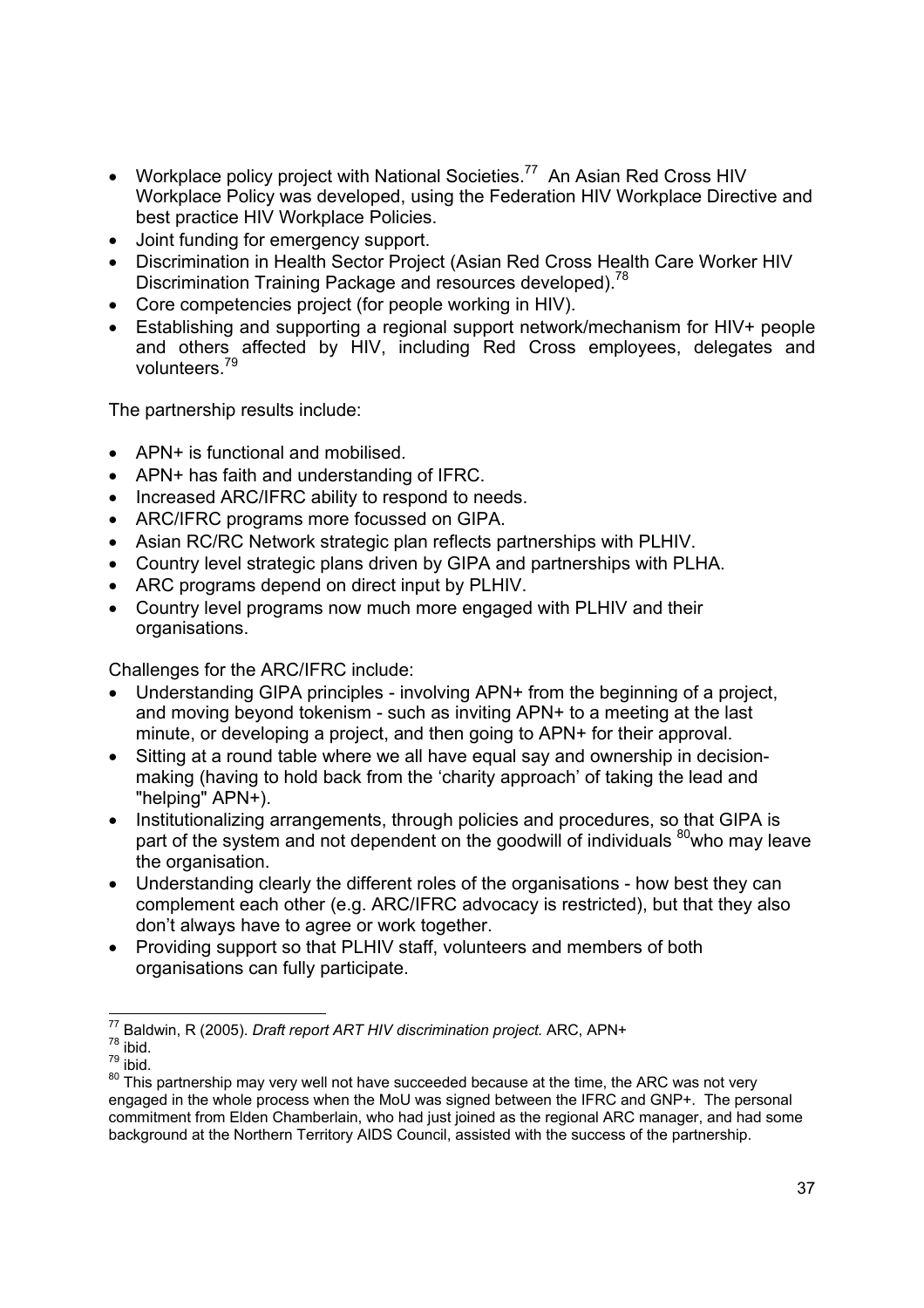- Workplace policy project with National Societies.[77] An Asian Red Cross HIV Workplace Policy was developed, using the Federation HIV Workplace Directive and best practice HIV Workplace Policies.
- Joint funding for emergency support.
- Discrimination in Health Sector Project (Asian Red Cross Health Care Worker HIV Discrimination Training Package and resources developed).[78]
- Core competencies project (for people working in HIV).
- Establishing and supporting a regional support network/mechanism for HIV+ people and others affected by HIV, including Red Cross employees, delegates and volunteers.[79]

The partnership results include:

- APN+ is functional and mobilised.
- APN+ has faith and understanding of IFRC.
- Increased ARC/IFRC ability to respond to needs.
- ARC/IFRC programs more focussed on GIPA.
- Asian RC/RC Network strategic plan reflects partnerships with PLHIV.
- Country level strategic plans driven by GIPA and partnerships with PLHA.
- ARC programs depend on direct input by PLHIV.
- Country level programs now much more engaged with PLHIV and their organisations.

Challenges for the ARC/IFRC include:

- Understanding GIPA principles - involving APN+ from the beginning of a project, and moving beyond tokenism - such as inviting APN+ to a meeting at the last minute, or developing a project, and then going to APN+ for their approval.
- Sitting at a round table where we all have equal say and ownership in decision-making (having to hold back from the 'charity approach' of taking the lead and "helping" APN+).
- Institutionalizing arrangements, through policies and procedures, so that GIPA is part of the system and not dependent on the goodwill of individuals [80]who may leave the organisation.
- Understanding clearly the different roles of the organisations - how best they can complement each other (e.g. ARC/IFRC advocacy is restricted), but that they also don't always have to agree or work together.
- Providing support so that PLHIV staff, volunteers and members of both organisations can fully participate.

---

[77] Baldwin, R (2005). *Draft report ART HIV discrimination project.* ARC, APN+

[78] ibid.

[79] ibid.

[80] This partnership may very well not have succeeded because at the time, the ARC was not very engaged in the whole process when the MoU was signed between the IFRC and GNP+. The personal commitment from Elden Chamberlain, who had just joined as the regional ARC manager, and had some background at the Northern Territory AIDS Council, assisted with the success of the partnership.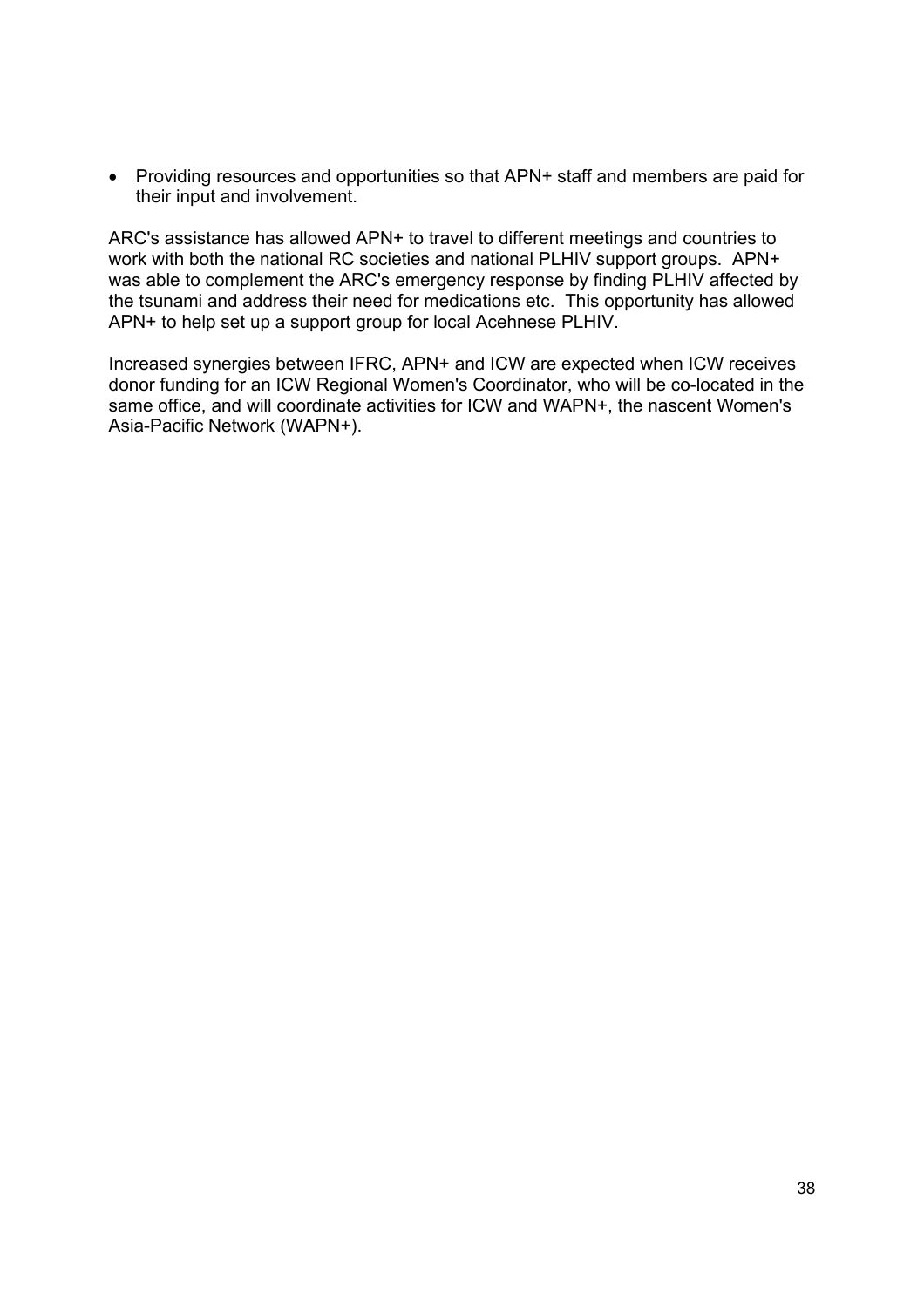- Providing resources and opportunities so that APN+ staff and members are paid for their input and involvement.

ARC's assistance has allowed APN+ to travel to different meetings and countries to work with both the national RC societies and national PLHIV support groups. APN+ was able to complement the ARC's emergency response by finding PLHIV affected by the tsunami and address their need for medications etc. This opportunity has allowed APN+ to help set up a support group for local Acehnese PLHIV.

Increased synergies between IFRC, APN+ and ICW are expected when ICW receives donor funding for an ICW Regional Women's Coordinator, who will be co-located in the same office, and will coordinate activities for ICW and WAPN+, the nascent Women's Asia-Pacific Network (WAPN+).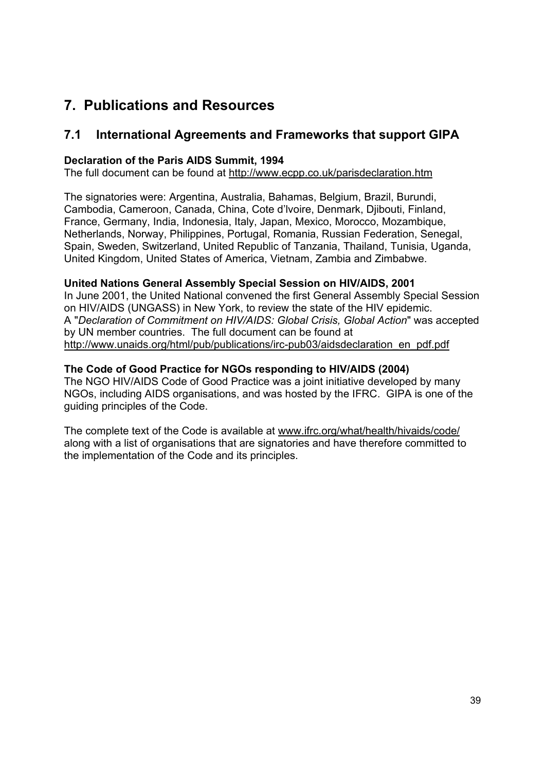# 7. Publications and Resources

## 7.1 International Agreements and Frameworks that support GIPA

**Declaration of the Paris AIDS Summit, 1994**
The full document can be found at http://www.ecpp.co.uk/parisdeclaration.htm

The signatories were: Argentina, Australia, Bahamas, Belgium, Brazil, Burundi, Cambodia, Cameroon, Canada, China, Cote d'Ivoire, Denmark, Djibouti, Finland, France, Germany, India, Indonesia, Italy, Japan, Mexico, Morocco, Mozambique, Netherlands, Norway, Philippines, Portugal, Romania, Russian Federation, Senegal, Spain, Sweden, Switzerland, United Republic of Tanzania, Thailand, Tunisia, Uganda, United Kingdom, United States of America, Vietnam, Zambia and Zimbabwe.

**United Nations General Assembly Special Session on HIV/AIDS, 2001**
In June 2001, the United National convened the first General Assembly Special Session on HIV/AIDS (UNGASS) in New York, to review the state of the HIV epidemic. A "*Declaration of Commitment on HIV/AIDS: Global Crisis, Global Action*" was accepted by UN member countries. The full document can be found at http://www.unaids.org/html/pub/publications/irc-pub03/aidsdeclaration_en_pdf.pdf

**The Code of Good Practice for NGOs responding to HIV/AIDS (2004)**
The NGO HIV/AIDS Code of Good Practice was a joint initiative developed by many NGOs, including AIDS organisations, and was hosted by the IFRC. GIPA is one of the guiding principles of the Code.

The complete text of the Code is available at www.ifrc.org/what/health/hivaids/code/ along with a list of organisations that are signatories and have therefore committed to the implementation of the Code and its principles.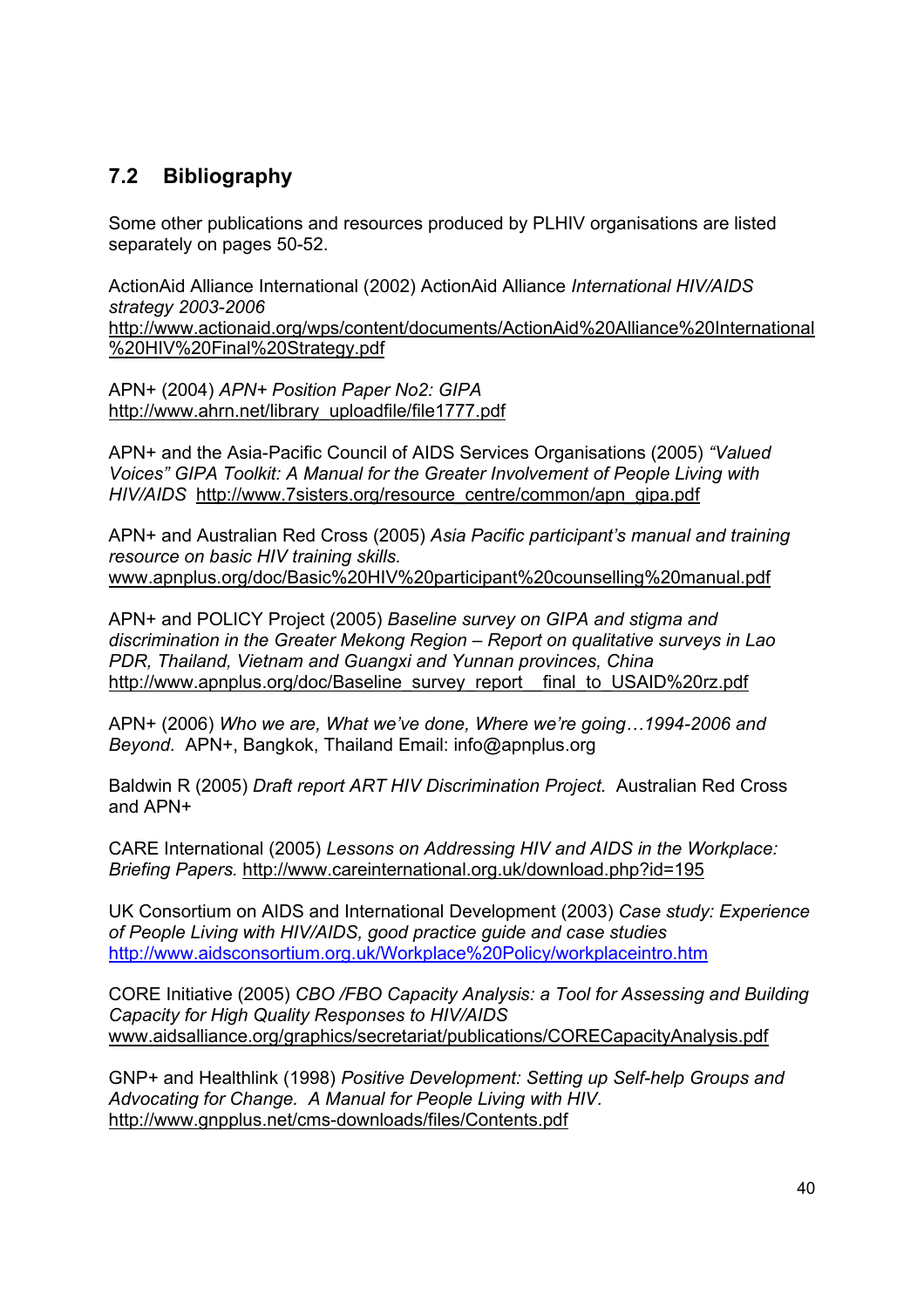## 7.2 Bibliography

Some other publications and resources produced by PLHIV organisations are listed separately on pages 50-52.

ActionAid Alliance International (2002) ActionAid Alliance *International HIV/AIDS strategy 2003-2006* http://www.actionaid.org/wps/content/documents/ActionAid%20Alliance%20International%20HIV%20Final%20Strategy.pdf

APN+ (2004) *APN+ Position Paper No2: GIPA* http://www.ahrn.net/library_uploadfile/file1777.pdf

APN+ and the Asia-Pacific Council of AIDS Services Organisations (2005) *"Valued Voices" GIPA Toolkit: A Manual for the Greater Involvement of People Living with HIV/AIDS* http://www.7sisters.org/resource_centre/common/apn_gipa.pdf

APN+ and Australian Red Cross (2005) *Asia Pacific participant's manual and training resource on basic HIV training skills.* www.apnplus.org/doc/Basic%20HIV%20participant%20counselling%20manual.pdf

APN+ and POLICY Project (2005) *Baseline survey on GIPA and stigma and discrimination in the Greater Mekong Region – Report on qualitative surveys in Lao PDR, Thailand, Vietnam and Guangxi and Yunnan provinces, China* http://www.apnplus.org/doc/Baseline_survey_report__final_to_USAID%20rz.pdf

APN+ (2006) *Who we are, What we've done, Where we're going…1994-2006 and Beyond.* APN+, Bangkok, Thailand Email: info@apnplus.org

Baldwin R (2005) *Draft report ART HIV Discrimination Project.* Australian Red Cross and APN+

CARE International (2005) *Lessons on Addressing HIV and AIDS in the Workplace: Briefing Papers.* http://www.careinternational.org.uk/download.php?id=195

UK Consortium on AIDS and International Development (2003) *Case study: Experience of People Living with HIV/AIDS, good practice guide and case studies* http://www.aidsconsortium.org.uk/Workplace%20Policy/workplaceintro.htm

CORE Initiative (2005) *CBO /FBO Capacity Analysis: a Tool for Assessing and Building Capacity for High Quality Responses to HIV/AIDS* www.aidsalliance.org/graphics/secretariat/publications/CORECapacityAnalysis.pdf

GNP+ and Healthlink (1998) *Positive Development: Setting up Self-help Groups and Advocating for Change. A Manual for People Living with HIV.* http://www.gnpplus.net/cms-downloads/files/Contents.pdf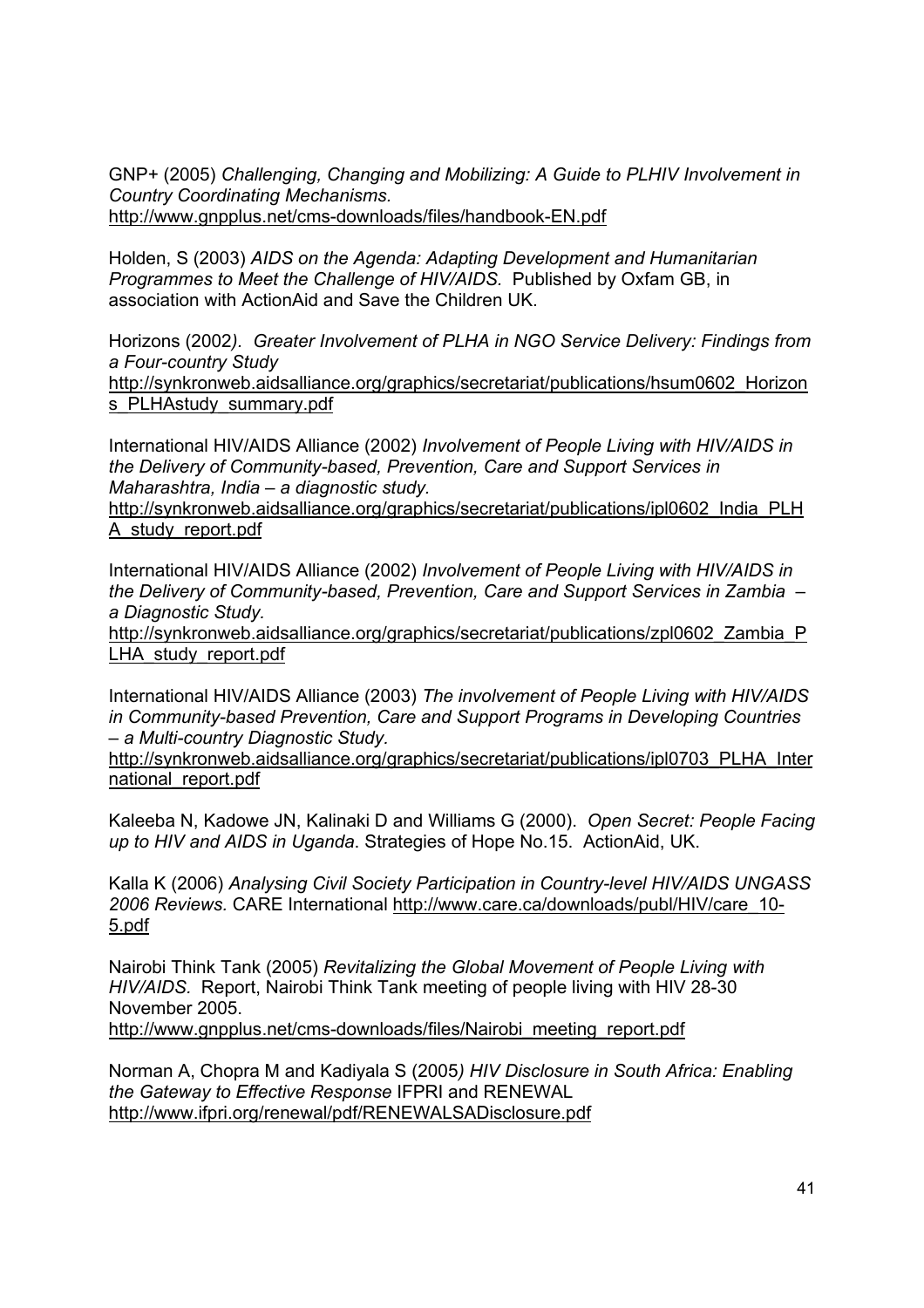GNP+ (2005) *Challenging, Changing and Mobilizing: A Guide to PLHIV Involvement in Country Coordinating Mechanisms.* http://www.gnpplus.net/cms-downloads/files/handbook-EN.pdf

Holden, S (2003) *AIDS on the Agenda: Adapting Development and Humanitarian Programmes to Meet the Challenge of HIV/AIDS.* Published by Oxfam GB, in association with ActionAid and Save the Children UK.

Horizons (2002*). Greater Involvement of PLHA in NGO Service Delivery: Findings from a Four-country Study* http://synkronweb.aidsalliance.org/graphics/secretariat/publications/hsum0602_Horizons_PLHAstudy_summary.pdf

International HIV/AIDS Alliance (2002) *Involvement of People Living with HIV/AIDS in the Delivery of Community-based, Prevention, Care and Support Services in Maharashtra, India – a diagnostic study.* http://synkronweb.aidsalliance.org/graphics/secretariat/publications/ipl0602_India_PLHA_study_report.pdf

International HIV/AIDS Alliance (2002) *Involvement of People Living with HIV/AIDS in the Delivery of Community-based, Prevention, Care and Support Services in Zambia – a Diagnostic Study.* http://synkronweb.aidsalliance.org/graphics/secretariat/publications/zpl0602_Zambia_PLHA_study_report.pdf

International HIV/AIDS Alliance (2003) *The involvement of People Living with HIV/AIDS in Community-based Prevention, Care and Support Programs in Developing Countries – a Multi-country Diagnostic Study.* http://synkronweb.aidsalliance.org/graphics/secretariat/publications/ipl0703_PLHA_International_report.pdf

Kaleeba N, Kadowe JN, Kalinaki D and Williams G (2000). *Open Secret: People Facing up to HIV and AIDS in Uganda*. Strategies of Hope No.15. ActionAid, UK.

Kalla K (2006) *Analysing Civil Society Participation in Country-level HIV/AIDS UNGASS 2006 Reviews.* CARE International http://www.care.ca/downloads/publ/HIV/care_10-5.pdf

Nairobi Think Tank (2005) *Revitalizing the Global Movement of People Living with HIV/AIDS.* Report, Nairobi Think Tank meeting of people living with HIV 28-30 November 2005. http://www.gnpplus.net/cms-downloads/files/Nairobi_meeting_report.pdf

Norman A, Chopra M and Kadiyala S (2005*) HIV Disclosure in South Africa: Enabling the Gateway to Effective Response* IFPRI and RENEWAL http://www.ifpri.org/renewal/pdf/RENEWALSADisclosure.pdf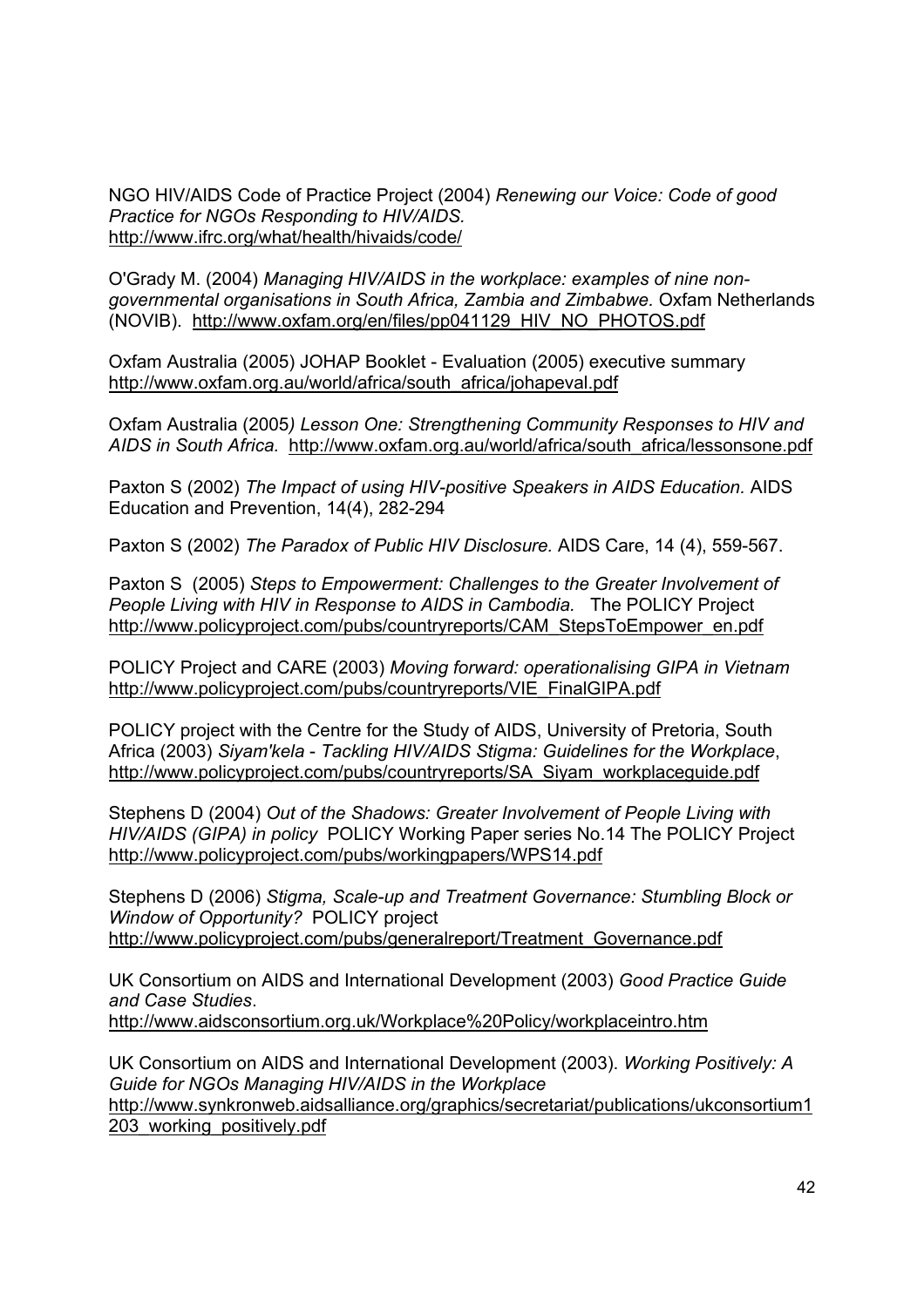NGO HIV/AIDS Code of Practice Project (2004) *Renewing our Voice: Code of good Practice for NGOs Responding to HIV/AIDS.* http://www.ifrc.org/what/health/hivaids/code/

O'Grady M. (2004) *Managing HIV/AIDS in the workplace: examples of nine non-governmental organisations in South Africa, Zambia and Zimbabwe.* Oxfam Netherlands (NOVIB). http://www.oxfam.org/en/files/pp041129_HIV_NO_PHOTOS.pdf

Oxfam Australia (2005) JOHAP Booklet - Evaluation (2005) executive summary http://www.oxfam.org.au/world/africa/south_africa/johapeval.pdf

Oxfam Australia (2005*) Lesson One: Strengthening Community Responses to HIV and AIDS in South Africa.* http://www.oxfam.org.au/world/africa/south_africa/lessonsone.pdf

Paxton S (2002) *The Impact of using HIV-positive Speakers in AIDS Education.* AIDS Education and Prevention, 14(4), 282-294

Paxton S (2002) *The Paradox of Public HIV Disclosure.* AIDS Care, 14 (4), 559-567.

Paxton S (2005) *Steps to Empowerment: Challenges to the Greater Involvement of People Living with HIV in Response to AIDS in Cambodia.* The POLICY Project http://www.policyproject.com/pubs/countryreports/CAM_StepsToEmpower_en.pdf

POLICY Project and CARE (2003) *Moving forward: operationalising GIPA in Vietnam* http://www.policyproject.com/pubs/countryreports/VIE_FinalGIPA.pdf

POLICY project with the Centre for the Study of AIDS, University of Pretoria, South Africa (2003) *Siyam'kela - Tackling HIV/AIDS Stigma: Guidelines for the Workplace*, http://www.policyproject.com/pubs/countryreports/SA_Siyam_workplaceguide.pdf

Stephens D (2004) *Out of the Shadows: Greater Involvement of People Living with HIV/AIDS (GIPA) in policy* POLICY Working Paper series No.14 The POLICY Project http://www.policyproject.com/pubs/workingpapers/WPS14.pdf

Stephens D (2006) *Stigma, Scale-up and Treatment Governance: Stumbling Block or Window of Opportunity?* POLICY project http://www.policyproject.com/pubs/generalreport/Treatment_Governance.pdf

UK Consortium on AIDS and International Development (2003) *Good Practice Guide and Case Studies*. http://www.aidsconsortium.org.uk/Workplace%20Policy/workplaceintro.htm

UK Consortium on AIDS and International Development (2003). *Working Positively: A Guide for NGOs Managing HIV/AIDS in the Workplace* http://www.synkronweb.aidsalliance.org/graphics/secretariat/publications/ukconsortium1203_working_positively.pdf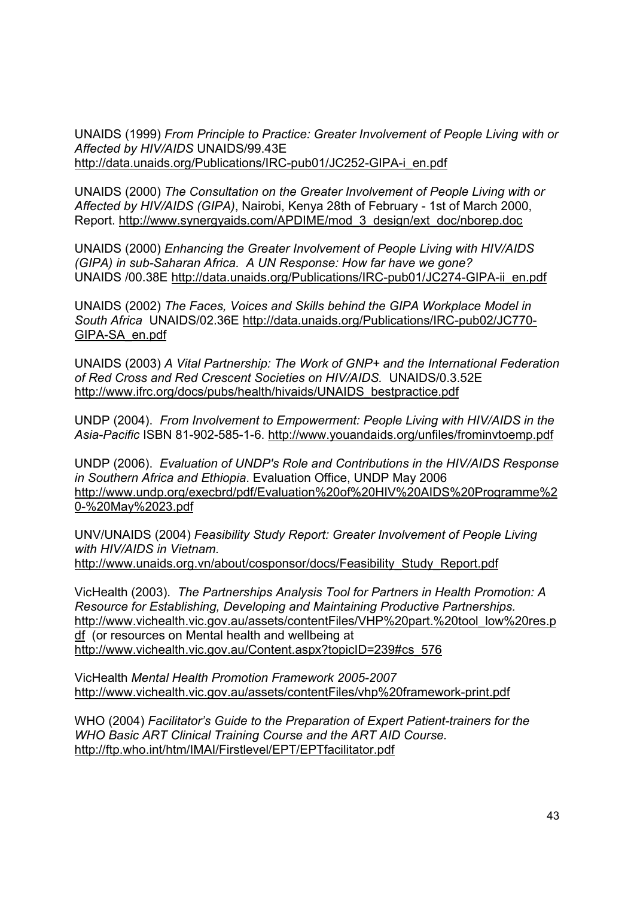UNAIDS (1999) *From Principle to Practice: Greater Involvement of People Living with or Affected by HIV/AIDS* UNAIDS/99.43E
http://data.unaids.org/Publications/IRC-pub01/JC252-GIPA-i_en.pdf

UNAIDS (2000) *The Consultation on the Greater Involvement of People Living with or Affected by HIV/AIDS (GIPA)*, Nairobi, Kenya 28th of February - 1st of March 2000, Report. http://www.synergyaids.com/APDIME/mod_3_design/ext_doc/nborep.doc

UNAIDS (2000) *Enhancing the Greater Involvement of People Living with HIV/AIDS (GIPA) in sub-Saharan Africa. A UN Response: How far have we gone?* UNAIDS /00.38E http://data.unaids.org/Publications/IRC-pub01/JC274-GIPA-ii_en.pdf

UNAIDS (2002) *The Faces, Voices and Skills behind the GIPA Workplace Model in South Africa* UNAIDS/02.36E http://data.unaids.org/Publications/IRC-pub02/JC770-GIPA-SA_en.pdf

UNAIDS (2003) *A Vital Partnership: The Work of GNP+ and the International Federation of Red Cross and Red Crescent Societies on HIV/AIDS.* UNAIDS/0.3.52E
http://www.ifrc.org/docs/pubs/health/hivaids/UNAIDS_bestpractice.pdf

UNDP (2004). *From Involvement to Empowerment: People Living with HIV/AIDS in the Asia-Pacific* ISBN 81-902-585-1-6. http://www.youandaids.org/unfiles/frominvtoemp.pdf

UNDP (2006). *Evaluation of UNDP's Role and Contributions in the HIV/AIDS Response in Southern Africa and Ethiopia*. Evaluation Office, UNDP May 2006
http://www.undp.org/execbrd/pdf/Evaluation%20of%20HIV%20AIDS%20Programme%20-%20May%2023.pdf

UNV/UNAIDS (2004) *Feasibility Study Report: Greater Involvement of People Living with HIV/AIDS in Vietnam.*
http://www.unaids.org.vn/about/cosponsor/docs/Feasibility_Study_Report.pdf

VicHealth (2003). *The Partnerships Analysis Tool for Partners in Health Promotion: A Resource for Establishing, Developing and Maintaining Productive Partnerships.*
http://www.vichealth.vic.gov.au/assets/contentFiles/VHP%20part.%20tool_low%20res.pdf (or resources on Mental health and wellbeing at
http://www.vichealth.vic.gov.au/Content.aspx?topicID=239#cs_576

VicHealth *Mental Health Promotion Framework 2005-2007*
http://www.vichealth.vic.gov.au/assets/contentFiles/vhp%20framework-print.pdf

WHO (2004) *Facilitator's Guide to the Preparation of Expert Patient-trainers for the WHO Basic ART Clinical Training Course and the ART AID Course.*
http://ftp.who.int/htm/IMAI/Firstlevel/EPT/EPTfacilitator.pdf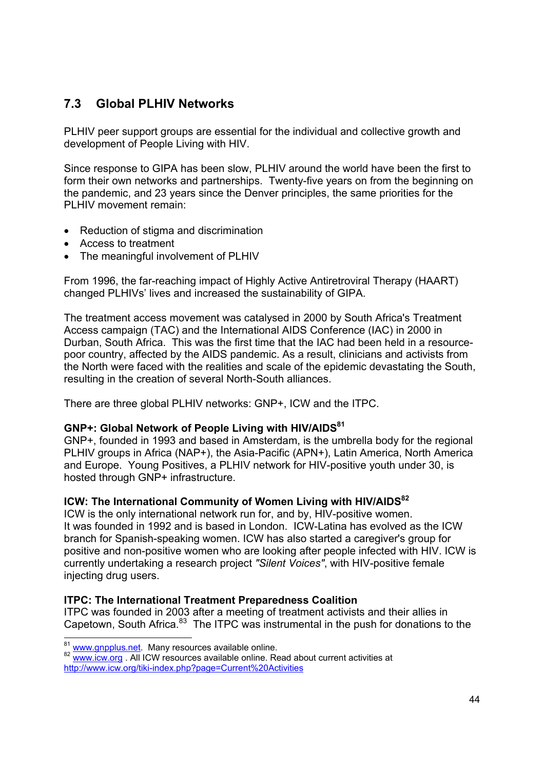## 7.3 Global PLHIV Networks

PLHIV peer support groups are essential for the individual and collective growth and development of People Living with HIV.

Since response to GIPA has been slow, PLHIV around the world have been the first to form their own networks and partnerships. Twenty-five years on from the beginning on the pandemic, and 23 years since the Denver principles, the same priorities for the PLHIV movement remain:

- Reduction of stigma and discrimination
- Access to treatment
- The meaningful involvement of PLHIV

From 1996, the far-reaching impact of Highly Active Antiretroviral Therapy (HAART) changed PLHIVs' lives and increased the sustainability of GIPA.

The treatment access movement was catalysed in 2000 by South Africa's Treatment Access campaign (TAC) and the International AIDS Conference (IAC) in 2000 in Durban, South Africa. This was the first time that the IAC had been held in a resource-poor country, affected by the AIDS pandemic. As a result, clinicians and activists from the North were faced with the realities and scale of the epidemic devastating the South, resulting in the creation of several North-South alliances.

There are three global PLHIV networks: GNP+, ICW and the ITPC.

**GNP+: Global Network of People Living with HIV/AIDS[81]**
GNP+, founded in 1993 and based in Amsterdam, is the umbrella body for the regional PLHIV groups in Africa (NAP+), the Asia-Pacific (APN+), Latin America, North America and Europe. Young Positives, a PLHIV network for HIV-positive youth under 30, is hosted through GNP+ infrastructure.

**ICW: The International Community of Women Living with HIV/AIDS[82]**
ICW is the only international network run for, and by, HIV-positive women. It was founded in 1992 and is based in London. ICW-Latina has evolved as the ICW branch for Spanish-speaking women. ICW has also started a caregiver's group for positive and non-positive women who are looking after people infected with HIV. ICW is currently undertaking a research project *"Silent Voices"*, with HIV-positive female injecting drug users.

**ITPC: The International Treatment Preparedness Coalition**
ITPC was founded in 2003 after a meeting of treatment activists and their allies in Capetown, South Africa.[83] The ITPC was instrumental in the push for donations to the

---

[81] www.gnpplus.net. Many resources available online.
[82] www.icw.org . All ICW resources available online. Read about current activities at http://www.icw.org/tiki-index.php?page=Current%20Activities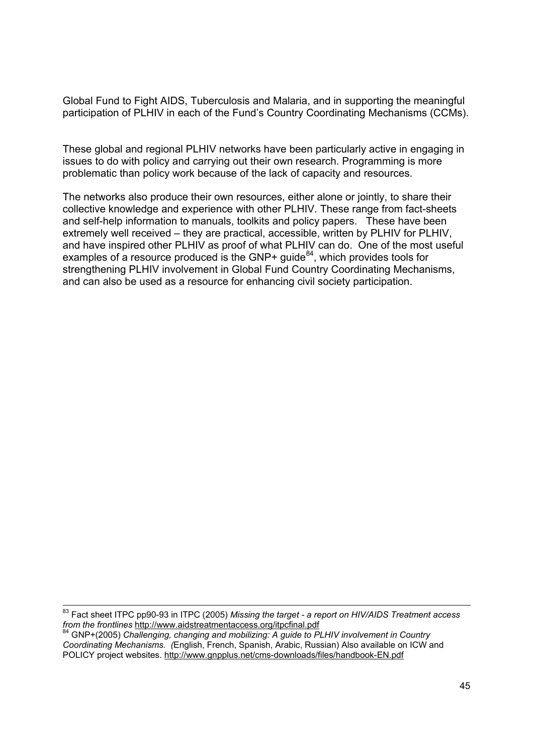Global Fund to Fight AIDS, Tuberculosis and Malaria, and in supporting the meaningful participation of PLHIV in each of the Fund's Country Coordinating Mechanisms (CCMs).

These global and regional PLHIV networks have been particularly active in engaging in issues to do with policy and carrying out their own research. Programming is more problematic than policy work because of the lack of capacity and resources.

The networks also produce their own resources, either alone or jointly, to share their collective knowledge and experience with other PLHIV. These range from fact-sheets and self-help information to manuals, toolkits and policy papers. These have been extremely well received – they are practical, accessible, written by PLHIV for PLHIV, and have inspired other PLHIV as proof of what PLHIV can do. One of the most useful examples of a resource produced is the GNP+ guide[84], which provides tools for strengthening PLHIV involvement in Global Fund Country Coordinating Mechanisms, and can also be used as a resource for enhancing civil society participation.

---

[83] Fact sheet ITPC pp90-93 in ITPC (2005) *Missing the target - a report on HIV/AIDS Treatment access from the frontlines* http://www.aidstreatmentaccess.org/itpcfinal.pdf

[84] GNP+(2005) *Challenging, changing and mobilizing: A guide to PLHIV involvement in Country Coordinating Mechanisms. (*English, French, Spanish, Arabic, Russian) Also available on ICW and POLICY project websites. http://www.gnpplus.net/cms-downloads/files/handbook-EN.pdf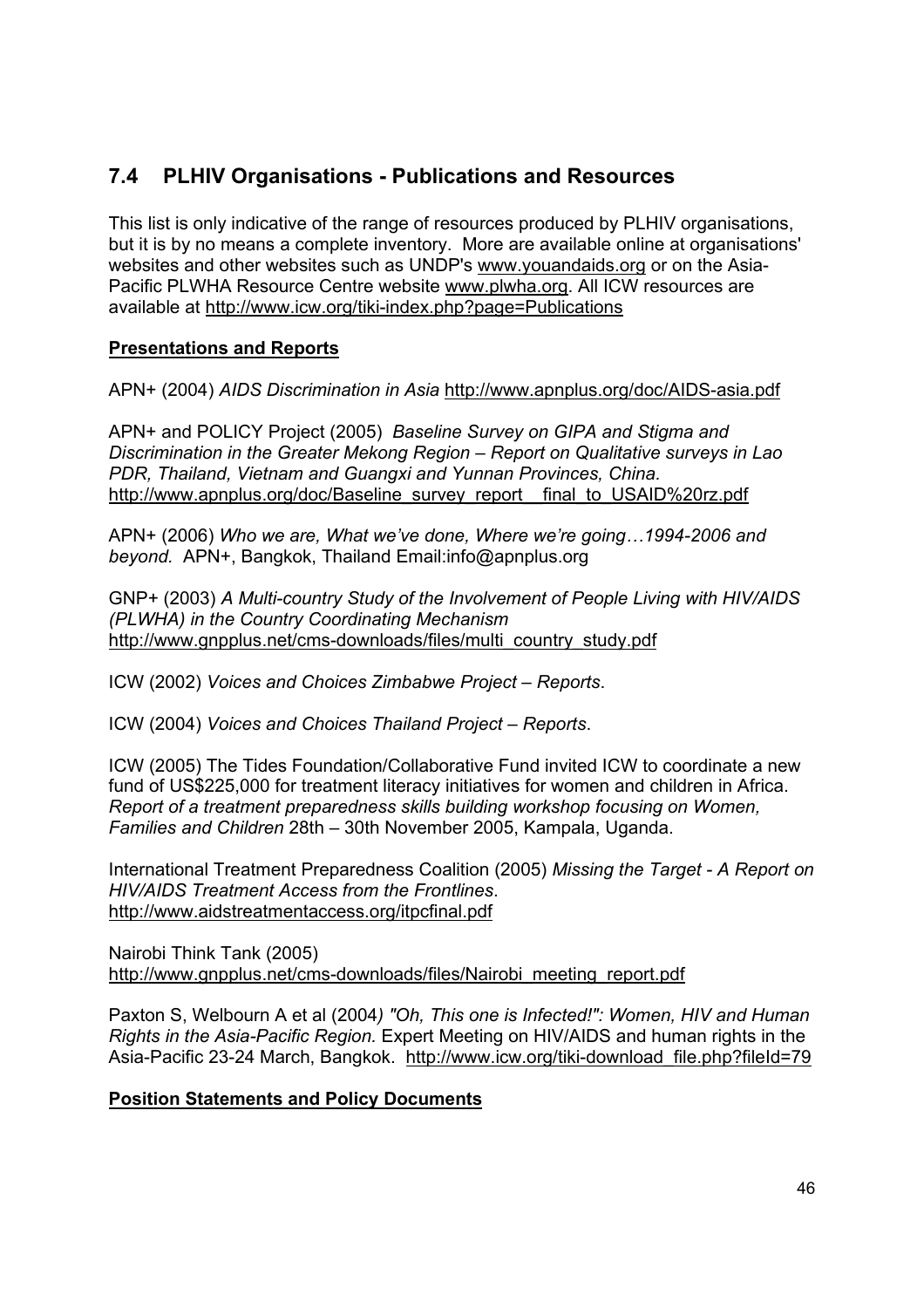## 7.4 PLHIV Organisations - Publications and Resources

This list is only indicative of the range of resources produced by PLHIV organisations, but it is by no means a complete inventory. More are available online at organisations' websites and other websites such as UNDP's www.youandaids.org or on the Asia-Pacific PLWHA Resource Centre website www.plwha.org. All ICW resources are available at http://www.icw.org/tiki-index.php?page=Publications

**Presentations and Reports**

APN+ (2004) *AIDS Discrimination in Asia* http://www.apnplus.org/doc/AIDS-asia.pdf

APN+ and POLICY Project (2005) *Baseline Survey on GIPA and Stigma and Discrimination in the Greater Mekong Region – Report on Qualitative surveys in Lao PDR, Thailand, Vietnam and Guangxi and Yunnan Provinces, China*. http://www.apnplus.org/doc/Baseline_survey_report__final_to_USAID%20rz.pdf

APN+ (2006) *Who we are, What we've done, Where we're going…1994-2006 and beyond.* APN+, Bangkok, Thailand Email:info@apnplus.org

GNP+ (2003) *A Multi-country Study of the Involvement of People Living with HIV/AIDS (PLWHA) in the Country Coordinating Mechanism* http://www.gnpplus.net/cms-downloads/files/multi_country_study.pdf

ICW (2002) *Voices and Choices Zimbabwe Project – Reports*.

ICW (2004) *Voices and Choices Thailand Project – Reports*.

ICW (2005) The Tides Foundation/Collaborative Fund invited ICW to coordinate a new fund of US$225,000 for treatment literacy initiatives for women and children in Africa. *Report of a treatment preparedness skills building workshop focusing on Women, Families and Children* 28th – 30th November 2005, Kampala, Uganda.

International Treatment Preparedness Coalition (2005) *Missing the Target - A Report on HIV/AIDS Treatment Access from the Frontlines*. http://www.aidstreatmentaccess.org/itpcfinal.pdf

Nairobi Think Tank (2005) http://www.gnpplus.net/cms-downloads/files/Nairobi_meeting_report.pdf

Paxton S, Welbourn A et al (2004*) "Oh, This one is Infected!": Women, HIV and Human Rights in the Asia-Pacific Region.* Expert Meeting on HIV/AIDS and human rights in the Asia-Pacific 23-24 March, Bangkok. http://www.icw.org/tiki-download_file.php?fileId=79

**Position Statements and Policy Documents**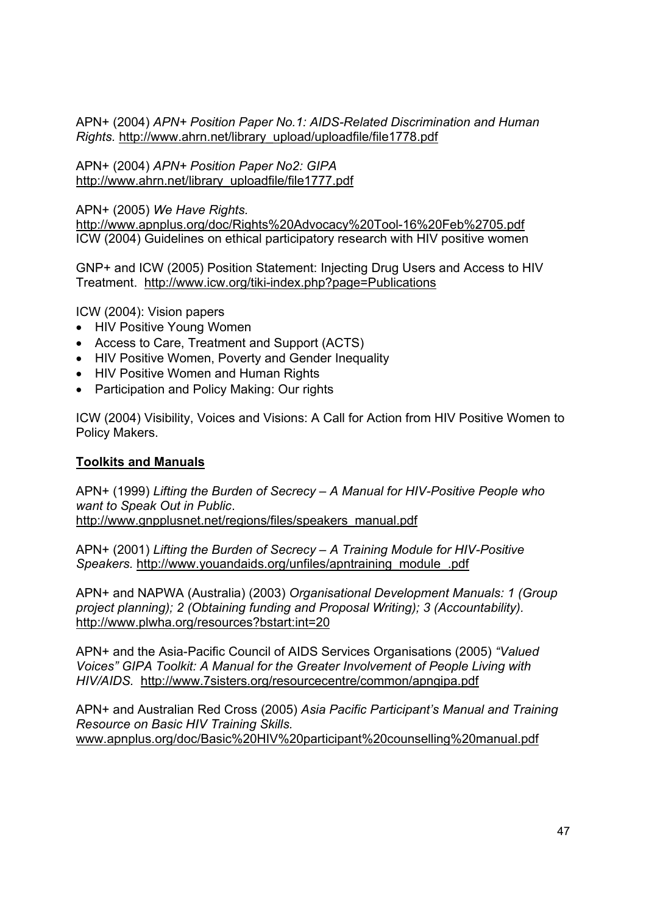APN+ (2004) *APN+ Position Paper No.1: AIDS-Related Discrimination and Human Rights.* http://www.ahrn.net/library_upload/uploadfile/file1778.pdf

APN+ (2004) *APN+ Position Paper No2: GIPA* http://www.ahrn.net/library_uploadfile/file1777.pdf

APN+ (2005) *We Have Rights.*
http://www.apnplus.org/doc/Rights%20Advocacy%20Tool-16%20Feb%2705.pdf
ICW (2004) Guidelines on ethical participatory research with HIV positive women

GNP+ and ICW (2005) Position Statement: Injecting Drug Users and Access to HIV Treatment. http://www.icw.org/tiki-index.php?page=Publications

ICW (2004): Vision papers

- HIV Positive Young Women
- Access to Care, Treatment and Support (ACTS)
- HIV Positive Women, Poverty and Gender Inequality
- HIV Positive Women and Human Rights
- Participation and Policy Making: Our rights

ICW (2004) Visibility, Voices and Visions: A Call for Action from HIV Positive Women to Policy Makers.

**Toolkits and Manuals**

APN+ (1999) *Lifting the Burden of Secrecy – A Manual for HIV-Positive People who want to Speak Out in Public*.
http://www.gnpplusnet.net/regions/files/speakers_manual.pdf

APN+ (2001) *Lifting the Burden of Secrecy – A Training Module for HIV-Positive Speakers.* http://www.youandaids.org/unfiles/apntraining_module_.pdf

APN+ and NAPWA (Australia) (2003) *Organisational Development Manuals: 1 (Group project planning); 2 (Obtaining funding and Proposal Writing); 3 (Accountability).* http://www.plwha.org/resources?bstart:int=20

APN+ and the Asia-Pacific Council of AIDS Services Organisations (2005) *"Valued Voices" GIPA Toolkit: A Manual for the Greater Involvement of People Living with HIV/AIDS.* http://www.7sisters.org/resourcecentre/common/apngipa.pdf

APN+ and Australian Red Cross (2005) *Asia Pacific Participant's Manual and Training Resource on Basic HIV Training Skills.*
www.apnplus.org/doc/Basic%20HIV%20participant%20counselling%20manual.pdf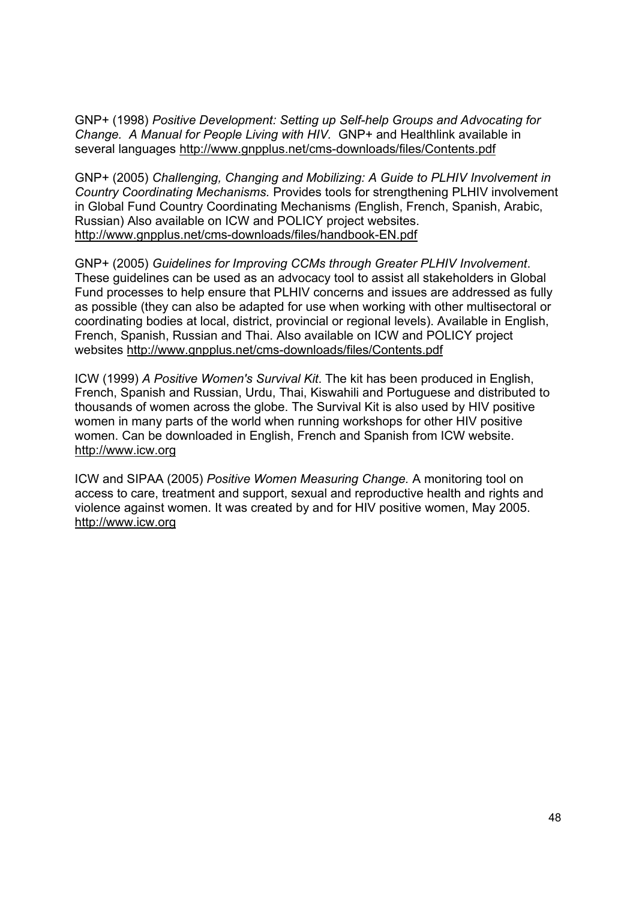GNP+ (1998) *Positive Development: Setting up Self-help Groups and Advocating for Change. A Manual for People Living with HIV.* GNP+ and Healthlink available in several languages http://www.gnpplus.net/cms-downloads/files/Contents.pdf

GNP+ (2005) *Challenging, Changing and Mobilizing: A Guide to PLHIV Involvement in Country Coordinating Mechanisms.* Provides tools for strengthening PLHIV involvement in Global Fund Country Coordinating Mechanisms (English, French, Spanish, Arabic, Russian) Also available on ICW and POLICY project websites. http://www.gnpplus.net/cms-downloads/files/handbook-EN.pdf

GNP+ (2005) *Guidelines for Improving CCMs through Greater PLHIV Involvement*. These guidelines can be used as an advocacy tool to assist all stakeholders in Global Fund processes to help ensure that PLHIV concerns and issues are addressed as fully as possible (they can also be adapted for use when working with other multisectoral or coordinating bodies at local, district, provincial or regional levels). Available in English, French, Spanish, Russian and Thai. Also available on ICW and POLICY project websites http://www.gnpplus.net/cms-downloads/files/Contents.pdf

ICW (1999) *A Positive Women's Survival Kit*. The kit has been produced in English, French, Spanish and Russian, Urdu, Thai, Kiswahili and Portuguese and distributed to thousands of women across the globe. The Survival Kit is also used by HIV positive women in many parts of the world when running workshops for other HIV positive women. Can be downloaded in English, French and Spanish from ICW website. http://www.icw.org

ICW and SIPAA (2005) *Positive Women Measuring Change.* A monitoring tool on access to care, treatment and support, sexual and reproductive health and rights and violence against women. It was created by and for HIV positive women, May 2005. http://www.icw.org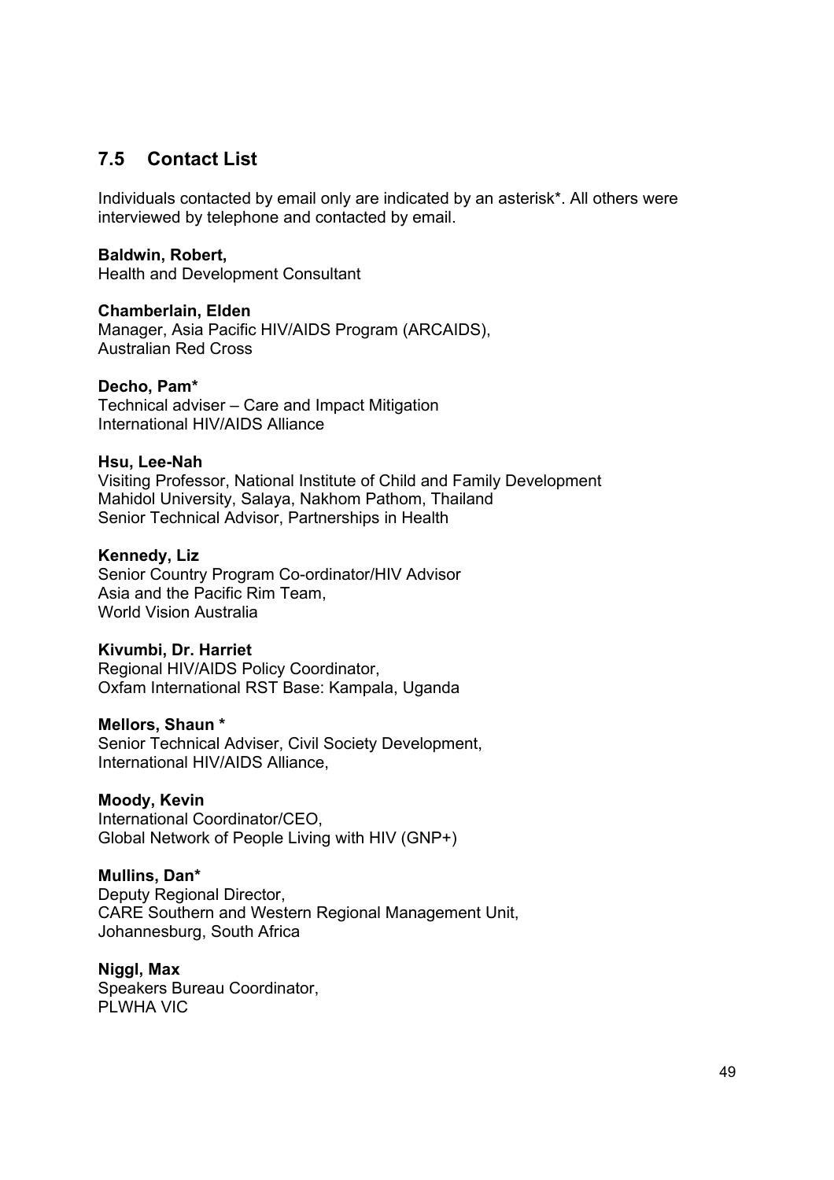## 7.5 Contact List

Individuals contacted by email only are indicated by an asterisk*. All others were interviewed by telephone and contacted by email.

**Baldwin, Robert,**
Health and Development Consultant

**Chamberlain, Elden**
Manager, Asia Pacific HIV/AIDS Program (ARCAIDS),
Australian Red Cross

**Decho, Pam***
Technical adviser – Care and Impact Mitigation
International HIV/AIDS Alliance

**Hsu, Lee-Nah**
Visiting Professor, National Institute of Child and Family Development
Mahidol University, Salaya, Nakhom Pathom, Thailand
Senior Technical Advisor, Partnerships in Health

**Kennedy, Liz**
Senior Country Program Co-ordinator/HIV Advisor
Asia and the Pacific Rim Team,
World Vision Australia

**Kivumbi, Dr. Harriet**
Regional HIV/AIDS Policy Coordinator,
Oxfam International RST Base: Kampala, Uganda

**Mellors, Shaun ***
Senior Technical Adviser, Civil Society Development,
International HIV/AIDS Alliance,

**Moody, Kevin**
International Coordinator/CEO,
Global Network of People Living with HIV (GNP+)

**Mullins, Dan***
Deputy Regional Director,
CARE Southern and Western Regional Management Unit,
Johannesburg, South Africa

**Niggl, Max**
Speakers Bureau Coordinator,
PLWHA VIC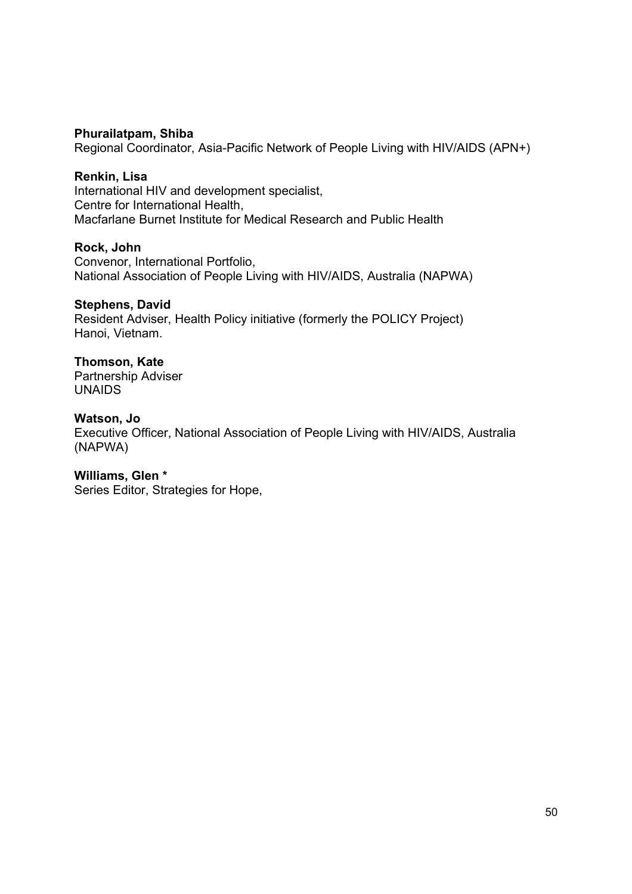**Phurailatpam, Shiba**
Regional Coordinator, Asia-Pacific Network of People Living with HIV/AIDS (APN+)

**Renkin, Lisa**
International HIV and development specialist,
Centre for International Health,
Macfarlane Burnet Institute for Medical Research and Public Health

**Rock, John**
Convenor, International Portfolio,
National Association of People Living with HIV/AIDS, Australia (NAPWA)

**Stephens, David**
Resident Adviser, Health Policy initiative (formerly the POLICY Project)
Hanoi, Vietnam.

**Thomson, Kate**
Partnership Adviser
UNAIDS

**Watson, Jo**
Executive Officer, National Association of People Living with HIV/AIDS, Australia (NAPWA)

**Williams, Glen ***
Series Editor, Strategies for Hope,